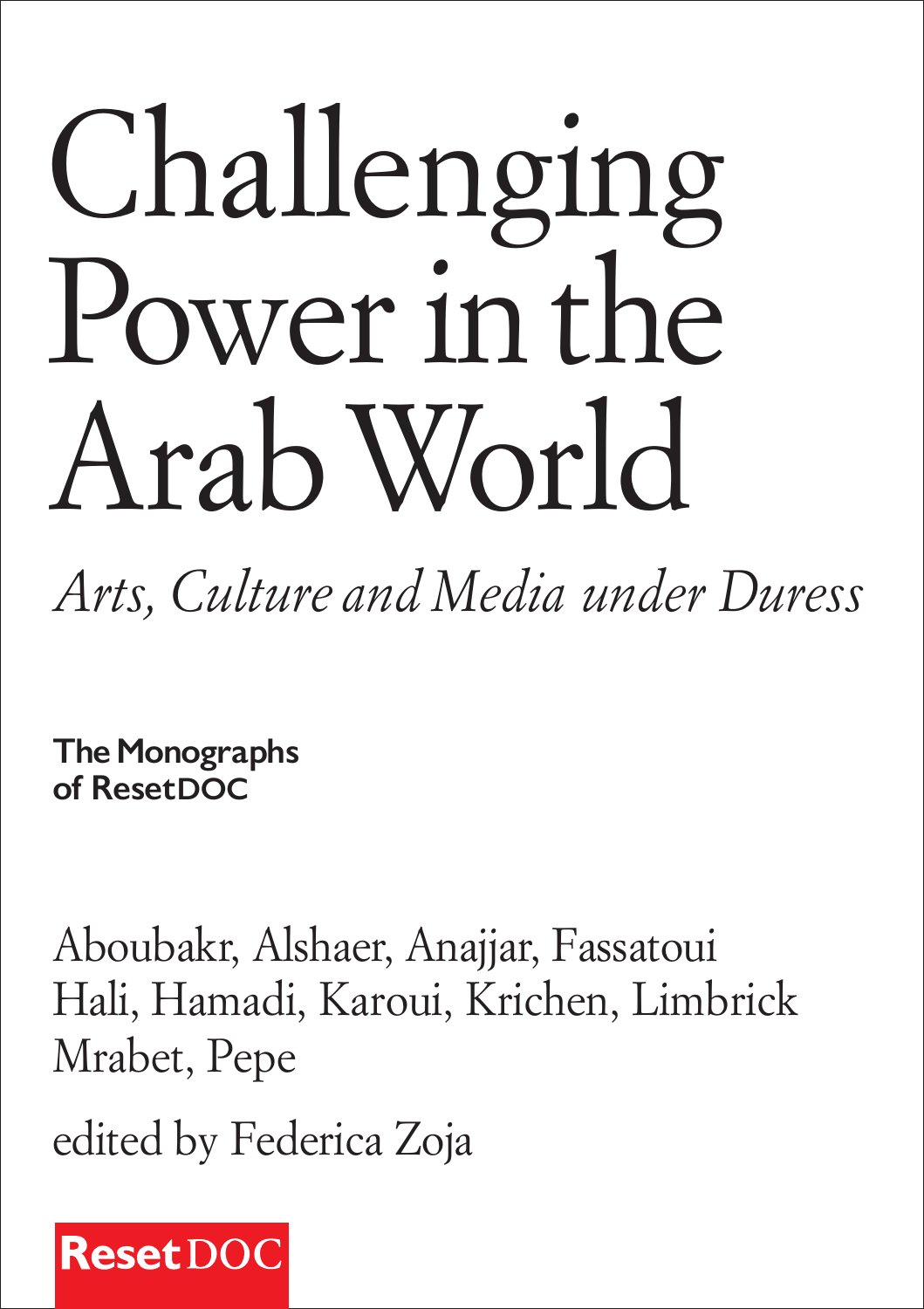# Challenging Power in the Arab World

*Arts, Culture and Media under Duress*

**The Monographs of ResetDOC**

Aboubakr, Alshaer, Anajjar, Fassatoui
Hali, Hamadi, Karoui, Krichen, Limbrick
Mrabet, Pepe

edited by Federica Zoja

**Reset**DOC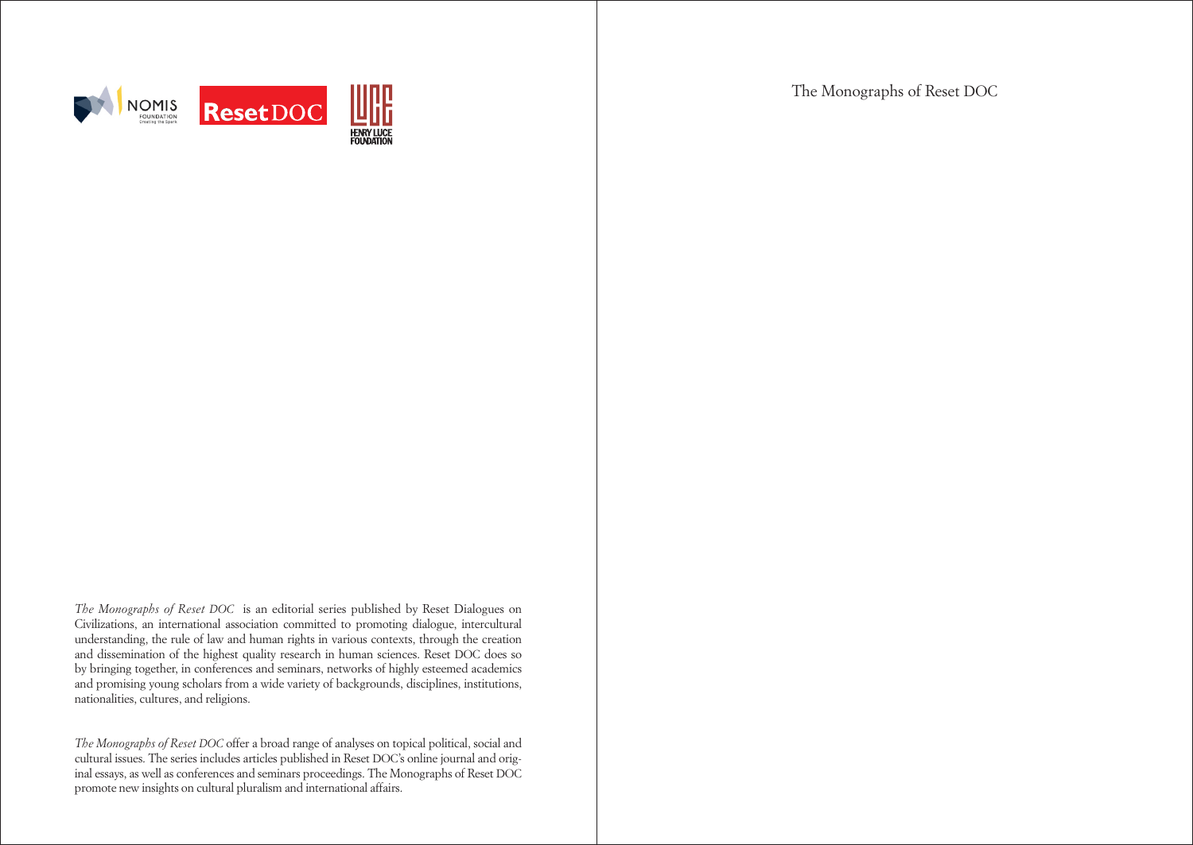*The Monographs of Reset DOC* is an editorial series published by Reset Dialogues on Civilizations, an international association committed to promoting dialogue, intercultural understanding, the rule of law and human rights in various contexts, through the creation and dissemination of the highest quality research in human sciences. Reset DOC does so by bringing together, in conferences and seminars, networks of highly esteemed academics and promising young scholars from a wide variety of backgrounds, disciplines, institutions, nationalities, cultures, and religions.

*The Monographs of Reset DOC* offer a broad range of analyses on topical political, social and cultural issues. The series includes articles published in Reset DOC's online journal and original essays, as well as conferences and seminars proceedings. The Monographs of Reset DOC promote new insights on cultural pluralism and international affairs.

The Monographs of Reset DOC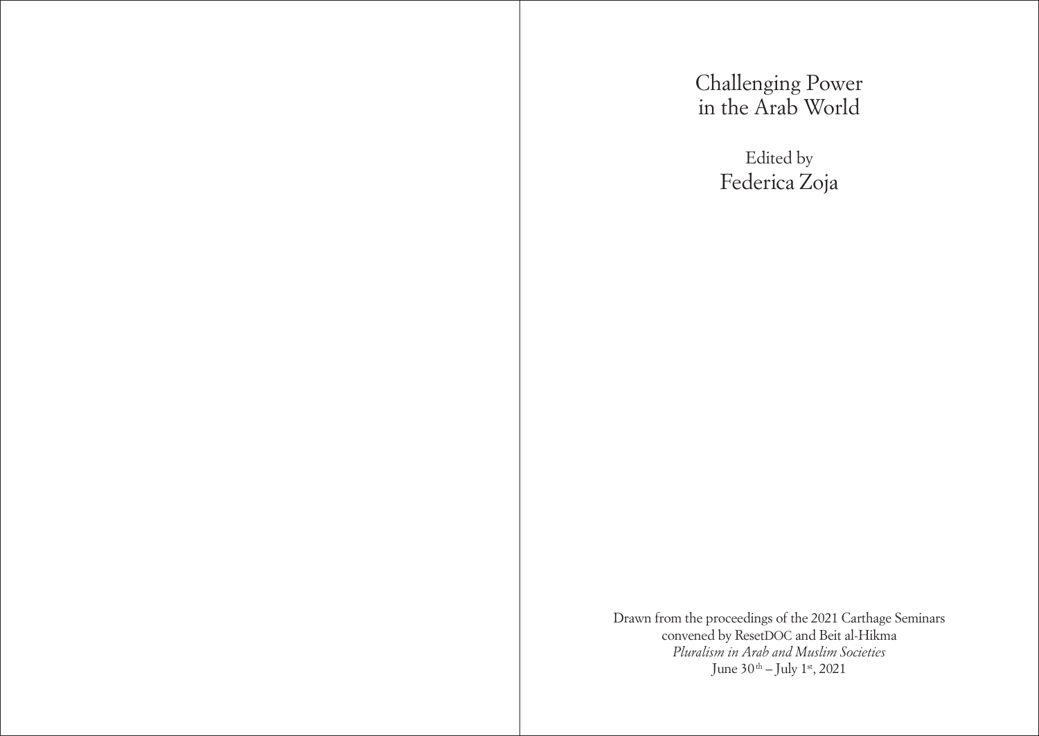# Challenging Power in the Arab World

Edited by
Federica Zoja

Drawn from the proceedings of the 2021 Carthage Seminars
convened by ResetDOC and Beit al-Hikma
*Pluralism in Arab and Muslim Societies*
June 30th – July 1st, 2021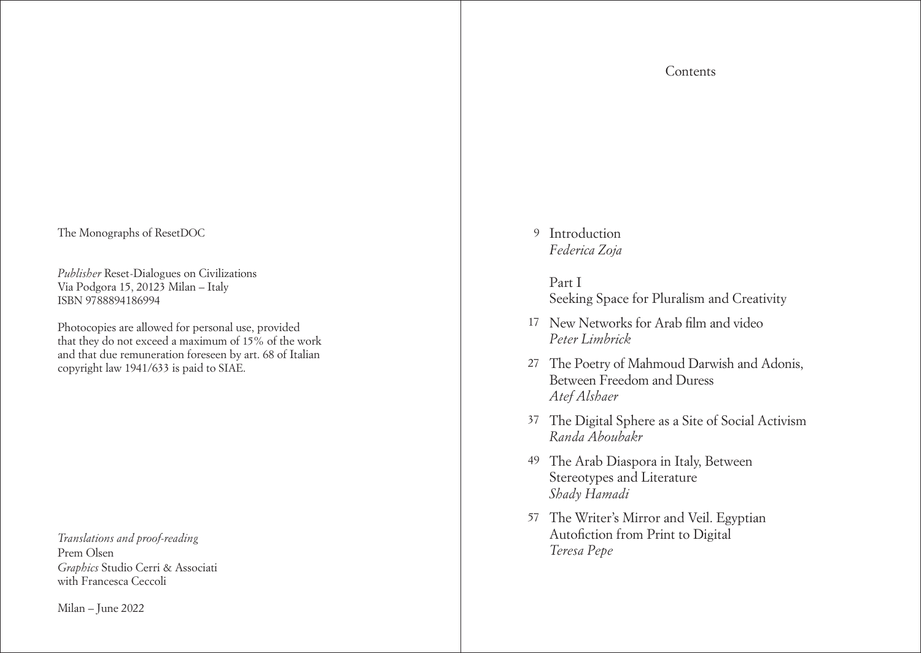The Monographs of ResetDOC

*Publisher* Reset-Dialogues on Civilizations
Via Podgora 15, 20123 Milan – Italy
ISBN 9788894186994

Photocopies are allowed for personal use, provided that they do not exceed a maximum of 15% of the work and that due remuneration foreseen by art. 68 of Italian copyright law 1941/633 is paid to SIAE.

*Translations and proof-reading*
Prem Olsen
*Graphics* Studio Cerri & Associati
with Francesca Ceccoli

Milan – June 2022

# Contents

9 Introduction
*Federica Zoja*

## Part I
## Seeking Space for Pluralism and Creativity

17 New Networks for Arab film and video
*Peter Limbrick*

27 The Poetry of Mahmoud Darwish and Adonis, Between Freedom and Duress
*Atef Alshaer*

37 The Digital Sphere as a Site of Social Activism
*Randa Aboubakr*

49 The Arab Diaspora in Italy, Between Stereotypes and Literature
*Shady Hamadi*

57 The Writer's Mirror and Veil. Egyptian Autofiction from Print to Digital
*Teresa Pepe*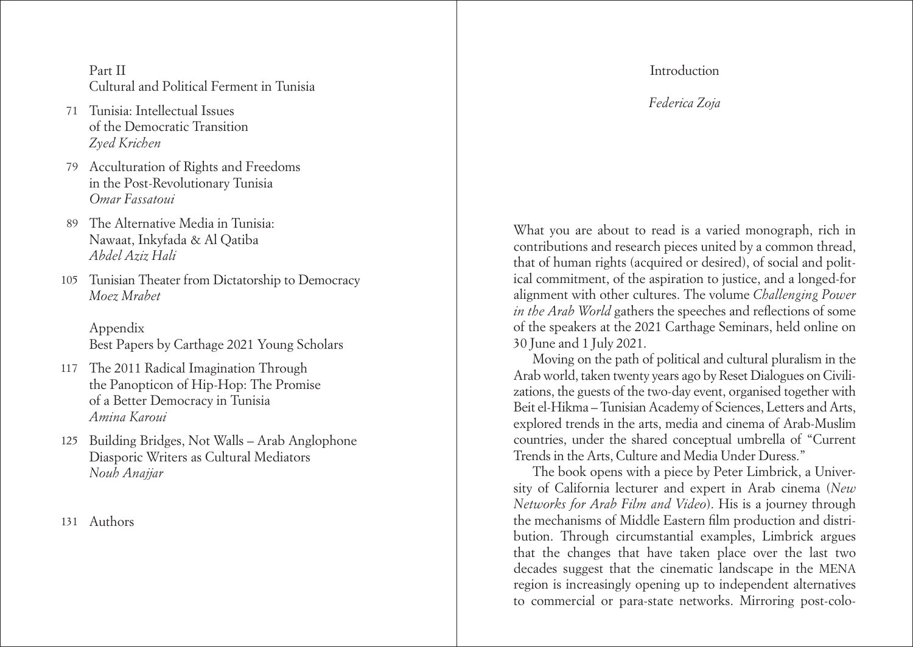Part II
Cultural and Political Ferment in Tunisia

71 Tunisia: Intellectual Issues of the Democratic Transition
*Zyed Krichen*

79 Acculturation of Rights and Freedoms in the Post-Revolutionary Tunisia
*Omar Fassatoui*

89 The Alternative Media in Tunisia: Nawaat, Inkyfada & Al Qatiba
*Abdel Aziz Hali*

105 Tunisian Theater from Dictatorship to Democracy
*Moez Mrabet*

Appendix
Best Papers by Carthage 2021 Young Scholars

117 The 2011 Radical Imagination Through the Panopticon of Hip-Hop: The Promise of a Better Democracy in Tunisia
*Amina Karoui*

125 Building Bridges, Not Walls – Arab Anglophone Diasporic Writers as Cultural Mediators
*Nouh Anajjar*

131 Authors

# Introduction

*Federica Zoja*

What you are about to read is a varied monograph, rich in contributions and research pieces united by a common thread, that of human rights (acquired or desired), of social and political commitment, of the aspiration to justice, and a longed-for alignment with other cultures. The volume *Challenging Power in the Arab World* gathers the speeches and reflections of some of the speakers at the 2021 Carthage Seminars, held online on 30 June and 1 July 2021.

Moving on the path of political and cultural pluralism in the Arab world, taken twenty years ago by Reset Dialogues on Civilizations, the guests of the two-day event, organised together with Beit el-Hikma – Tunisian Academy of Sciences, Letters and Arts, explored trends in the arts, media and cinema of Arab-Muslim countries, under the shared conceptual umbrella of "Current Trends in the Arts, Culture and Media Under Duress."

The book opens with a piece by Peter Limbrick, a University of California lecturer and expert in Arab cinema (*New Networks for Arab Film and Video*). His is a journey through the mechanisms of Middle Eastern film production and distribution. Through circumstantial examples, Limbrick argues that the changes that have taken place over the last two decades suggest that the cinematic landscape in the MENA region is increasingly opening up to independent alternatives to commercial or para-state networks. Mirroring post-colo-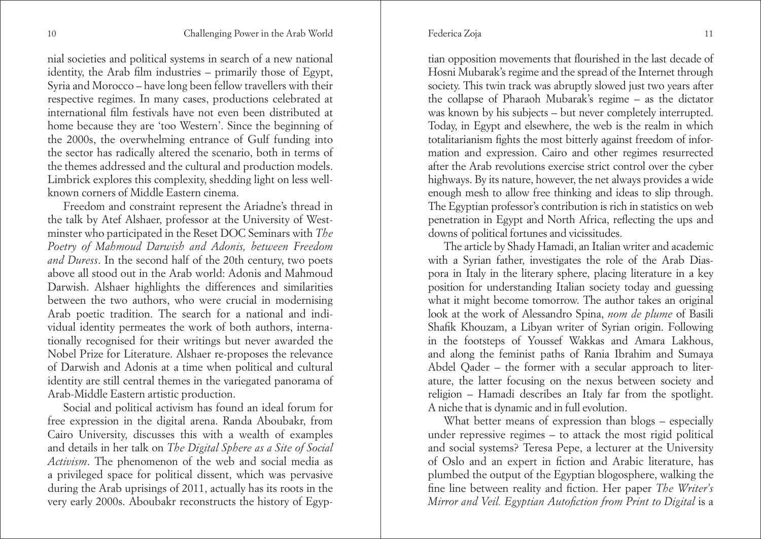nial societies and political systems in search of a new national identity, the Arab film industries – primarily those of Egypt, Syria and Morocco – have long been fellow travellers with their respective regimes. In many cases, productions celebrated at international film festivals have not even been distributed at home because they are 'too Western'. Since the beginning of the 2000s, the overwhelming entrance of Gulf funding into the sector has radically altered the scenario, both in terms of the themes addressed and the cultural and production models. Limbrick explores this complexity, shedding light on less well-known corners of Middle Eastern cinema.

Freedom and constraint represent the Ariadne's thread in the talk by Atef Alshaer, professor at the University of Westminster who participated in the Reset DOC Seminars with *The Poetry of Mahmoud Darwish and Adonis, between Freedom and Duress*. In the second half of the 20th century, two poets above all stood out in the Arab world: Adonis and Mahmoud Darwish. Alshaer highlights the differences and similarities between the two authors, who were crucial in modernising Arab poetic tradition. The search for a national and individual identity permeates the work of both authors, internationally recognised for their writings but never awarded the Nobel Prize for Literature. Alshaer re-proposes the relevance of Darwish and Adonis at a time when political and cultural identity are still central themes in the variegated panorama of Arab-Middle Eastern artistic production.

Social and political activism has found an ideal forum for free expression in the digital arena. Randa Aboubakr, from Cairo University, discusses this with a wealth of examples and details in her talk on *The Digital Sphere as a Site of Social Activism*. The phenomenon of the web and social media as a privileged space for political dissent, which was pervasive during the Arab uprisings of 2011, actually has its roots in the very early 2000s. Aboubakr reconstructs the history of Egyptian opposition movements that flourished in the last decade of Hosni Mubarak's regime and the spread of the Internet through society. This twin track was abruptly slowed just two years after the collapse of Pharaoh Mubarak's regime – as the dictator was known by his subjects – but never completely interrupted. Today, in Egypt and elsewhere, the web is the realm in which totalitarianism fights the most bitterly against freedom of information and expression. Cairo and other regimes resurrected after the Arab revolutions exercise strict control over the cyber highways. By its nature, however, the net always provides a wide enough mesh to allow free thinking and ideas to slip through. The Egyptian professor's contribution is rich in statistics on web penetration in Egypt and North Africa, reflecting the ups and downs of political fortunes and vicissitudes.

The article by Shady Hamadi, an Italian writer and academic with a Syrian father, investigates the role of the Arab Diaspora in Italy in the literary sphere, placing literature in a key position for understanding Italian society today and guessing what it might become tomorrow. The author takes an original look at the work of Alessandro Spina, *nom de plume* of Basili Shafik Khouzam, a Libyan writer of Syrian origin. Following in the footsteps of Youssef Wakkas and Amara Lakhous, and along the feminist paths of Rania Ibrahim and Sumaya Abdel Qader – the former with a secular approach to literature, the latter focusing on the nexus between society and religion – Hamadi describes an Italy far from the spotlight. A niche that is dynamic and in full evolution.

What better means of expression than blogs – especially under repressive regimes – to attack the most rigid political and social systems? Teresa Pepe, a lecturer at the University of Oslo and an expert in fiction and Arabic literature, has plumbed the output of the Egyptian blogosphere, walking the fine line between reality and fiction. Her paper *The Writer's Mirror and Veil. Egyptian Autofiction from Print to Digital* is a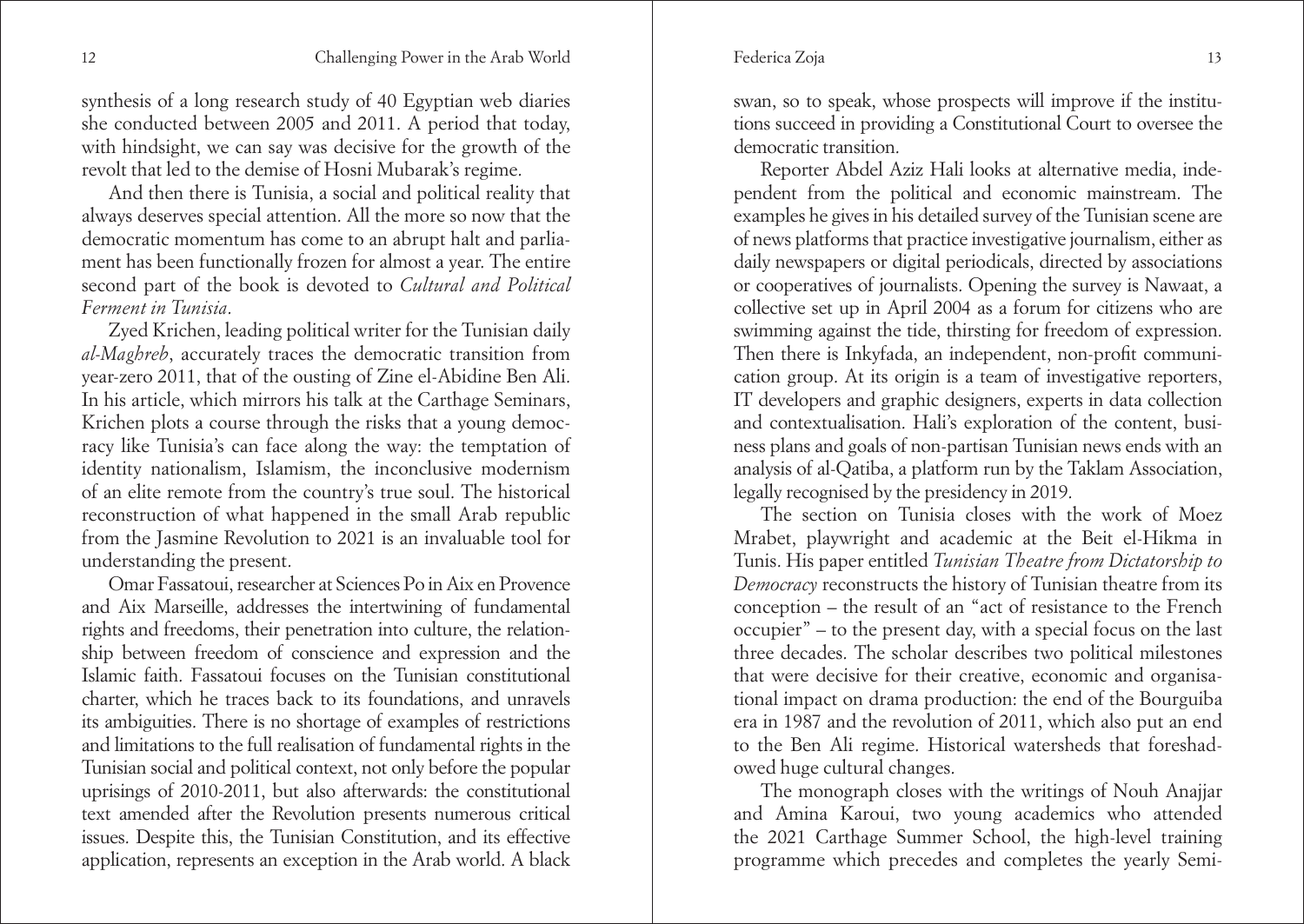synthesis of a long research study of 40 Egyptian web diaries she conducted between 2005 and 2011. A period that today, with hindsight, we can say was decisive for the growth of the revolt that led to the demise of Hosni Mubarak's regime.

And then there is Tunisia, a social and political reality that always deserves special attention. All the more so now that the democratic momentum has come to an abrupt halt and parliament has been functionally frozen for almost a year. The entire second part of the book is devoted to *Cultural and Political Ferment in Tunisia*.

Zyed Krichen, leading political writer for the Tunisian daily *al-Maghreb*, accurately traces the democratic transition from year-zero 2011, that of the ousting of Zine el-Abidine Ben Ali. In his article, which mirrors his talk at the Carthage Seminars, Krichen plots a course through the risks that a young democracy like Tunisia's can face along the way: the temptation of identity nationalism, Islamism, the inconclusive modernism of an elite remote from the country's true soul. The historical reconstruction of what happened in the small Arab republic from the Jasmine Revolution to 2021 is an invaluable tool for understanding the present.

Omar Fassatoui, researcher at Sciences Po in Aix en Provence and Aix Marseille, addresses the intertwining of fundamental rights and freedoms, their penetration into culture, the relationship between freedom of conscience and expression and the Islamic faith. Fassatoui focuses on the Tunisian constitutional charter, which he traces back to its foundations, and unravels its ambiguities. There is no shortage of examples of restrictions and limitations to the full realisation of fundamental rights in the Tunisian social and political context, not only before the popular uprisings of 2010-2011, but also afterwards: the constitutional text amended after the Revolution presents numerous critical issues. Despite this, the Tunisian Constitution, and its effective application, represents an exception in the Arab world. A black swan, so to speak, whose prospects will improve if the institutions succeed in providing a Constitutional Court to oversee the democratic transition.

Reporter Abdel Aziz Hali looks at alternative media, independent from the political and economic mainstream. The examples he gives in his detailed survey of the Tunisian scene are of news platforms that practice investigative journalism, either as daily newspapers or digital periodicals, directed by associations or cooperatives of journalists. Opening the survey is Nawaat, a collective set up in April 2004 as a forum for citizens who are swimming against the tide, thirsting for freedom of expression. Then there is Inkyfada, an independent, non-profit communication group. At its origin is a team of investigative reporters, IT developers and graphic designers, experts in data collection and contextualisation. Hali's exploration of the content, business plans and goals of non-partisan Tunisian news ends with an analysis of al-Qatiba, a platform run by the Taklam Association, legally recognised by the presidency in 2019.

The section on Tunisia closes with the work of Moez Mrabet, playwright and academic at the Beit el-Hikma in Tunis. His paper entitled *Tunisian Theatre from Dictatorship to Democracy* reconstructs the history of Tunisian theatre from its conception – the result of an "act of resistance to the French occupier" – to the present day, with a special focus on the last three decades. The scholar describes two political milestones that were decisive for their creative, economic and organisational impact on drama production: the end of the Bourguiba era in 1987 and the revolution of 2011, which also put an end to the Ben Ali regime. Historical watersheds that foreshadowed huge cultural changes.

The monograph closes with the writings of Nouh Anajjar and Amina Karoui, two young academics who attended the 2021 Carthage Summer School, the high-level training programme which precedes and completes the yearly Semi-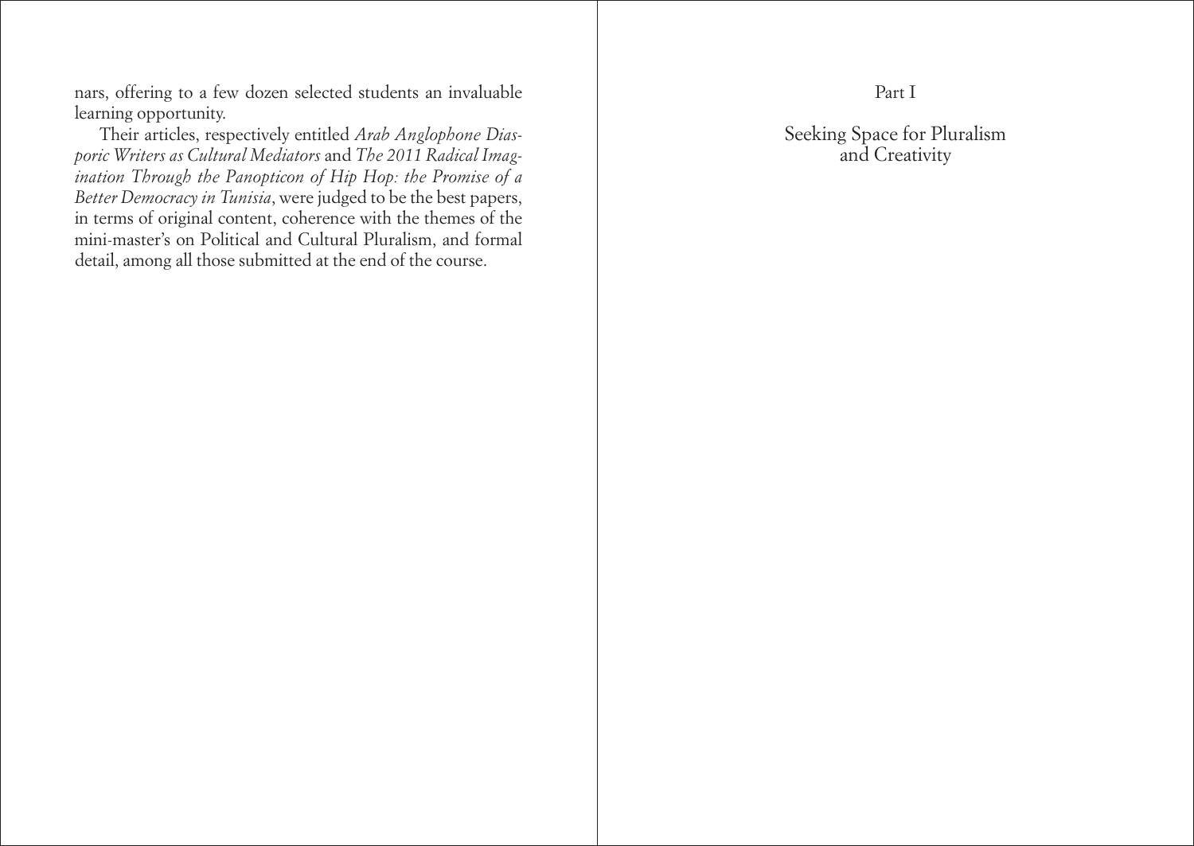nars, offering to a few dozen selected students an invaluable learning opportunity.

Their articles, respectively entitled *Arab Anglophone Diasporic Writers as Cultural Mediators* and *The 2011 Radical Imagination Through the Panopticon of Hip Hop: the Promise of a Better Democracy in Tunisia*, were judged to be the best papers, in terms of original content, coherence with the themes of the mini-master's on Political and Cultural Pluralism, and formal detail, among all those submitted at the end of the course.

# Part I

# Seeking Space for Pluralism and Creativity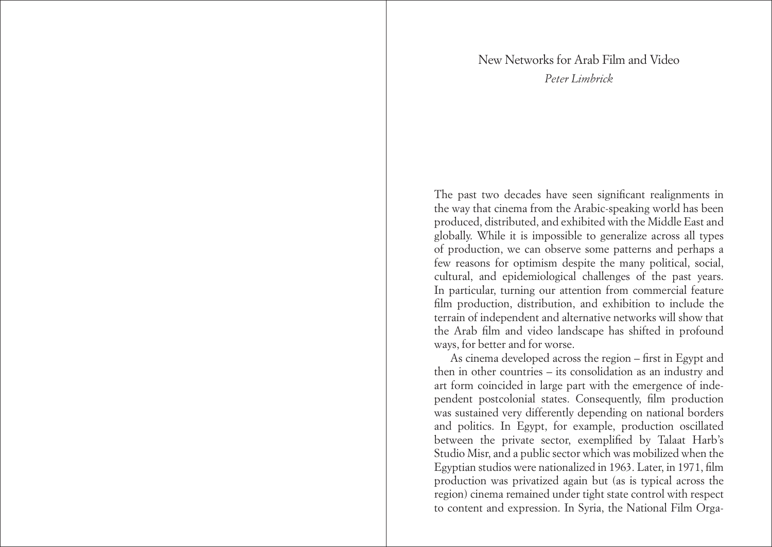# New Networks for Arab Film and Video

*Peter Limbrick*

The past two decades have seen significant realignments in the way that cinema from the Arabic-speaking world has been produced, distributed, and exhibited with the Middle East and globally. While it is impossible to generalize across all types of production, we can observe some patterns and perhaps a few reasons for optimism despite the many political, social, cultural, and epidemiological challenges of the past years. In particular, turning our attention from commercial feature film production, distribution, and exhibition to include the terrain of independent and alternative networks will show that the Arab film and video landscape has shifted in profound ways, for better and for worse.

As cinema developed across the region – first in Egypt and then in other countries – its consolidation as an industry and art form coincided in large part with the emergence of independent postcolonial states. Consequently, film production was sustained very differently depending on national borders and politics. In Egypt, for example, production oscillated between the private sector, exemplified by Talaat Harb's Studio Misr, and a public sector which was mobilized when the Egyptian studios were nationalized in 1963. Later, in 1971, film production was privatized again but (as is typical across the region) cinema remained under tight state control with respect to content and expression. In Syria, the National Film Orga-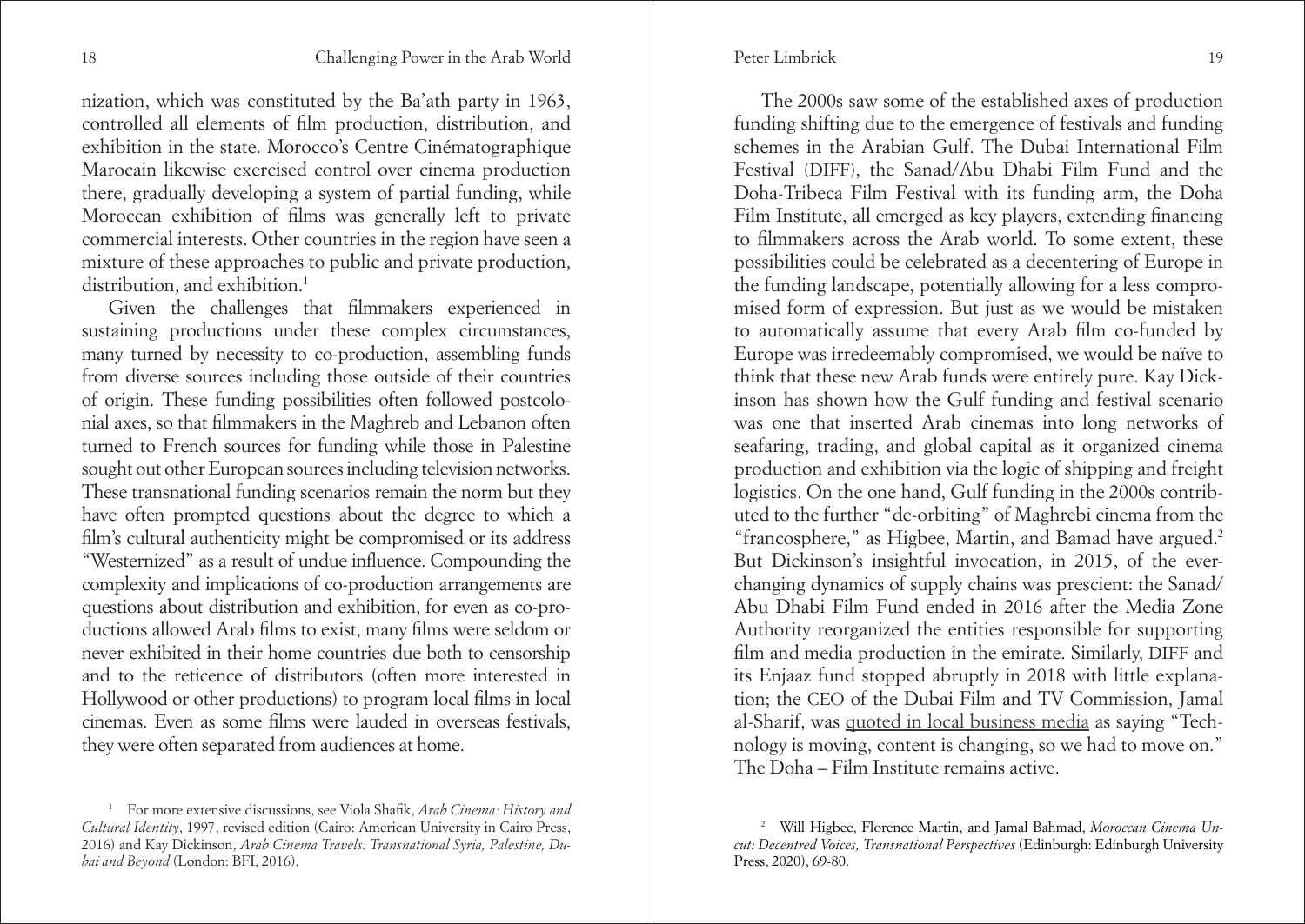nization, which was constituted by the Ba'ath party in 1963, controlled all elements of film production, distribution, and exhibition in the state. Morocco's Centre Cinématographique Marocain likewise exercised control over cinema production there, gradually developing a system of partial funding, while Moroccan exhibition of films was generally left to private commercial interests. Other countries in the region have seen a mixture of these approaches to public and private production, distribution, and exhibition.[1]

Given the challenges that filmmakers experienced in sustaining productions under these complex circumstances, many turned by necessity to co-production, assembling funds from diverse sources including those outside of their countries of origin. These funding possibilities often followed postcolonial axes, so that filmmakers in the Maghreb and Lebanon often turned to French sources for funding while those in Palestine sought out other European sources including television networks. These transnational funding scenarios remain the norm but they have often prompted questions about the degree to which a film's cultural authenticity might be compromised or its address "Westernized" as a result of undue influence. Compounding the complexity and implications of co-production arrangements are questions about distribution and exhibition, for even as co-productions allowed Arab films to exist, many films were seldom or never exhibited in their home countries due both to censorship and to the reticence of distributors (often more interested in Hollywood or other productions) to program local films in local cinemas. Even as some films were lauded in overseas festivals, they were often separated from audiences at home.

[1] For more extensive discussions, see Viola Shafik, *Arab Cinema: History and Cultural Identity*, 1997, revised edition (Cairo: American University in Cairo Press, 2016) and Kay Dickinson, *Arab Cinema Travels: Transnational Syria, Palestine, Dubai and Beyond* (London: BFI, 2016).

The 2000s saw some of the established axes of production funding shifting due to the emergence of festivals and funding schemes in the Arabian Gulf. The Dubai International Film Festival (DIFF), the Sanad/Abu Dhabi Film Fund and the Doha-Tribeca Film Festival with its funding arm, the Doha Film Institute, all emerged as key players, extending financing to filmmakers across the Arab world. To some extent, these possibilities could be celebrated as a decentering of Europe in the funding landscape, potentially allowing for a less compromised form of expression. But just as we would be mistaken to automatically assume that every Arab film co-funded by Europe was irredeemably compromised, we would be naïve to think that these new Arab funds were entirely pure. Kay Dickinson has shown how the Gulf funding and festival scenario was one that inserted Arab cinemas into long networks of seafaring, trading, and global capital as it organized cinema production and exhibition via the logic of shipping and freight logistics. On the one hand, Gulf funding in the 2000s contributed to the further "de-orbiting" of Maghrebi cinema from the "francosphere," as Higbee, Martin, and Bamad have argued.[2] But Dickinson's insightful invocation, in 2015, of the ever-changing dynamics of supply chains was prescient: the Sanad/Abu Dhabi Film Fund ended in 2016 after the Media Zone Authority reorganized the entities responsible for supporting film and media production in the emirate. Similarly, DIFF and its Enjaaz fund stopped abruptly in 2018 with little explanation; the CEO of the Dubai Film and TV Commission, Jamal al-Sharif, was quoted in local business media as saying "Technology is moving, content is changing, so we had to move on." The Doha – Film Institute remains active.

[2] Will Higbee, Florence Martin, and Jamal Bahmad, *Moroccan Cinema Uncut: Decentred Voices, Transnational Perspectives* (Edinburgh: Edinburgh University Press, 2020), 69-80.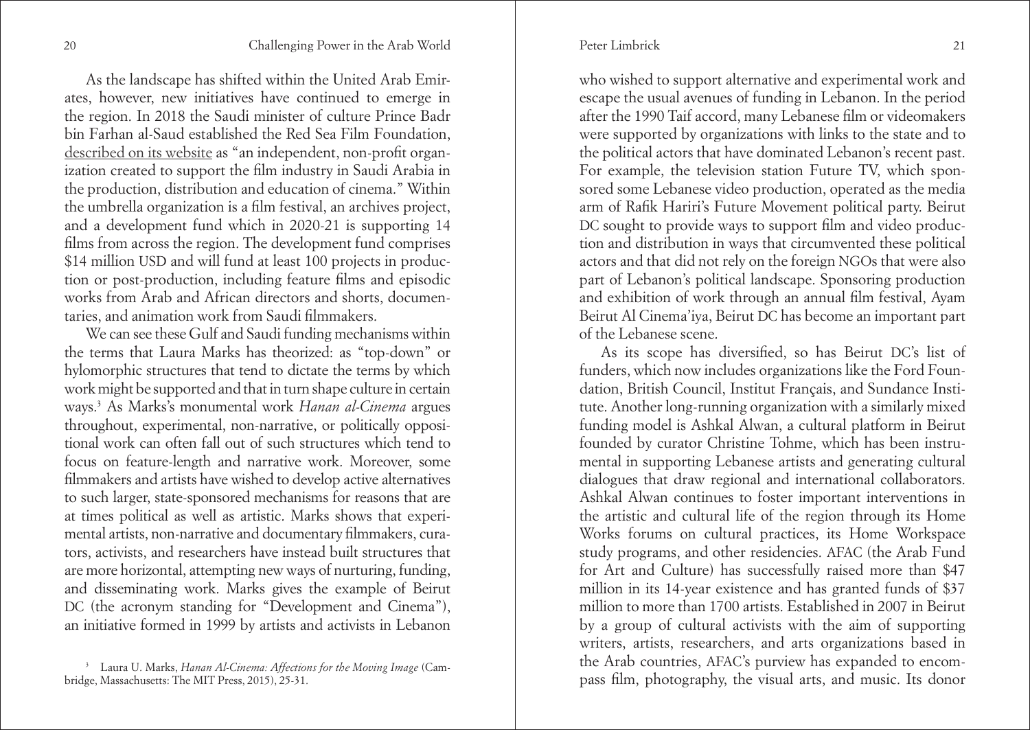As the landscape has shifted within the United Arab Emirates, however, new initiatives have continued to emerge in the region. In 2018 the Saudi minister of culture Prince Badr bin Farhan al-Saud established the Red Sea Film Foundation, described on its website as "an independent, non-profit organization created to support the film industry in Saudi Arabia in the production, distribution and education of cinema." Within the umbrella organization is a film festival, an archives project, and a development fund which in 2020-21 is supporting 14 films from across the region. The development fund comprises $14 million USD and will fund at least 100 projects in production or post-production, including feature films and episodic works from Arab and African directors and shorts, documentaries, and animation work from Saudi filmmakers.

We can see these Gulf and Saudi funding mechanisms within the terms that Laura Marks has theorized: as "top-down" or hylomorphic structures that tend to dictate the terms by which work might be supported and that in turn shape culture in certain ways.[3] As Marks's monumental work *Hanan al-Cinema* argues throughout, experimental, non-narrative, or politically oppositional work can often fall out of such structures which tend to focus on feature-length and narrative work. Moreover, some filmmakers and artists have wished to develop active alternatives to such larger, state-sponsored mechanisms for reasons that are at times political as well as artistic. Marks shows that experimental artists, non-narrative and documentary filmmakers, curators, activists, and researchers have instead built structures that are more horizontal, attempting new ways of nurturing, funding, and disseminating work. Marks gives the example of Beirut DC (the acronym standing for "Development and Cinema"), an initiative formed in 1999 by artists and activists in Lebanon who wished to support alternative and experimental work and escape the usual avenues of funding in Lebanon. In the period after the 1990 Taif accord, many Lebanese film or videomakers were supported by organizations with links to the state and to the political actors that have dominated Lebanon's recent past. For example, the television station Future TV, which sponsored some Lebanese video production, operated as the media arm of Rafik Hariri's Future Movement political party. Beirut DC sought to provide ways to support film and video production and distribution in ways that circumvented these political actors and that did not rely on the foreign NGOs that were also part of Lebanon's political landscape. Sponsoring production and exhibition of work through an annual film festival, Ayam Beirut Al Cinema'iya, Beirut DC has become an important part of the Lebanese scene.

As its scope has diversified, so has Beirut DC's list of funders, which now includes organizations like the Ford Foundation, British Council, Institut Français, and Sundance Institute. Another long-running organization with a similarly mixed funding model is Ashkal Alwan, a cultural platform in Beirut founded by curator Christine Tohme, which has been instrumental in supporting Lebanese artists and generating cultural dialogues that draw regional and international collaborators. Ashkal Alwan continues to foster important interventions in the artistic and cultural life of the region through its Home Works forums on cultural practices, its Home Workspace study programs, and other residencies. AFAC (the Arab Fund for Art and Culture) has successfully raised more than $47 million in its 14-year existence and has granted funds of $37 million to more than 1700 artists. Established in 2007 in Beirut by a group of cultural activists with the aim of supporting writers, artists, researchers, and arts organizations based in the Arab countries, AFAC's purview has expanded to encompass film, photography, the visual arts, and music. Its donor

[3] Laura U. Marks, *Hanan Al-Cinema: Affections for the Moving Image* (Cambridge, Massachusetts: The MIT Press, 2015), 25-31.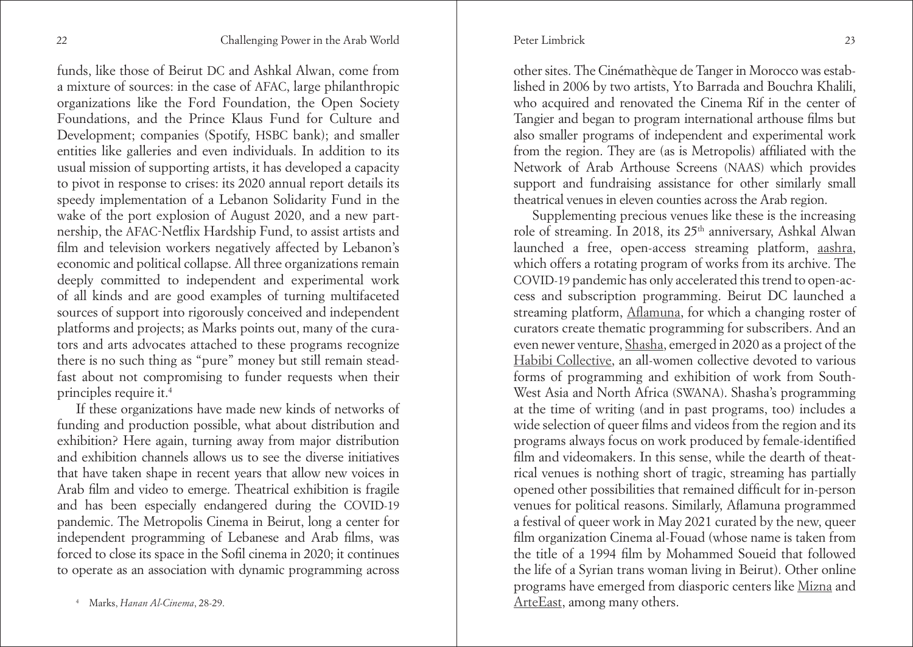funds, like those of Beirut DC and Ashkal Alwan, come from a mixture of sources: in the case of AFAC, large philanthropic organizations like the Ford Foundation, the Open Society Foundations, and the Prince Klaus Fund for Culture and Development; companies (Spotify, HSBC bank); and smaller entities like galleries and even individuals. In addition to its usual mission of supporting artists, it has developed a capacity to pivot in response to crises: its 2020 annual report details its speedy implementation of a Lebanon Solidarity Fund in the wake of the port explosion of August 2020, and a new partnership, the AFAC-Netflix Hardship Fund, to assist artists and film and television workers negatively affected by Lebanon's economic and political collapse. All three organizations remain deeply committed to independent and experimental work of all kinds and are good examples of turning multifaceted sources of support into rigorously conceived and independent platforms and projects; as Marks points out, many of the curators and arts advocates attached to these programs recognize there is no such thing as "pure" money but still remain steadfast about not compromising to funder requests when their principles require it.[4]

If these organizations have made new kinds of networks of funding and production possible, what about distribution and exhibition? Here again, turning away from major distribution and exhibition channels allows us to see the diverse initiatives that have taken shape in recent years that allow new voices in Arab film and video to emerge. Theatrical exhibition is fragile and has been especially endangered during the COVID-19 pandemic. The Metropolis Cinema in Beirut, long a center for independent programming of Lebanese and Arab films, was forced to close its space in the Sofil cinema in 2020; it continues to operate as an association with dynamic programming across other sites. The Cinémathèque de Tanger in Morocco was established in 2006 by two artists, Yto Barrada and Bouchra Khalili, who acquired and renovated the Cinema Rif in the center of Tangier and began to program international arthouse films but also smaller programs of independent and experimental work from the region. They are (as is Metropolis) affiliated with the Network of Arab Arthouse Screens (NAAS) which provides support and fundraising assistance for other similarly small theatrical venues in eleven counties across the Arab region.

Supplementing precious venues like these is the increasing role of streaming. In 2018, its 25th anniversary, Ashkal Alwan launched a free, open-access streaming platform, aashra, which offers a rotating program of works from its archive. The COVID-19 pandemic has only accelerated this trend to open-access and subscription programming. Beirut DC launched a streaming platform, Aflamuna, for which a changing roster of curators create thematic programming for subscribers. And an even newer venture, Shasha, emerged in 2020 as a project of the Habibi Collective, an all-women collective devoted to various forms of programming and exhibition of work from South-West Asia and North Africa (SWANA). Shasha's programming at the time of writing (and in past programs, too) includes a wide selection of queer films and videos from the region and its programs always focus on work produced by female-identified film and videomakers. In this sense, while the dearth of theatrical venues is nothing short of tragic, streaming has partially opened other possibilities that remained difficult for in-person venues for political reasons. Similarly, Aflamuna programmed a festival of queer work in May 2021 curated by the new, queer film organization Cinema al-Fouad (whose name is taken from the title of a 1994 film by Mohammed Soueid that followed the life of a Syrian trans woman living in Beirut). Other online programs have emerged from diasporic centers like Mizna and ArteEast, among many others.

[4] Marks, *Hanan Al-Cinema*, 28-29.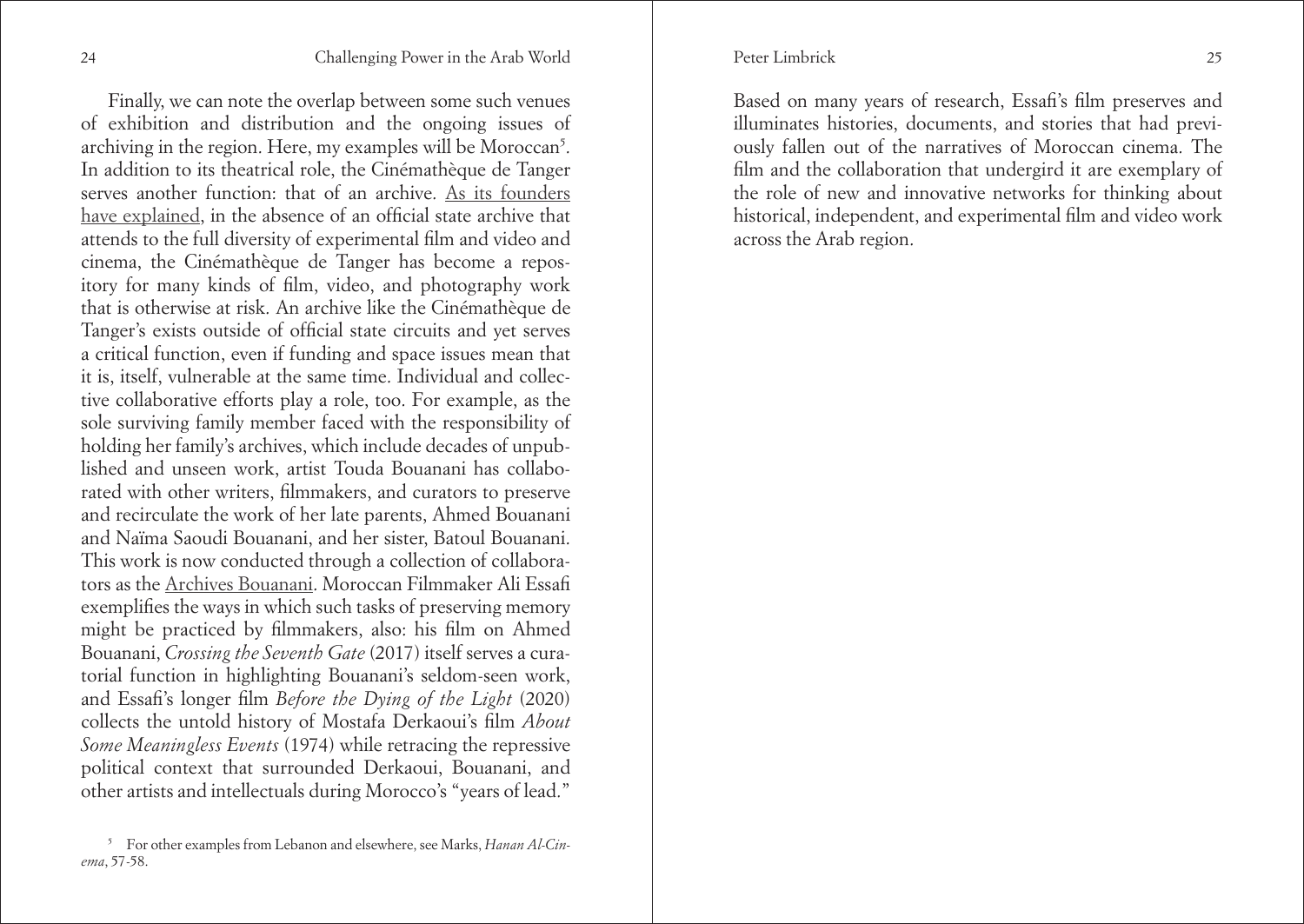Finally, we can note the overlap between some such venues of exhibition and distribution and the ongoing issues of archiving in the region. Here, my examples will be Moroccan[5]. In addition to its theatrical role, the Cinémathèque de Tanger serves another function: that of an archive. As its founders have explained, in the absence of an official state archive that attends to the full diversity of experimental film and video and cinema, the Cinémathèque de Tanger has become a repository for many kinds of film, video, and photography work that is otherwise at risk. An archive like the Cinémathèque de Tanger's exists outside of official state circuits and yet serves a critical function, even if funding and space issues mean that it is, itself, vulnerable at the same time. Individual and collective collaborative efforts play a role, too. For example, as the sole surviving family member faced with the responsibility of holding her family's archives, which include decades of unpublished and unseen work, artist Touda Bouanani has collaborated with other writers, filmmakers, and curators to preserve and recirculate the work of her late parents, Ahmed Bouanani and Naïma Saoudi Bouanani, and her sister, Batoul Bouanani. This work is now conducted through a collection of collaborators as the Archives Bouanani. Moroccan Filmmaker Ali Essafi exemplifies the ways in which such tasks of preserving memory might be practiced by filmmakers, also: his film on Ahmed Bouanani, *Crossing the Seventh Gate* (2017) itself serves a curatorial function in highlighting Bouanani's seldom-seen work, and Essafi's longer film *Before the Dying of the Light* (2020) collects the untold history of Mostafa Derkaoui's film *About Some Meaningless Events* (1974) while retracing the repressive political context that surrounded Derkaoui, Bouanani, and other artists and intellectuals during Morocco's "years of lead." Based on many years of research, Essafi's film preserves and illuminates histories, documents, and stories that had previously fallen out of the narratives of Moroccan cinema. The film and the collaboration that undergird it are exemplary of the role of new and innovative networks for thinking about historical, independent, and experimental film and video work across the Arab region.

[5] For other examples from Lebanon and elsewhere, see Marks, *Hanan Al-Cinema*, 57-58.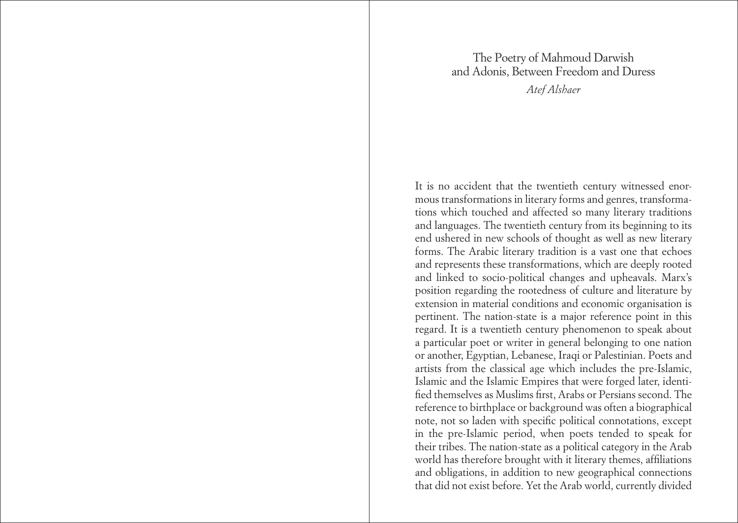# The Poetry of Mahmoud Darwish and Adonis, Between Freedom and Duress

*Atef Alshaer*

It is no accident that the twentieth century witnessed enormous transformations in literary forms and genres, transformations which touched and affected so many literary traditions and languages. The twentieth century from its beginning to its end ushered in new schools of thought as well as new literary forms. The Arabic literary tradition is a vast one that echoes and represents these transformations, which are deeply rooted and linked to socio-political changes and upheavals. Marx's position regarding the rootedness of culture and literature by extension in material conditions and economic organisation is pertinent. The nation-state is a major reference point in this regard. It is a twentieth century phenomenon to speak about a particular poet or writer in general belonging to one nation or another, Egyptian, Lebanese, Iraqi or Palestinian. Poets and artists from the classical age which includes the pre-Islamic, Islamic and the Islamic Empires that were forged later, identified themselves as Muslims first, Arabs or Persians second. The reference to birthplace or background was often a biographical note, not so laden with specific political connotations, except in the pre-Islamic period, when poets tended to speak for their tribes. The nation-state as a political category in the Arab world has therefore brought with it literary themes, affiliations and obligations, in addition to new geographical connections that did not exist before. Yet the Arab world, currently divided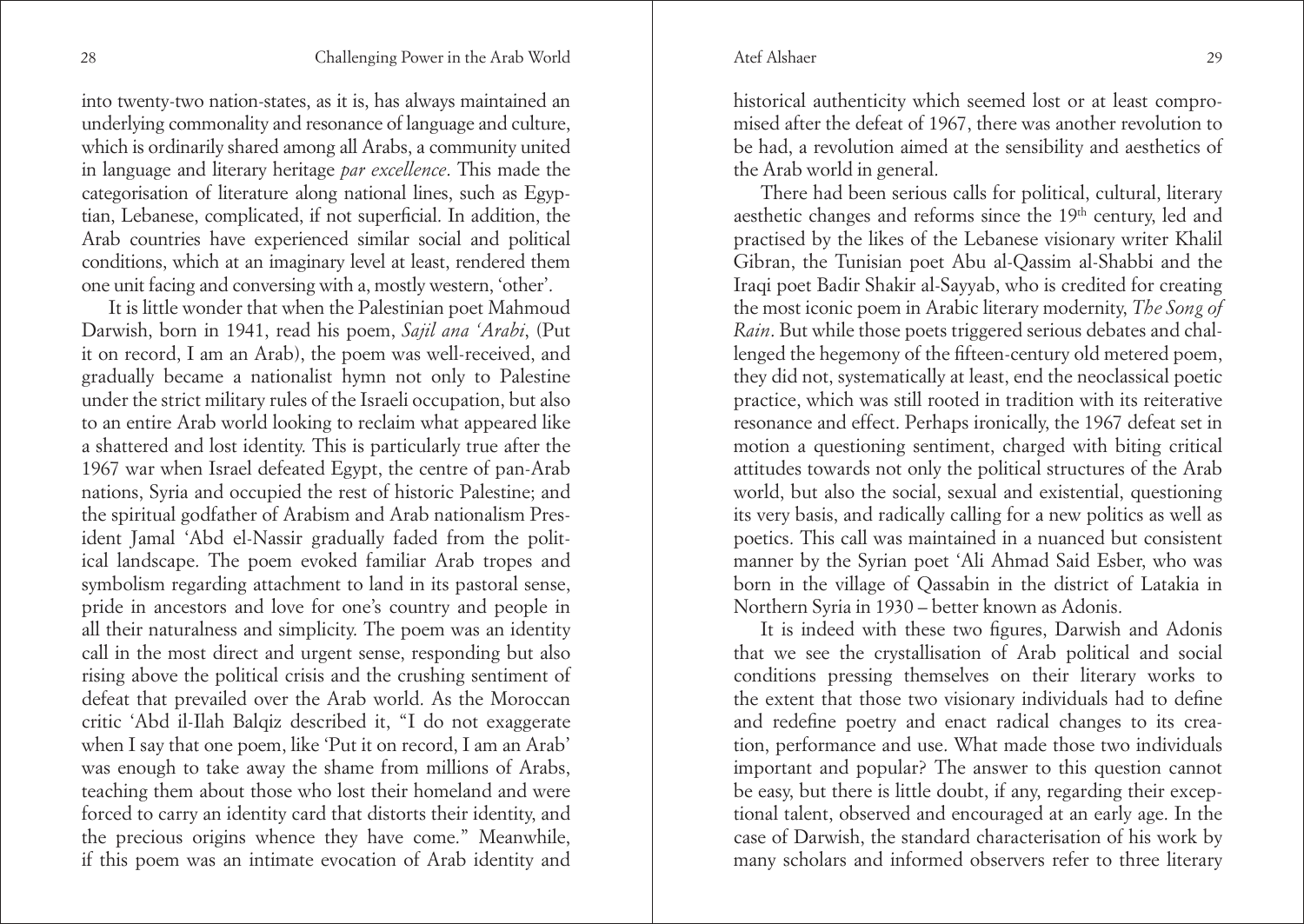into twenty-two nation-states, as it is, has always maintained an underlying commonality and resonance of language and culture, which is ordinarily shared among all Arabs, a community united in language and literary heritage *par excellence*. This made the categorisation of literature along national lines, such as Egyptian, Lebanese, complicated, if not superficial. In addition, the Arab countries have experienced similar social and political conditions, which at an imaginary level at least, rendered them one unit facing and conversing with a, mostly western, 'other'.

It is little wonder that when the Palestinian poet Mahmoud Darwish, born in 1941, read his poem, *Sajil ana 'Arabi*, (Put it on record, I am an Arab), the poem was well-received, and gradually became a nationalist hymn not only to Palestine under the strict military rules of the Israeli occupation, but also to an entire Arab world looking to reclaim what appeared like a shattered and lost identity. This is particularly true after the 1967 war when Israel defeated Egypt, the centre of pan-Arab nations, Syria and occupied the rest of historic Palestine; and the spiritual godfather of Arabism and Arab nationalism President Jamal 'Abd el-Nassir gradually faded from the political landscape. The poem evoked familiar Arab tropes and symbolism regarding attachment to land in its pastoral sense, pride in ancestors and love for one's country and people in all their naturalness and simplicity. The poem was an identity call in the most direct and urgent sense, responding but also rising above the political crisis and the crushing sentiment of defeat that prevailed over the Arab world. As the Moroccan critic 'Abd il-Ilah Balqiz described it, "I do not exaggerate when I say that one poem, like 'Put it on record, I am an Arab' was enough to take away the shame from millions of Arabs, teaching them about those who lost their homeland and were forced to carry an identity card that distorts their identity, and the precious origins whence they have come." Meanwhile, if this poem was an intimate evocation of Arab identity and historical authenticity which seemed lost or at least compromised after the defeat of 1967, there was another revolution to be had, a revolution aimed at the sensibility and aesthetics of the Arab world in general.

There had been serious calls for political, cultural, literary aesthetic changes and reforms since the 19th century, led and practised by the likes of the Lebanese visionary writer Khalil Gibran, the Tunisian poet Abu al-Qassim al-Shabbi and the Iraqi poet Badir Shakir al-Sayyab, who is credited for creating the most iconic poem in Arabic literary modernity, *The Song of Rain*. But while those poets triggered serious debates and challenged the hegemony of the fifteen-century old metered poem, they did not, systematically at least, end the neoclassical poetic practice, which was still rooted in tradition with its reiterative resonance and effect. Perhaps ironically, the 1967 defeat set in motion a questioning sentiment, charged with biting critical attitudes towards not only the political structures of the Arab world, but also the social, sexual and existential, questioning its very basis, and radically calling for a new politics as well as poetics. This call was maintained in a nuanced but consistent manner by the Syrian poet 'Ali Ahmad Said Esber, who was born in the village of Qassabin in the district of Latakia in Northern Syria in 1930 – better known as Adonis.

It is indeed with these two figures, Darwish and Adonis that we see the crystallisation of Arab political and social conditions pressing themselves on their literary works to the extent that those two visionary individuals had to define and redefine poetry and enact radical changes to its creation, performance and use. What made those two individuals important and popular? The answer to this question cannot be easy, but there is little doubt, if any, regarding their exceptional talent, observed and encouraged at an early age. In the case of Darwish, the standard characterisation of his work by many scholars and informed observers refer to three literary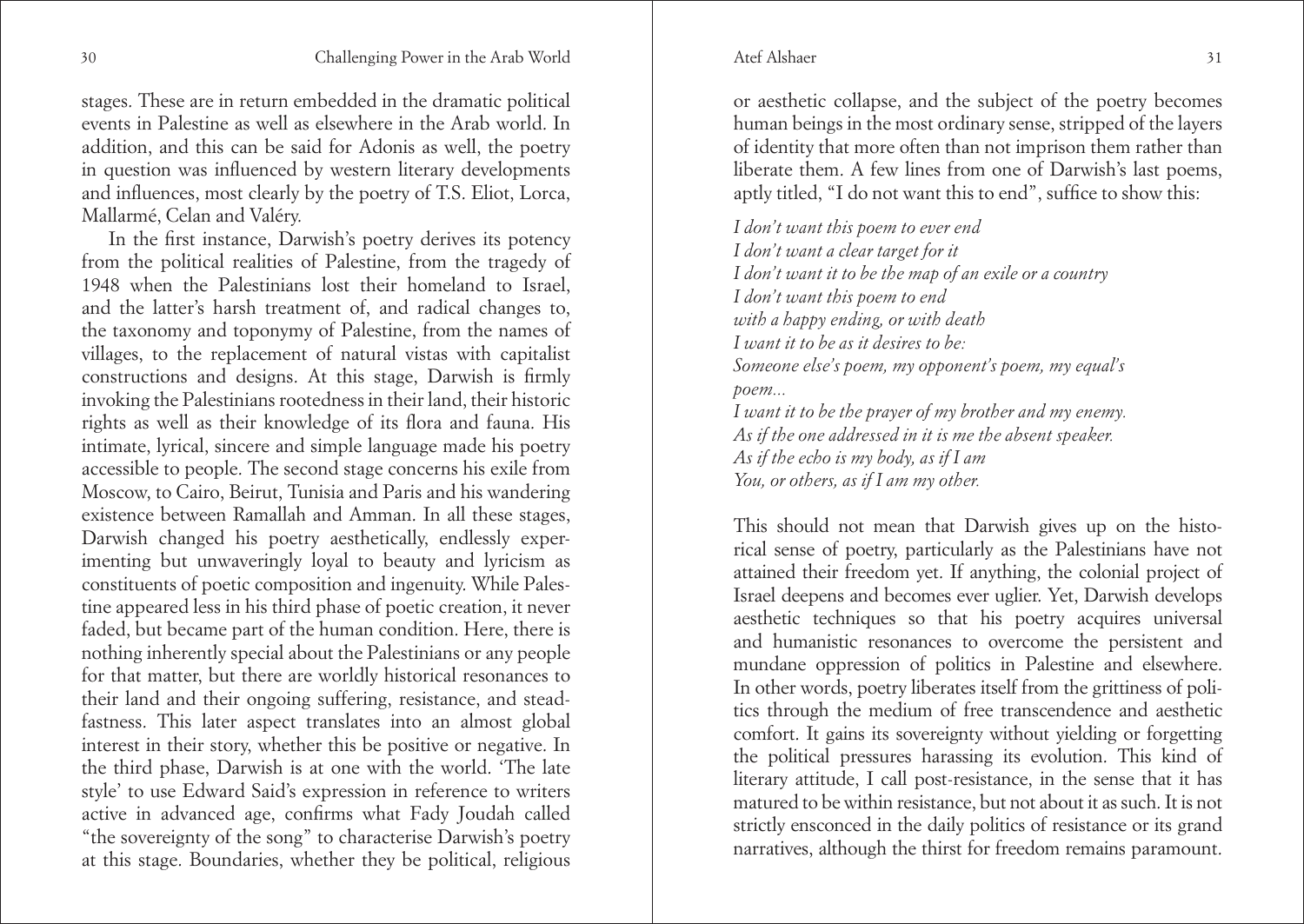stages. These are in return embedded in the dramatic political events in Palestine as well as elsewhere in the Arab world. In addition, and this can be said for Adonis as well, the poetry in question was influenced by western literary developments and influences, most clearly by the poetry of T.S. Eliot, Lorca, Mallarmé, Celan and Valéry.

In the first instance, Darwish's poetry derives its potency from the political realities of Palestine, from the tragedy of 1948 when the Palestinians lost their homeland to Israel, and the latter's harsh treatment of, and radical changes to, the taxonomy and toponymy of Palestine, from the names of villages, to the replacement of natural vistas with capitalist constructions and designs. At this stage, Darwish is firmly invoking the Palestinians rootedness in their land, their historic rights as well as their knowledge of its flora and fauna. His intimate, lyrical, sincere and simple language made his poetry accessible to people. The second stage concerns his exile from Moscow, to Cairo, Beirut, Tunisia and Paris and his wandering existence between Ramallah and Amman. In all these stages, Darwish changed his poetry aesthetically, endlessly experimenting but unwaveringly loyal to beauty and lyricism as constituents of poetic composition and ingenuity. While Palestine appeared less in his third phase of poetic creation, it never faded, but became part of the human condition. Here, there is nothing inherently special about the Palestinians or any people for that matter, but there are worldly historical resonances to their land and their ongoing suffering, resistance, and steadfastness. This later aspect translates into an almost global interest in their story, whether this be positive or negative. In the third phase, Darwish is at one with the world. 'The late style' to use Edward Said's expression in reference to writers active in advanced age, confirms what Fady Joudah called "the sovereignty of the song" to characterise Darwish's poetry at this stage. Boundaries, whether they be political, religious or aesthetic collapse, and the subject of the poetry becomes human beings in the most ordinary sense, stripped of the layers of identity that more often than not imprison them rather than liberate them. A few lines from one of Darwish's last poems, aptly titled, "I do not want this to end", suffice to show this:

*I don't want this poem to ever end*
*I don't want a clear target for it*
*I don't want it to be the map of an exile or a country*
*I don't want this poem to end*
*with a happy ending, or with death*
*I want it to be as it desires to be:*
*Someone else's poem, my opponent's poem, my equal's poem...*
*I want it to be the prayer of my brother and my enemy.*
*As if the one addressed in it is me the absent speaker.*
*As if the echo is my body, as if I am*
*You, or others, as if I am my other.*

This should not mean that Darwish gives up on the historical sense of poetry, particularly as the Palestinians have not attained their freedom yet. If anything, the colonial project of Israel deepens and becomes ever uglier. Yet, Darwish develops aesthetic techniques so that his poetry acquires universal and humanistic resonances to overcome the persistent and mundane oppression of politics in Palestine and elsewhere. In other words, poetry liberates itself from the grittiness of politics through the medium of free transcendence and aesthetic comfort. It gains its sovereignty without yielding or forgetting the political pressures harassing its evolution. This kind of literary attitude, I call post-resistance, in the sense that it has matured to be within resistance, but not about it as such. It is not strictly ensconced in the daily politics of resistance or its grand narratives, although the thirst for freedom remains paramount.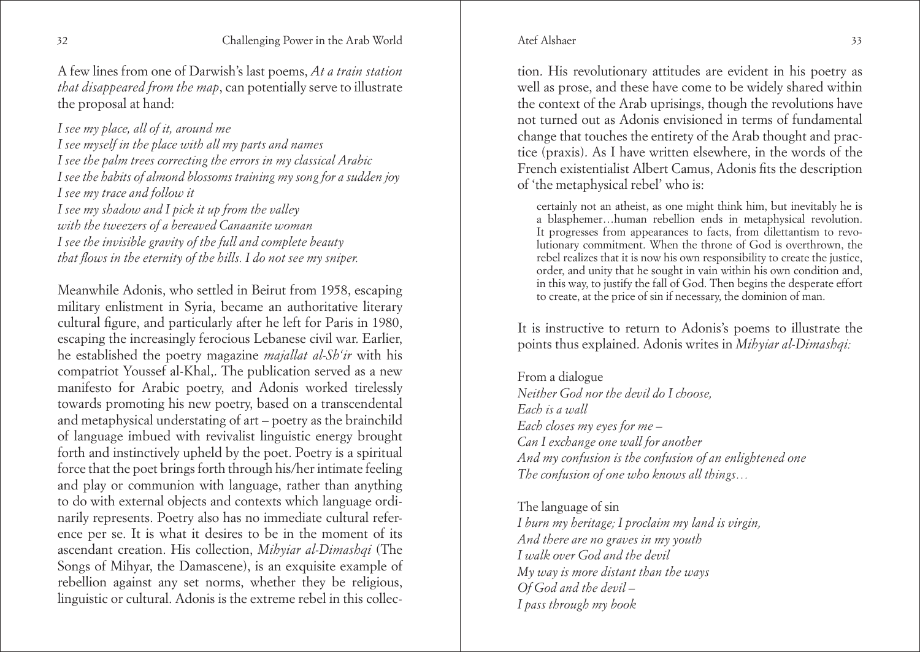A few lines from one of Darwish's last poems, *At a train station that disappeared from the map*, can potentially serve to illustrate the proposal at hand:

*I see my place, all of it, around me*
*I see myself in the place with all my parts and names*
*I see the palm trees correcting the errors in my classical Arabic*
*I see the habits of almond blossoms training my song for a sudden joy*
*I see my trace and follow it*
*I see my shadow and I pick it up from the valley*
*with the tweezers of a bereaved Canaanite woman*
*I see the invisible gravity of the full and complete beauty*
*that flows in the eternity of the hills. I do not see my sniper.*

Meanwhile Adonis, who settled in Beirut from 1958, escaping military enlistment in Syria, became an authoritative literary cultural figure, and particularly after he left for Paris in 1980, escaping the increasingly ferocious Lebanese civil war. Earlier, he established the poetry magazine *majallat al-Sh'ir* with his compatriot Youssef al-Khal,. The publication served as a new manifesto for Arabic poetry, and Adonis worked tirelessly towards promoting his new poetry, based on a transcendental and metaphysical understating of art – poetry as the brainchild of language imbued with revivalist linguistic energy brought forth and instinctively upheld by the poet. Poetry is a spiritual force that the poet brings forth through his/her intimate feeling and play or communion with language, rather than anything to do with external objects and contexts which language ordinarily represents. Poetry also has no immediate cultural reference per se. It is what it desires to be in the moment of its ascendant creation. His collection, *Mihyiar al-Dimashqi* (The Songs of Mihyar, the Damascene), is an exquisite example of rebellion against any set norms, whether they be religious, linguistic or cultural. Adonis is the extreme rebel in this collection. His revolutionary attitudes are evident in his poetry as well as prose, and these have come to be widely shared within the context of the Arab uprisings, though the revolutions have not turned out as Adonis envisioned in terms of fundamental change that touches the entirety of the Arab thought and practice (praxis). As I have written elsewhere, in the words of the French existentialist Albert Camus, Adonis fits the description of 'the metaphysical rebel' who is:

> certainly not an atheist, as one might think him, but inevitably he is a blasphemer…human rebellion ends in metaphysical revolution. It progresses from appearances to facts, from dilettantism to revolutionary commitment. When the throne of God is overthrown, the rebel realizes that it is now his own responsibility to create the justice, order, and unity that he sought in vain within his own condition and, in this way, to justify the fall of God. Then begins the desperate effort to create, at the price of sin if necessary, the dominion of man.

It is instructive to return to Adonis's poems to illustrate the points thus explained. Adonis writes in *Mihyiar al-Dimashqi:*

From a dialogue
*Neither God nor the devil do I choose,*
*Each is a wall*
*Each closes my eyes for me –*
*Can I exchange one wall for another*
*And my confusion is the confusion of an enlightened one*
*The confusion of one who knows all things…*

The language of sin
*I burn my heritage; I proclaim my land is virgin,*
*And there are no graves in my youth*
*I walk over God and the devil*
*My way is more distant than the ways*
*Of God and the devil –*
*I pass through my book*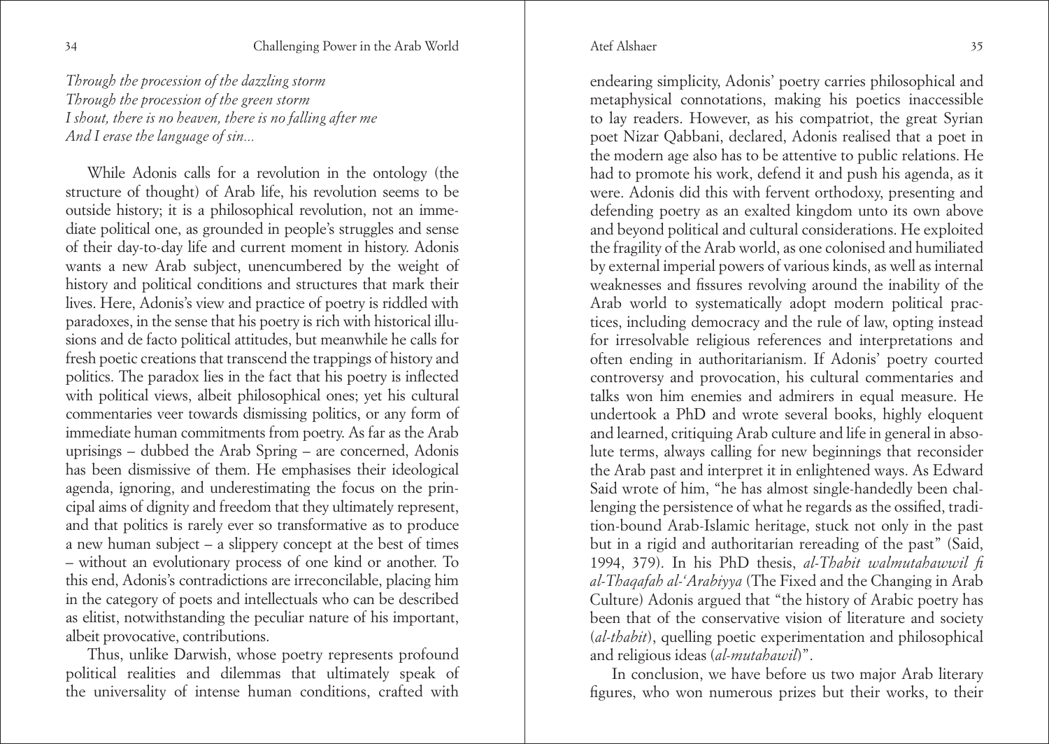*Through the procession of the dazzling storm*
*Through the procession of the green storm*
*I shout, there is no heaven, there is no falling after me*
*And I erase the language of sin...*

While Adonis calls for a revolution in the ontology (the structure of thought) of Arab life, his revolution seems to be outside history; it is a philosophical revolution, not an immediate political one, as grounded in people's struggles and sense of their day-to-day life and current moment in history. Adonis wants a new Arab subject, unencumbered by the weight of history and political conditions and structures that mark their lives. Here, Adonis's view and practice of poetry is riddled with paradoxes, in the sense that his poetry is rich with historical illusions and de facto political attitudes, but meanwhile he calls for fresh poetic creations that transcend the trappings of history and politics. The paradox lies in the fact that his poetry is inflected with political views, albeit philosophical ones; yet his cultural commentaries veer towards dismissing politics, or any form of immediate human commitments from poetry. As far as the Arab uprisings – dubbed the Arab Spring – are concerned, Adonis has been dismissive of them. He emphasises their ideological agenda, ignoring, and underestimating the focus on the principal aims of dignity and freedom that they ultimately represent, and that politics is rarely ever so transformative as to produce a new human subject – a slippery concept at the best of times – without an evolutionary process of one kind or another. To this end, Adonis's contradictions are irreconcilable, placing him in the category of poets and intellectuals who can be described as elitist, notwithstanding the peculiar nature of his important, albeit provocative, contributions.

Thus, unlike Darwish, whose poetry represents profound political realities and dilemmas that ultimately speak of the universality of intense human conditions, crafted with endearing simplicity, Adonis' poetry carries philosophical and metaphysical connotations, making his poetics inaccessible to lay readers. However, as his compatriot, the great Syrian poet Nizar Qabbani, declared, Adonis realised that a poet in the modern age also has to be attentive to public relations. He had to promote his work, defend it and push his agenda, as it were. Adonis did this with fervent orthodoxy, presenting and defending poetry as an exalted kingdom unto its own above and beyond political and cultural considerations. He exploited the fragility of the Arab world, as one colonised and humiliated by external imperial powers of various kinds, as well as internal weaknesses and fissures revolving around the inability of the Arab world to systematically adopt modern political practices, including democracy and the rule of law, opting instead for irresolvable religious references and interpretations and often ending in authoritarianism. If Adonis' poetry courted controversy and provocation, his cultural commentaries and talks won him enemies and admirers in equal measure. He undertook a PhD and wrote several books, highly eloquent and learned, critiquing Arab culture and life in general in absolute terms, always calling for new beginnings that reconsider the Arab past and interpret it in enlightened ways. As Edward Said wrote of him, "he has almost single-handedly been challenging the persistence of what he regards as the ossified, tradition-bound Arab-Islamic heritage, stuck not only in the past but in a rigid and authoritarian rereading of the past" (Said, 1994, 379). In his PhD thesis, *al-Thabit walmutahawwil fi al-Thaqafah al-'Arabiyya* (The Fixed and the Changing in Arab Culture) Adonis argued that "the history of Arabic poetry has been that of the conservative vision of literature and society (*al-thabit*), quelling poetic experimentation and philosophical and religious ideas (*al-mutahawil*)".

In conclusion, we have before us two major Arab literary figures, who won numerous prizes but their works, to their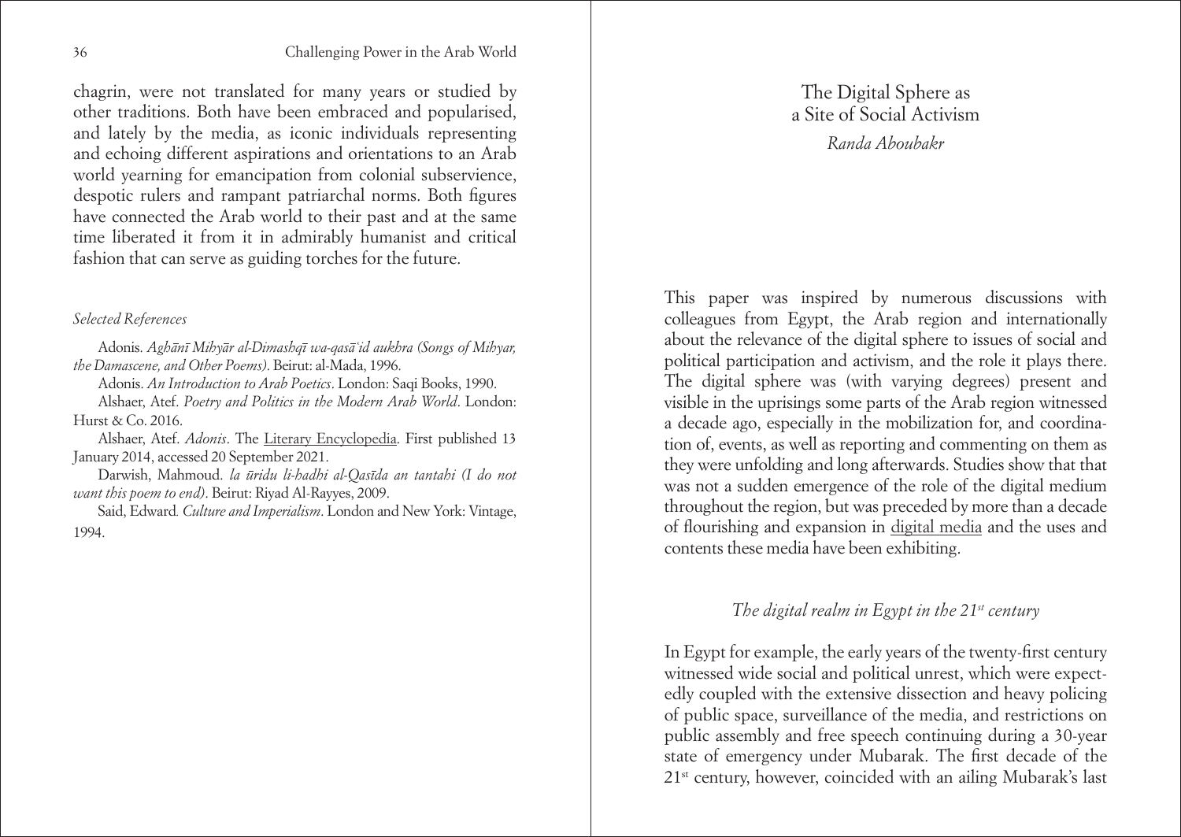chagrin, were not translated for many years or studied by other traditions. Both have been embraced and popularised, and lately by the media, as iconic individuals representing and echoing different aspirations and orientations to an Arab world yearning for emancipation from colonial subservience, despotic rulers and rampant patriarchal norms. Both figures have connected the Arab world to their past and at the same time liberated it from it in admirably humanist and critical fashion that can serve as guiding torches for the future.

*Selected References*

Adonis. *Aghānī Mihyār al-Dimashqī wa-qasā'id aukhra (Songs of Mihyar, the Damascene, and Other Poems)*. Beirut: al-Mada, 1996.

Adonis. *An Introduction to Arab Poetics*. London: Saqi Books, 1990.

Alshaer, Atef. *Poetry and Politics in the Modern Arab World*. London: Hurst & Co. 2016.

Alshaer, Atef. *Adonis*. The Literary Encyclopedia. First published 13 January 2014, accessed 20 September 2021.

Darwish, Mahmoud. *la ūridu li-hadhi al-Qasīda an tantahi (I do not want this poem to end)*. Beirut: Riyad Al-Rayyes, 2009.

Said, Edward. *Culture and Imperialism*. London and New York: Vintage, 1994.

# The Digital Sphere as a Site of Social Activism

*Randa Aboubakr*

This paper was inspired by numerous discussions with colleagues from Egypt, the Arab region and internationally about the relevance of the digital sphere to issues of social and political participation and activism, and the role it plays there. The digital sphere was (with varying degrees) present and visible in the uprisings some parts of the Arab region witnessed a decade ago, especially in the mobilization for, and coordination of, events, as well as reporting and commenting on them as they were unfolding and long afterwards. Studies show that that was not a sudden emergence of the role of the digital medium throughout the region, but was preceded by more than a decade of flourishing and expansion in digital media and the uses and contents these media have been exhibiting.

## *The digital realm in Egypt in the 21st century*

In Egypt for example, the early years of the twenty-first century witnessed wide social and political unrest, which were expectedly coupled with the extensive dissection and heavy policing of public space, surveillance of the media, and restrictions on public assembly and free speech continuing during a 30-year state of emergency under Mubarak. The first decade of the 21st century, however, coincided with an ailing Mubarak's last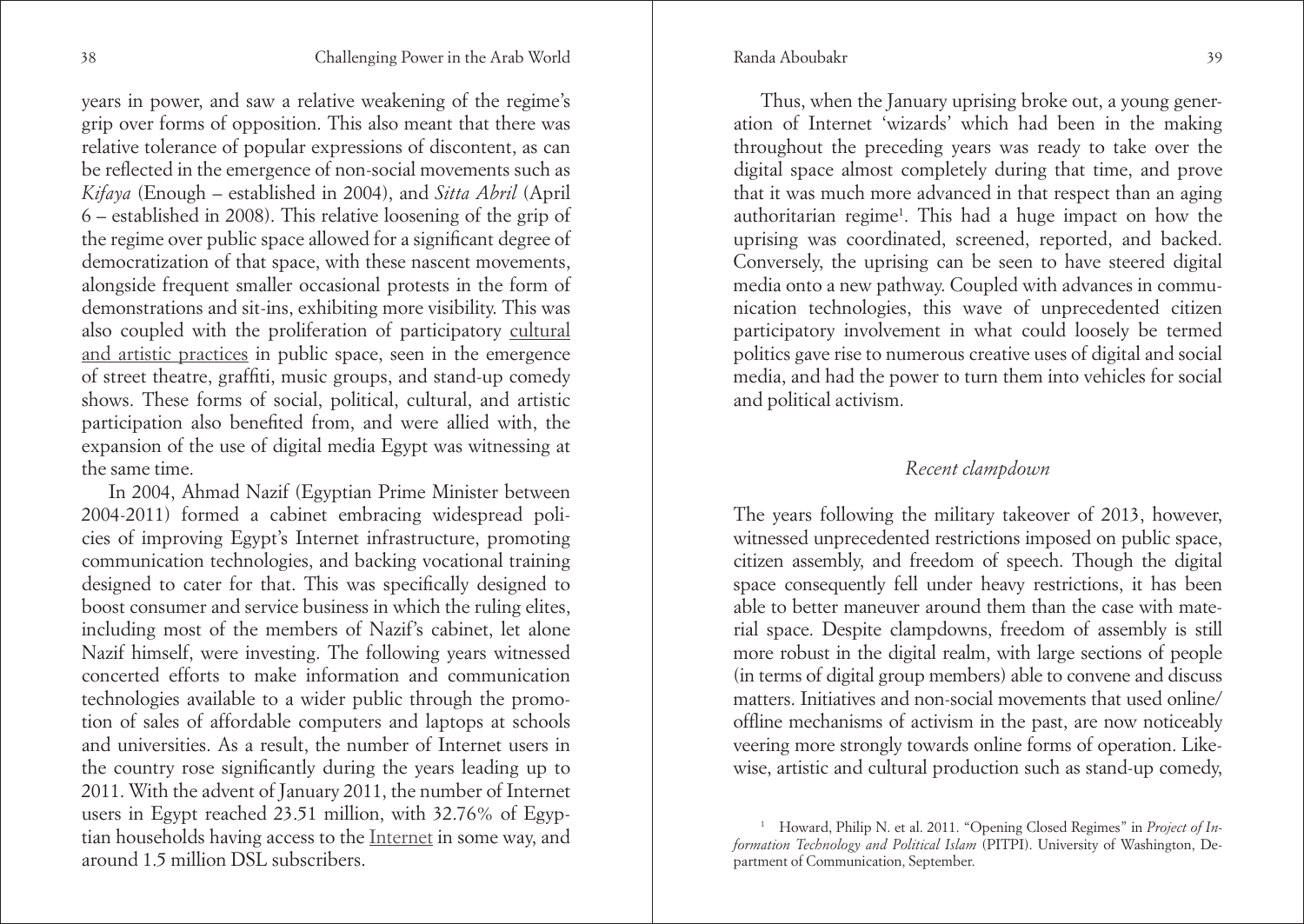years in power, and saw a relative weakening of the regime's grip over forms of opposition. This also meant that there was relative tolerance of popular expressions of discontent, as can be reflected in the emergence of non-social movements such as *Kifaya* (Enough – established in 2004), and *Sitta Abril* (April 6 – established in 2008). This relative loosening of the grip of the regime over public space allowed for a significant degree of democratization of that space, with these nascent movements, alongside frequent smaller occasional protests in the form of demonstrations and sit-ins, exhibiting more visibility. This was also coupled with the proliferation of participatory cultural and artistic practices in public space, seen in the emergence of street theatre, graffiti, music groups, and stand-up comedy shows. These forms of social, political, cultural, and artistic participation also benefited from, and were allied with, the expansion of the use of digital media Egypt was witnessing at the same time.

In 2004, Ahmad Nazif (Egyptian Prime Minister between 2004-2011) formed a cabinet embracing widespread policies of improving Egypt's Internet infrastructure, promoting communication technologies, and backing vocational training designed to cater for that. This was specifically designed to boost consumer and service business in which the ruling elites, including most of the members of Nazif's cabinet, let alone Nazif himself, were investing. The following years witnessed concerted efforts to make information and communication technologies available to a wider public through the promotion of sales of affordable computers and laptops at schools and universities. As a result, the number of Internet users in the country rose significantly during the years leading up to 2011. With the advent of January 2011, the number of Internet users in Egypt reached 23.51 million, with 32.76% of Egyptian households having access to the Internet in some way, and around 1.5 million DSL subscribers.

Thus, when the January uprising broke out, a young generation of Internet 'wizards' which had been in the making throughout the preceding years was ready to take over the digital space almost completely during that time, and prove that it was much more advanced in that respect than an aging authoritarian regime[1]. This had a huge impact on how the uprising was coordinated, screened, reported, and backed. Conversely, the uprising can be seen to have steered digital media onto a new pathway. Coupled with advances in communication technologies, this wave of unprecedented citizen participatory involvement in what could loosely be termed politics gave rise to numerous creative uses of digital and social media, and had the power to turn them into vehicles for social and political activism.

### *Recent clampdown*

The years following the military takeover of 2013, however, witnessed unprecedented restrictions imposed on public space, citizen assembly, and freedom of speech. Though the digital space consequently fell under heavy restrictions, it has been able to better maneuver around them than the case with material space. Despite clampdowns, freedom of assembly is still more robust in the digital realm, with large sections of people (in terms of digital group members) able to convene and discuss matters. Initiatives and non-social movements that used online/offline mechanisms of activism in the past, are now noticeably veering more strongly towards online forms of operation. Likewise, artistic and cultural production such as stand-up comedy,

[1] Howard, Philip N. et al. 2011. "Opening Closed Regimes" in *Project of Information Technology and Political Islam* (PITPI). University of Washington, Department of Communication, September.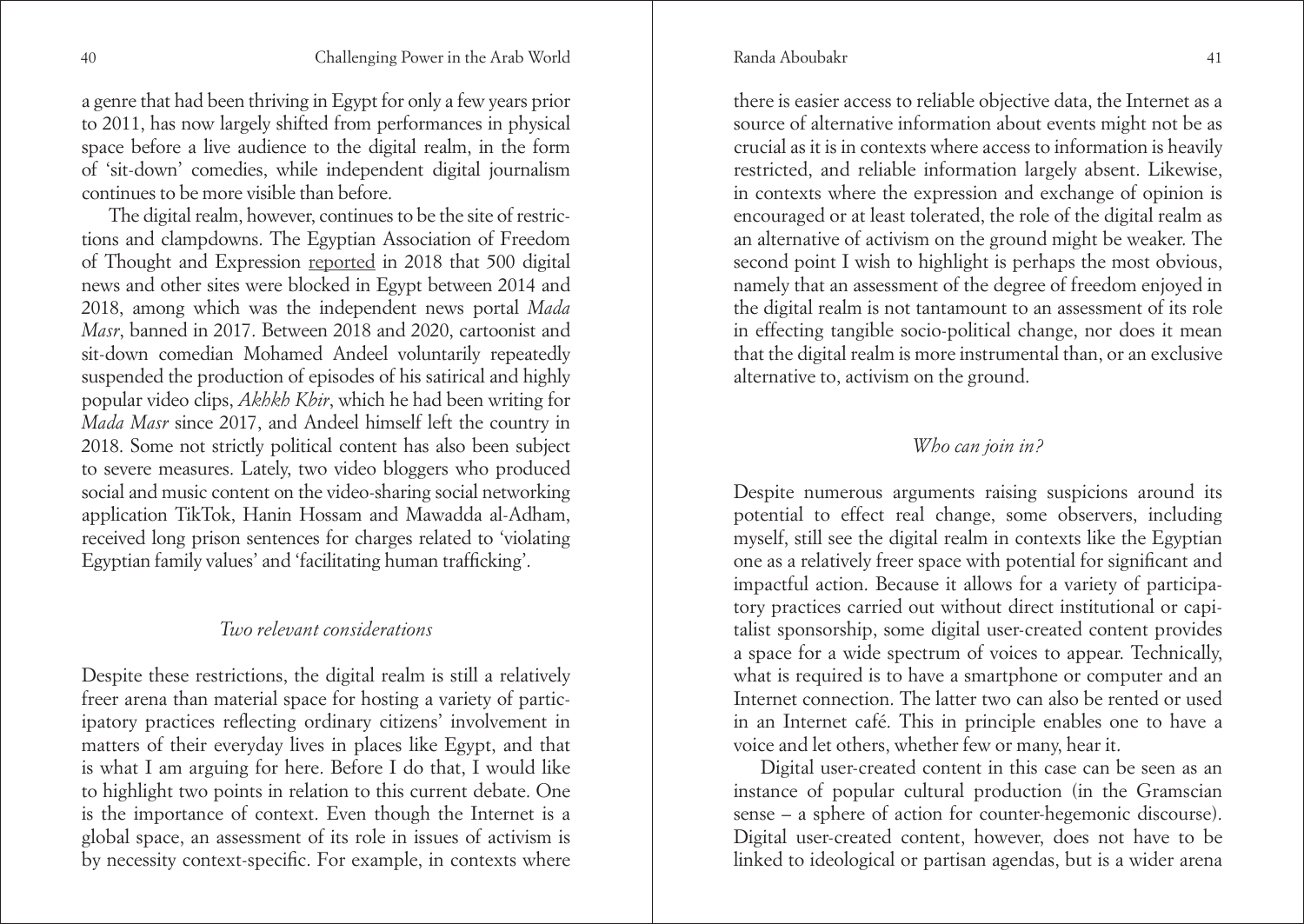a genre that had been thriving in Egypt for only a few years prior to 2011, has now largely shifted from performances in physical space before a live audience to the digital realm, in the form of 'sit-down' comedies, while independent digital journalism continues to be more visible than before.

The digital realm, however, continues to be the site of restrictions and clampdowns. The Egyptian Association of Freedom of Thought and Expression reported in 2018 that 500 digital news and other sites were blocked in Egypt between 2014 and 2018, among which was the independent news portal *Mada Masr*, banned in 2017. Between 2018 and 2020, cartoonist and sit-down comedian Mohamed Andeel voluntarily repeatedly suspended the production of episodes of his satirical and highly popular video clips, *Akhkh Kbir*, which he had been writing for *Mada Masr* since 2017, and Andeel himself left the country in 2018. Some not strictly political content has also been subject to severe measures. Lately, two video bloggers who produced social and music content on the video-sharing social networking application TikTok, Hanin Hossam and Mawadda al-Adham, received long prison sentences for charges related to 'violating Egyptian family values' and 'facilitating human trafficking'.

### *Two relevant considerations*

Despite these restrictions, the digital realm is still a relatively freer arena than material space for hosting a variety of participatory practices reflecting ordinary citizens' involvement in matters of their everyday lives in places like Egypt, and that is what I am arguing for here. Before I do that, I would like to highlight two points in relation to this current debate. One is the importance of context. Even though the Internet is a global space, an assessment of its role in issues of activism is by necessity context-specific. For example, in contexts where there is easier access to reliable objective data, the Internet as a source of alternative information about events might not be as crucial as it is in contexts where access to information is heavily restricted, and reliable information largely absent. Likewise, in contexts where the expression and exchange of opinion is encouraged or at least tolerated, the role of the digital realm as an alternative of activism on the ground might be weaker. The second point I wish to highlight is perhaps the most obvious, namely that an assessment of the degree of freedom enjoyed in the digital realm is not tantamount to an assessment of its role in effecting tangible socio-political change, nor does it mean that the digital realm is more instrumental than, or an exclusive alternative to, activism on the ground.

### *Who can join in?*

Despite numerous arguments raising suspicions around its potential to effect real change, some observers, including myself, still see the digital realm in contexts like the Egyptian one as a relatively freer space with potential for significant and impactful action. Because it allows for a variety of participatory practices carried out without direct institutional or capitalist sponsorship, some digital user-created content provides a space for a wide spectrum of voices to appear. Technically, what is required is to have a smartphone or computer and an Internet connection. The latter two can also be rented or used in an Internet café. This in principle enables one to have a voice and let others, whether few or many, hear it.

Digital user-created content in this case can be seen as an instance of popular cultural production (in the Gramscian sense – a sphere of action for counter-hegemonic discourse). Digital user-created content, however, does not have to be linked to ideological or partisan agendas, but is a wider arena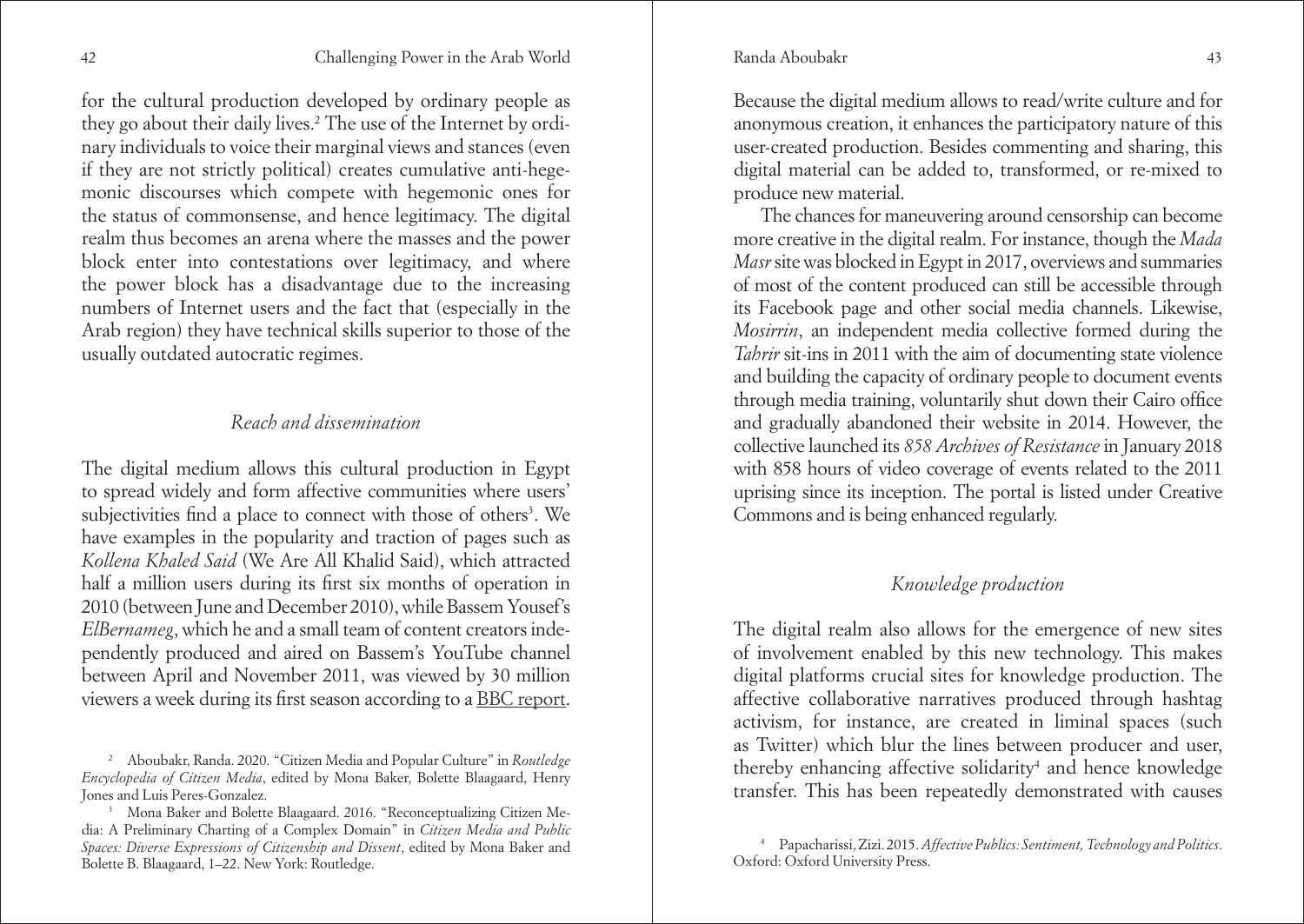for the cultural production developed by ordinary people as they go about their daily lives.[2] The use of the Internet by ordinary individuals to voice their marginal views and stances (even if they are not strictly political) creates cumulative anti-hegemonic discourses which compete with hegemonic ones for the status of commonsense, and hence legitimacy. The digital realm thus becomes an arena where the masses and the power block enter into contestations over legitimacy, and where the power block has a disadvantage due to the increasing numbers of Internet users and the fact that (especially in the Arab region) they have technical skills superior to those of the usually outdated autocratic regimes.

### *Reach and dissemination*

The digital medium allows this cultural production in Egypt to spread widely and form affective communities where users' subjectivities find a place to connect with those of others[3]. We have examples in the popularity and traction of pages such as *Kollena Khaled Said* (We Are All Khalid Said), which attracted half a million users during its first six months of operation in 2010 (between June and December 2010), while Bassem Yousef's *ElBernameg*, which he and a small team of content creators independently produced and aired on Bassem's YouTube channel between April and November 2011, was viewed by 30 million viewers a week during its first season according to a BBC report.

[2] Aboubakr, Randa. 2020. "Citizen Media and Popular Culture" in *Routledge Encyclopedia of Citizen Media*, edited by Mona Baker, Bolette Blaagaard, Henry Jones and Luis Peres-Gonzalez.

[3] Mona Baker and Bolette Blaagaard. 2016. "Reconceptualizing Citizen Media: A Preliminary Charting of a Complex Domain" in *Citizen Media and Public Spaces: Diverse Expressions of Citizenship and Dissent*, edited by Mona Baker and Bolette B. Blaagaard, 1–22. New York: Routledge.

Because the digital medium allows to read/write culture and for anonymous creation, it enhances the participatory nature of this user-created production. Besides commenting and sharing, this digital material can be added to, transformed, or re-mixed to produce new material.

The chances for maneuvering around censorship can become more creative in the digital realm. For instance, though the *Mada Masr* site was blocked in Egypt in 2017, overviews and summaries of most of the content produced can still be accessible through its Facebook page and other social media channels. Likewise, *Mosirrin*, an independent media collective formed during the *Tahrir* sit-ins in 2011 with the aim of documenting state violence and building the capacity of ordinary people to document events through media training, voluntarily shut down their Cairo office and gradually abandoned their website in 2014. However, the collective launched its *858 Archives of Resistance* in January 2018 with 858 hours of video coverage of events related to the 2011 uprising since its inception. The portal is listed under Creative Commons and is being enhanced regularly.

### *Knowledge production*

The digital realm also allows for the emergence of new sites of involvement enabled by this new technology. This makes digital platforms crucial sites for knowledge production. The affective collaborative narratives produced through hashtag activism, for instance, are created in liminal spaces (such as Twitter) which blur the lines between producer and user, thereby enhancing affective solidarity[4] and hence knowledge transfer. This has been repeatedly demonstrated with causes

[4] Papacharissi, Zizi. 2015. *Affective Publics: Sentiment, Technology and Politics*. Oxford: Oxford University Press.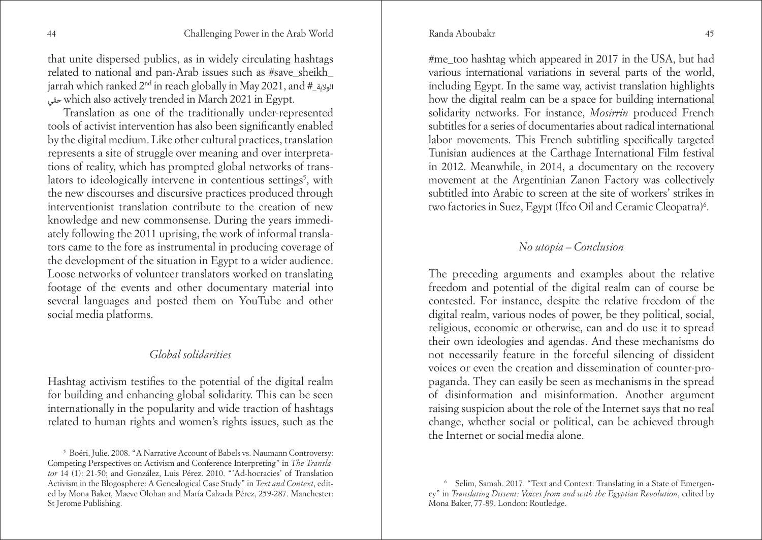that unite dispersed publics, as in widely circulating hashtags related to national and pan-Arab issues such as #save_sheikh_jarrah which ranked 2nd in reach globally in May 2021, and #الولاية_حقي which also actively trended in March 2021 in Egypt.

Translation as one of the traditionally under-represented tools of activist intervention has also been significantly enabled by the digital medium. Like other cultural practices, translation represents a site of struggle over meaning and over interpretations of reality, which has prompted global networks of translators to ideologically intervene in contentious settings[5], with the new discourses and discursive practices produced through interventionist translation contribute to the creation of new knowledge and new commonsense. During the years immediately following the 2011 uprising, the work of informal translators came to the fore as instrumental in producing coverage of the development of the situation in Egypt to a wider audience. Loose networks of volunteer translators worked on translating footage of the events and other documentary material into several languages and posted them on YouTube and other social media platforms.

## *Global solidarities*

Hashtag activism testifies to the potential of the digital realm for building and enhancing global solidarity. This can be seen internationally in the popularity and wide traction of hashtags related to human rights and women's rights issues, such as the #me_too hashtag which appeared in 2017 in the USA, but had various international variations in several parts of the world, including Egypt. In the same way, activist translation highlights how the digital realm can be a space for building international solidarity networks. For instance, *Mosirrin* produced French subtitles for a series of documentaries about radical international labor movements. This French subtitling specifically targeted Tunisian audiences at the Carthage International Film festival in 2012. Meanwhile, in 2014, a documentary on the recovery movement at the Argentinian Zanon Factory was collectively subtitled into Arabic to screen at the site of workers' strikes in two factories in Suez, Egypt (Ifco Oil and Ceramic Cleopatra)[6].

## *No utopia – Conclusion*

The preceding arguments and examples about the relative freedom and potential of the digital realm can of course be contested. For instance, despite the relative freedom of the digital realm, various nodes of power, be they political, social, religious, economic or otherwise, can and do use it to spread their own ideologies and agendas. And these mechanisms do not necessarily feature in the forceful silencing of dissident voices or even the creation and dissemination of counter-propaganda. They can easily be seen as mechanisms in the spread of disinformation and misinformation. Another argument raising suspicion about the role of the Internet says that no real change, whether social or political, can be achieved through the Internet or social media alone.

---

[5] Boéri, Julie. 2008. "A Narrative Account of Babels vs. Naumann Controversy: Competing Perspectives on Activism and Conference Interpreting" in *The Translator* 14 (1): 21-50; and González, Luis Pérez. 2010. "'Ad-hocracies' of Translation Activism in the Blogosphere: A Genealogical Case Study" in *Text and Context*, edited by Mona Baker, Maeve Olohan and María Calzada Pérez, 259-287. Manchester: St Jerome Publishing.

[6] Selim, Samah. 2017. "Text and Context: Translating in a State of Emergency" in *Translating Dissent: Voices from and with the Egyptian Revolution*, edited by Mona Baker, 77-89. London: Routledge.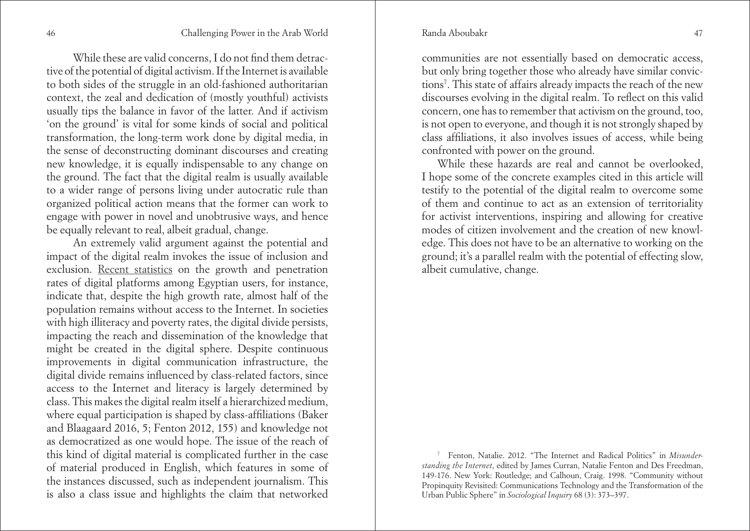While these are valid concerns, I do not find them detractive of the potential of digital activism. If the Internet is available to both sides of the struggle in an old-fashioned authoritarian context, the zeal and dedication of (mostly youthful) activists usually tips the balance in favor of the latter. And if activism 'on the ground' is vital for some kinds of social and political transformation, the long-term work done by digital media, in the sense of deconstructing dominant discourses and creating new knowledge, it is equally indispensable to any change on the ground. The fact that the digital realm is usually available to a wider range of persons living under autocratic rule than organized political action means that the former can work to engage with power in novel and unobtrusive ways, and hence be equally relevant to real, albeit gradual, change.

An extremely valid argument against the potential and impact of the digital realm invokes the issue of inclusion and exclusion. Recent statistics on the growth and penetration rates of digital platforms among Egyptian users, for instance, indicate that, despite the high growth rate, almost half of the population remains without access to the Internet. In societies with high illiteracy and poverty rates, the digital divide persists, impacting the reach and dissemination of the knowledge that might be created in the digital sphere. Despite continuous improvements in digital communication infrastructure, the digital divide remains influenced by class-related factors, since access to the Internet and literacy is largely determined by class. This makes the digital realm itself a hierarchized medium, where equal participation is shaped by class-affiliations (Baker and Blaagaard 2016, 5; Fenton 2012, 155) and knowledge not as democratized as one would hope. The issue of the reach of this kind of digital material is complicated further in the case of material produced in English, which features in some of the instances discussed, such as independent journalism. This is also a class issue and highlights the claim that networked communities are not essentially based on democratic access, but only bring together those who already have similar convictions[7]. This state of affairs already impacts the reach of the new discourses evolving in the digital realm. To reflect on this valid concern, one has to remember that activism on the ground, too, is not open to everyone, and though it is not strongly shaped by class affiliations, it also involves issues of access, while being confronted with power on the ground.

While these hazards are real and cannot be overlooked, I hope some of the concrete examples cited in this article will testify to the potential of the digital realm to overcome some of them and continue to act as an extension of territoriality for activist interventions, inspiring and allowing for creative modes of citizen involvement and the creation of new knowledge. This does not have to be an alternative to working on the ground; it's a parallel realm with the potential of effecting slow, albeit cumulative, change.

[7] Fenton, Natalie. 2012. "The Internet and Radical Politics" in *Misunderstanding the Internet*, edited by James Curran, Natalie Fenton and Des Freedman, 149-176. New York: Routledge; and Calhoun, Craig. 1998. "Community without Propinquity Revisited: Communications Technology and the Transformation of the Urban Public Sphere" in *Sociological Inquiry* 68 (3): 373–397.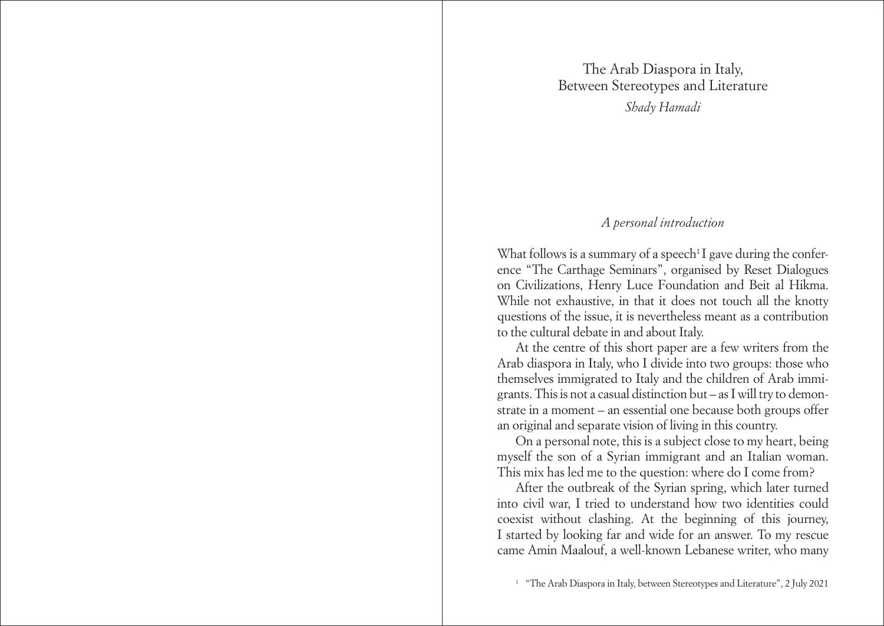# The Arab Diaspora in Italy, Between Stereotypes and Literature

*Shady Hamadi*

## *A personal introduction*

What follows is a summary of a speech[1] I gave during the conference "The Carthage Seminars", organised by Reset Dialogues on Civilizations, Henry Luce Foundation and Beit al Hikma. While not exhaustive, in that it does not touch all the knotty questions of the issue, it is nevertheless meant as a contribution to the cultural debate in and about Italy.

At the centre of this short paper are a few writers from the Arab diaspora in Italy, who I divide into two groups: those who themselves immigrated to Italy and the children of Arab immigrants. This is not a casual distinction but – as I will try to demonstrate in a moment – an essential one because both groups offer an original and separate vision of living in this country.

On a personal note, this is a subject close to my heart, being myself the son of a Syrian immigrant and an Italian woman. This mix has led me to the question: where do I come from?

After the outbreak of the Syrian spring, which later turned into civil war, I tried to understand how two identities could coexist without clashing. At the beginning of this journey, I started by looking far and wide for an answer. To my rescue came Amin Maalouf, a well-known Lebanese writer, who many

[1] "The Arab Diaspora in Italy, between Stereotypes and Literature", 2 July 2021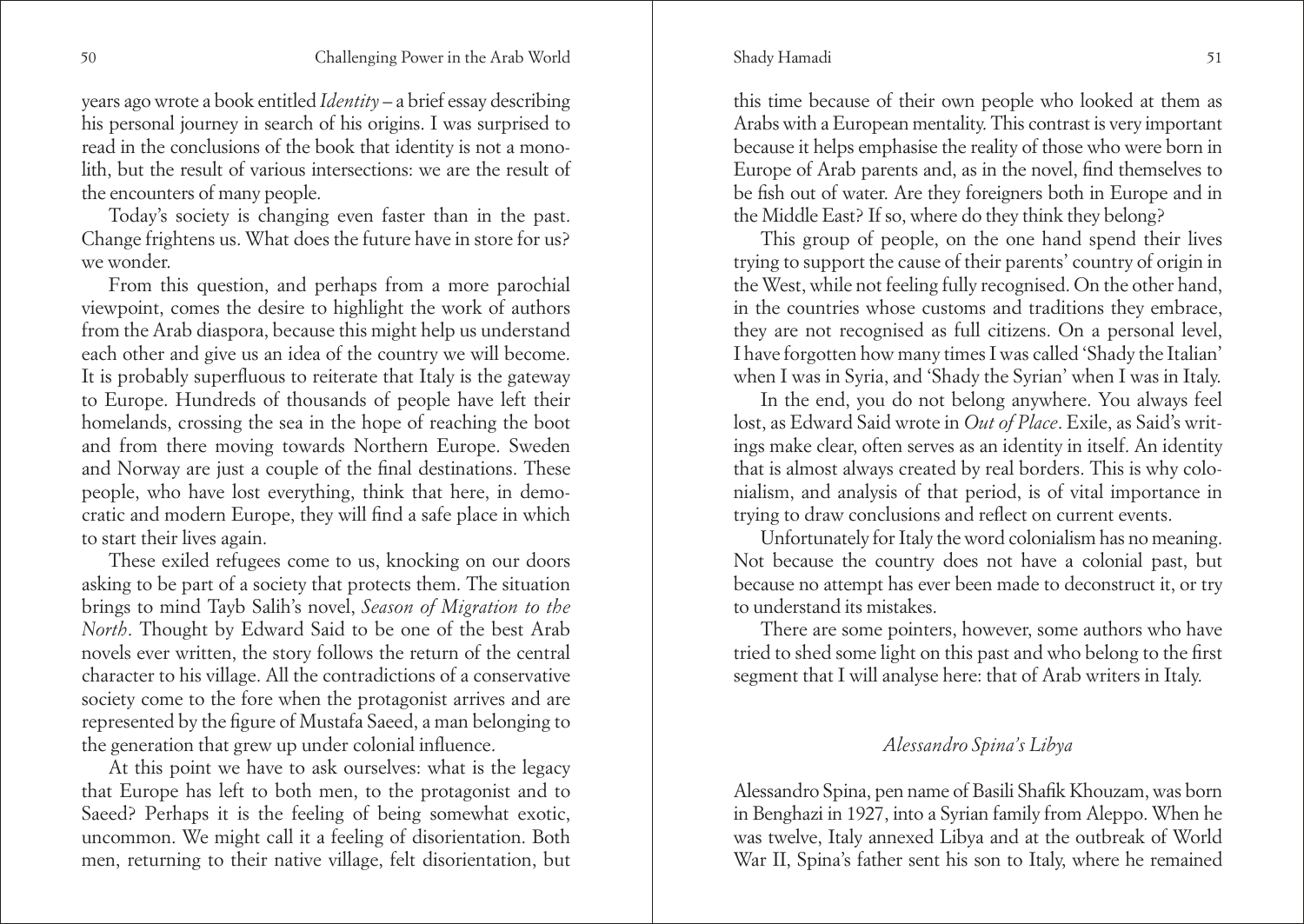years ago wrote a book entitled *Identity* – a brief essay describing his personal journey in search of his origins. I was surprised to read in the conclusions of the book that identity is not a monolith, but the result of various intersections: we are the result of the encounters of many people.

Today's society is changing even faster than in the past. Change frightens us. What does the future have in store for us? we wonder.

From this question, and perhaps from a more parochial viewpoint, comes the desire to highlight the work of authors from the Arab diaspora, because this might help us understand each other and give us an idea of the country we will become. It is probably superfluous to reiterate that Italy is the gateway to Europe. Hundreds of thousands of people have left their homelands, crossing the sea in the hope of reaching the boot and from there moving towards Northern Europe. Sweden and Norway are just a couple of the final destinations. These people, who have lost everything, think that here, in democratic and modern Europe, they will find a safe place in which to start their lives again.

These exiled refugees come to us, knocking on our doors asking to be part of a society that protects them. The situation brings to mind Tayb Salih's novel, *Season of Migration to the North*. Thought by Edward Said to be one of the best Arab novels ever written, the story follows the return of the central character to his village. All the contradictions of a conservative society come to the fore when the protagonist arrives and are represented by the figure of Mustafa Saeed, a man belonging to the generation that grew up under colonial influence.

At this point we have to ask ourselves: what is the legacy that Europe has left to both men, to the protagonist and to Saeed? Perhaps it is the feeling of being somewhat exotic, uncommon. We might call it a feeling of disorientation. Both men, returning to their native village, felt disorientation, but this time because of their own people who looked at them as Arabs with a European mentality. This contrast is very important because it helps emphasise the reality of those who were born in Europe of Arab parents and, as in the novel, find themselves to be fish out of water. Are they foreigners both in Europe and in the Middle East? If so, where do they think they belong?

This group of people, on the one hand spend their lives trying to support the cause of their parents' country of origin in the West, while not feeling fully recognised. On the other hand, in the countries whose customs and traditions they embrace, they are not recognised as full citizens. On a personal level, I have forgotten how many times I was called 'Shady the Italian' when I was in Syria, and 'Shady the Syrian' when I was in Italy.

In the end, you do not belong anywhere. You always feel lost, as Edward Said wrote in *Out of Place*. Exile, as Said's writings make clear, often serves as an identity in itself. An identity that is almost always created by real borders. This is why colonialism, and analysis of that period, is of vital importance in trying to draw conclusions and reflect on current events.

Unfortunately for Italy the word colonialism has no meaning. Not because the country does not have a colonial past, but because no attempt has ever been made to deconstruct it, or try to understand its mistakes.

There are some pointers, however, some authors who have tried to shed some light on this past and who belong to the first segment that I will analyse here: that of Arab writers in Italy.

### *Alessandro Spina's Libya*

Alessandro Spina, pen name of Basili Shafik Khouzam, was born in Benghazi in 1927, into a Syrian family from Aleppo. When he was twelve, Italy annexed Libya and at the outbreak of World War II, Spina's father sent his son to Italy, where he remained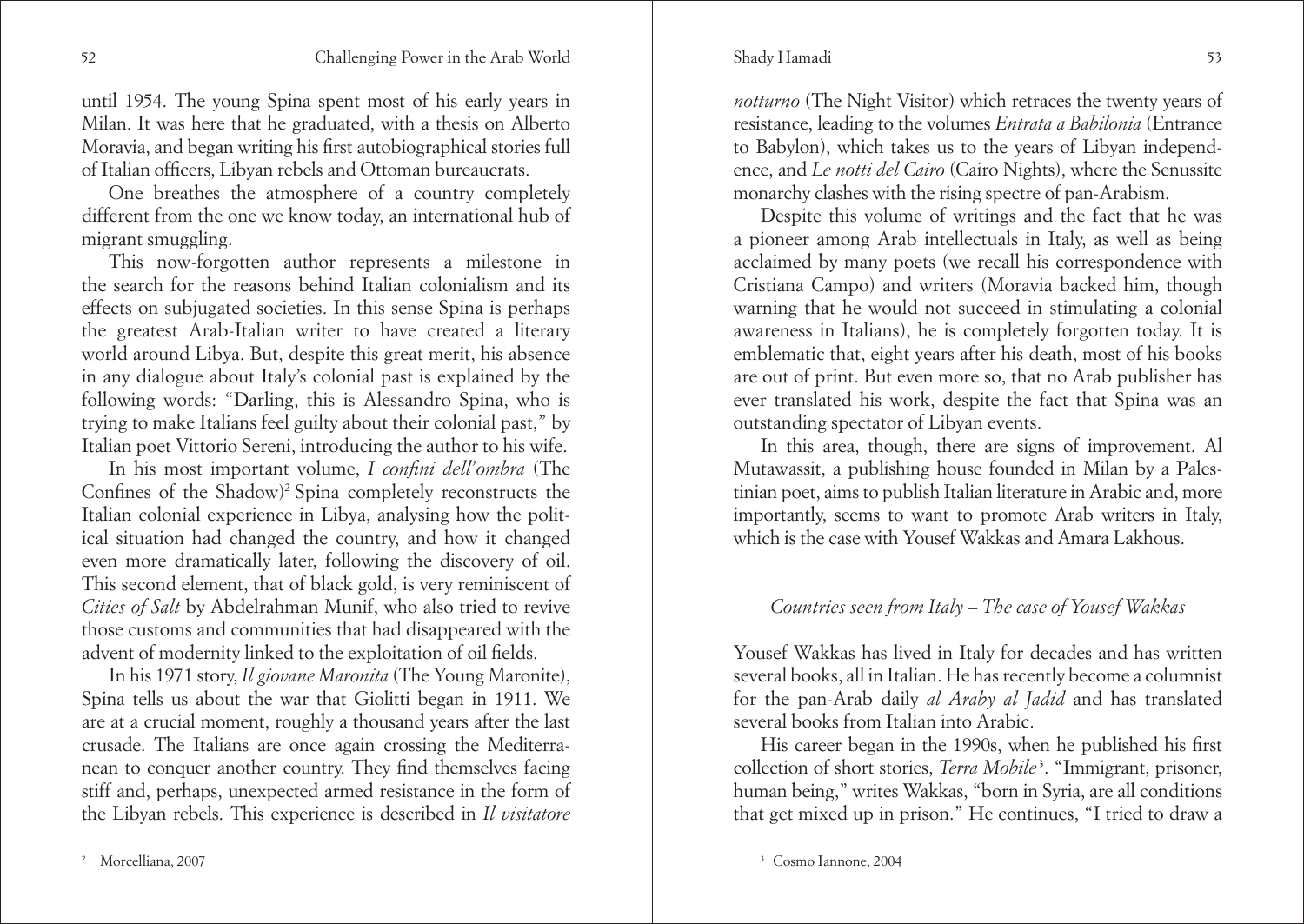until 1954. The young Spina spent most of his early years in Milan. It was here that he graduated, with a thesis on Alberto Moravia, and began writing his first autobiographical stories full of Italian officers, Libyan rebels and Ottoman bureaucrats.

One breathes the atmosphere of a country completely different from the one we know today, an international hub of migrant smuggling.

This now-forgotten author represents a milestone in the search for the reasons behind Italian colonialism and its effects on subjugated societies. In this sense Spina is perhaps the greatest Arab-Italian writer to have created a literary world around Libya. But, despite this great merit, his absence in any dialogue about Italy's colonial past is explained by the following words: "Darling, this is Alessandro Spina, who is trying to make Italians feel guilty about their colonial past," by Italian poet Vittorio Sereni, introducing the author to his wife.

In his most important volume, *I confini dell'ombra* (The Confines of the Shadow)[2] Spina completely reconstructs the Italian colonial experience in Libya, analysing how the political situation had changed the country, and how it changed even more dramatically later, following the discovery of oil. This second element, that of black gold, is very reminiscent of *Cities of Salt* by Abdelrahman Munif, who also tried to revive those customs and communities that had disappeared with the advent of modernity linked to the exploitation of oil fields.

In his 1971 story, *Il giovane Maronita* (The Young Maronite), Spina tells us about the war that Giolitti began in 1911. We are at a crucial moment, roughly a thousand years after the last crusade. The Italians are once again crossing the Mediterranean to conquer another country. They find themselves facing stiff and, perhaps, unexpected armed resistance in the form of the Libyan rebels. This experience is described in *Il visitatore notturno* (The Night Visitor) which retraces the twenty years of resistance, leading to the volumes *Entrata a Babilonia* (Entrance to Babylon), which takes us to the years of Libyan independence, and *Le notti del Cairo* (Cairo Nights), where the Senussite monarchy clashes with the rising spectre of pan-Arabism.

Despite this volume of writings and the fact that he was a pioneer among Arab intellectuals in Italy, as well as being acclaimed by many poets (we recall his correspondence with Cristiana Campo) and writers (Moravia backed him, though warning that he would not succeed in stimulating a colonial awareness in Italians), he is completely forgotten today. It is emblematic that, eight years after his death, most of his books are out of print. But even more so, that no Arab publisher has ever translated his work, despite the fact that Spina was an outstanding spectator of Libyan events.

In this area, though, there are signs of improvement. Al Mutawassit, a publishing house founded in Milan by a Palestinian poet, aims to publish Italian literature in Arabic and, more importantly, seems to want to promote Arab writers in Italy, which is the case with Yousef Wakkas and Amara Lakhous.

### *Countries seen from Italy – The case of Yousef Wakkas*

Yousef Wakkas has lived in Italy for decades and has written several books, all in Italian. He has recently become a columnist for the pan-Arab daily *al Araby al Jadid* and has translated several books from Italian into Arabic.

His career began in the 1990s, when he published his first collection of short stories, *Terra Mobile*[3]. "Immigrant, prisoner, human being," writes Wakkas, "born in Syria, are all conditions that get mixed up in prison." He continues, "I tried to draw a

[2] Morcelliana, 2007

[3] Cosmo Iannone, 2004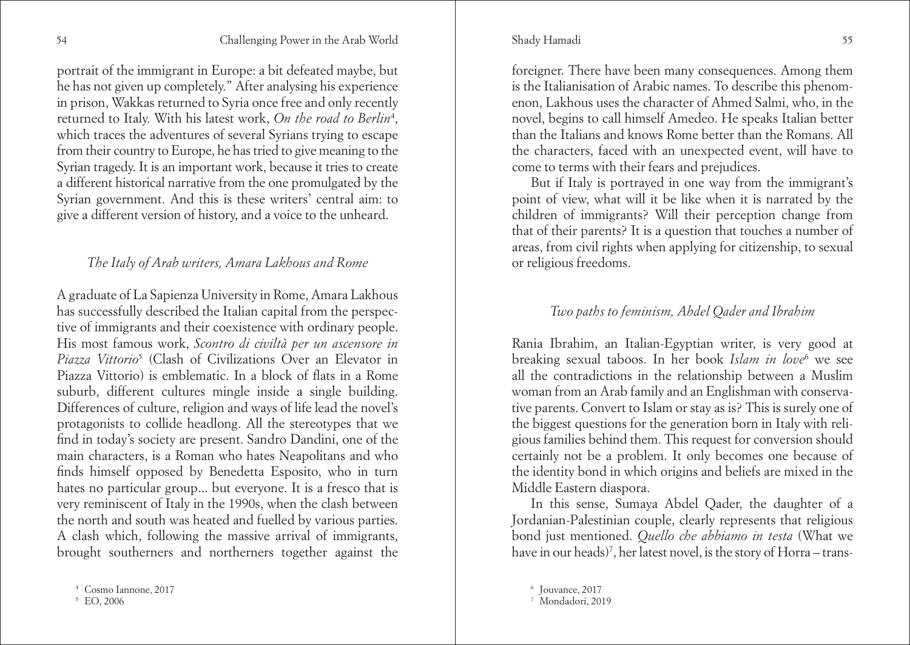portrait of the immigrant in Europe: a bit defeated maybe, but he has not given up completely." After analysing his experience in prison, Wakkas returned to Syria once free and only recently returned to Italy. With his latest work, *On the road to Berlin*[4], which traces the adventures of several Syrians trying to escape from their country to Europe, he has tried to give meaning to the Syrian tragedy. It is an important work, because it tries to create a different historical narrative from the one promulgated by the Syrian government. And this is these writers' central aim: to give a different version of history, and a voice to the unheard.

### *The Italy of Arab writers, Amara Lakhous and Rome*

A graduate of La Sapienza University in Rome, Amara Lakhous has successfully described the Italian capital from the perspective of immigrants and their coexistence with ordinary people. His most famous work, *Scontro di civiltà per un ascensore in Piazza Vittorio*[5] (Clash of Civilizations Over an Elevator in Piazza Vittorio) is emblematic. In a block of flats in a Rome suburb, different cultures mingle inside a single building. Differences of culture, religion and ways of life lead the novel's protagonists to collide headlong. All the stereotypes that we find in today's society are present. Sandro Dandini, one of the main characters, is a Roman who hates Neapolitans and who finds himself opposed by Benedetta Esposito, who in turn hates no particular group... but everyone. It is a fresco that is very reminiscent of Italy in the 1990s, when the clash between the north and south was heated and fuelled by various parties. A clash which, following the massive arrival of immigrants, brought southerners and northerners together against the foreigner. There have been many consequences. Among them is the Italianisation of Arabic names. To describe this phenomenon, Lakhous uses the character of Ahmed Salmi, who, in the novel, begins to call himself Amedeo. He speaks Italian better than the Italians and knows Rome better than the Romans. All the characters, faced with an unexpected event, will have to come to terms with their fears and prejudices.

But if Italy is portrayed in one way from the immigrant's point of view, what will it be like when it is narrated by the children of immigrants? Will their perception change from that of their parents? It is a question that touches a number of areas, from civil rights when applying for citizenship, to sexual or religious freedoms.

### *Two paths to feminism, Abdel Qader and Ibrahim*

Rania Ibrahim, an Italian-Egyptian writer, is very good at breaking sexual taboos. In her book *Islam in love*[6] we see all the contradictions in the relationship between a Muslim woman from an Arab family and an Englishman with conservative parents. Convert to Islam or stay as is? This is surely one of the biggest questions for the generation born in Italy with religious families behind them. This request for conversion should certainly not be a problem. It only becomes one because of the identity bond in which origins and beliefs are mixed in the Middle Eastern diaspora.

In this sense, Sumaya Abdel Qader, the daughter of a Jordanian-Palestinian couple, clearly represents that religious bond just mentioned. *Quello che abbiamo in testa* (What we have in our heads)[7], her latest novel, is the story of Horra – trans-

[4] Cosmo Iannone, 2017
[5] EO, 2006
[6] Jouvance, 2017
[7] Mondadori, 2019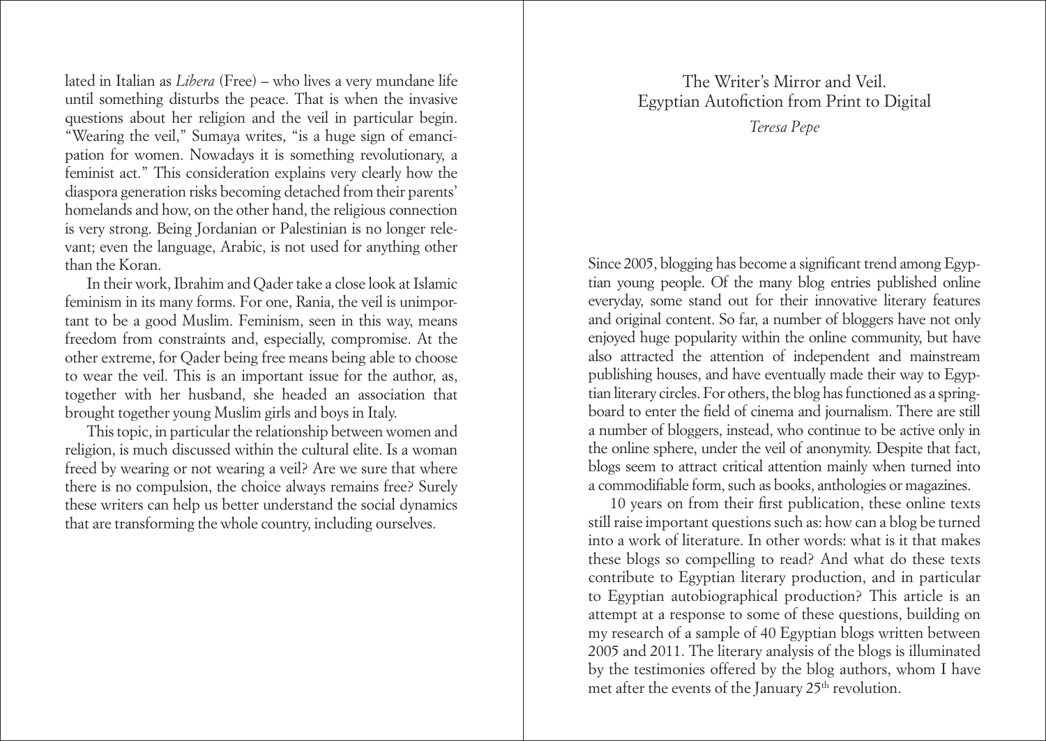lated in Italian as *Libera* (Free) – who lives a very mundane life until something disturbs the peace. That is when the invasive questions about her religion and the veil in particular begin. "Wearing the veil," Sumaya writes, "is a huge sign of emancipation for women. Nowadays it is something revolutionary, a feminist act." This consideration explains very clearly how the diaspora generation risks becoming detached from their parents' homelands and how, on the other hand, the religious connection is very strong. Being Jordanian or Palestinian is no longer relevant; even the language, Arabic, is not used for anything other than the Koran.

In their work, Ibrahim and Qader take a close look at Islamic feminism in its many forms. For one, Rania, the veil is unimportant to be a good Muslim. Feminism, seen in this way, means freedom from constraints and, especially, compromise. At the other extreme, for Qader being free means being able to choose to wear the veil. This is an important issue for the author, as, together with her husband, she headed an association that brought together young Muslim girls and boys in Italy.

This topic, in particular the relationship between women and religion, is much discussed within the cultural elite. Is a woman freed by wearing or not wearing a veil? Are we sure that where there is no compulsion, the choice always remains free? Surely these writers can help us better understand the social dynamics that are transforming the whole country, including ourselves.

# The Writer's Mirror and Veil. Egyptian Autofiction from Print to Digital

*Teresa Pepe*

Since 2005, blogging has become a significant trend among Egyptian young people. Of the many blog entries published online everyday, some stand out for their innovative literary features and original content. So far, a number of bloggers have not only enjoyed huge popularity within the online community, but have also attracted the attention of independent and mainstream publishing houses, and have eventually made their way to Egyptian literary circles. For others, the blog has functioned as a springboard to enter the field of cinema and journalism. There are still a number of bloggers, instead, who continue to be active only in the online sphere, under the veil of anonymity. Despite that fact, blogs seem to attract critical attention mainly when turned into a commodifiable form, such as books, anthologies or magazines.

10 years on from their first publication, these online texts still raise important questions such as: how can a blog be turned into a work of literature. In other words: what is it that makes these blogs so compelling to read? And what do these texts contribute to Egyptian literary production, and in particular to Egyptian autobiographical production? This article is an attempt at a response to some of these questions, building on my research of a sample of 40 Egyptian blogs written between 2005 and 2011. The literary analysis of the blogs is illuminated by the testimonies offered by the blog authors, whom I have met after the events of the January 25th revolution.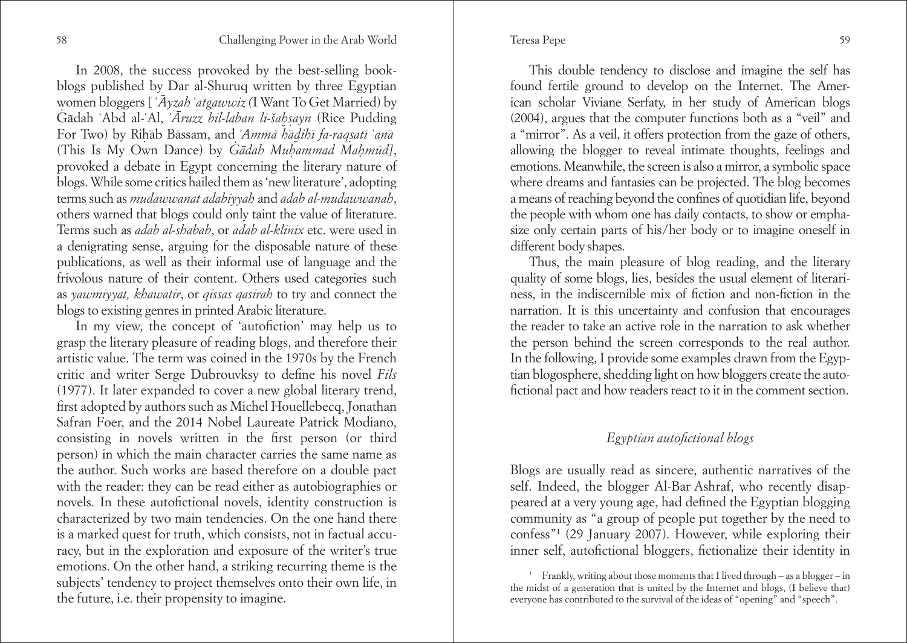In 2008, the success provoked by the best-selling book-blogs published by Dar al-Shuruq written by three Egyptian women bloggers [*ʿĀyzah ʾatgawwiz (*I Want To Get Married) by Ġādah ʿAbd al-ʿAl, *ʾĀruzz bil-laban li-šahṣayn* (Rice Pudding For Two) by Riḥāb Bāssam, and *ʾAmmā hāḏihī fa-raqṣatī ʾanā* (This Is My Own Dance) by *Ġādah Muḥammad Maḥmūd]*, provoked a debate in Egypt concerning the literary nature of blogs. While some critics hailed them as 'new literature', adopting terms such as *mudawwanat adabiyyah* and *adab al-mudawwanah*, others warned that blogs could only taint the value of literature. Terms such as *adab al-shabab*, or *adab al-klinix* etc. were used in a denigrating sense, arguing for the disposable nature of these publications, as well as their informal use of language and the frivolous nature of their content. Others used categories such as *yawmiyyat, khawatir*, or *qissas qasirah* to try and connect the blogs to existing genres in printed Arabic literature.

In my view, the concept of 'autofiction' may help us to grasp the literary pleasure of reading blogs, and therefore their artistic value. The term was coined in the 1970s by the French critic and writer Serge Dubrouvksy to define his novel *Fils* (1977). It later expanded to cover a new global literary trend, first adopted by authors such as Michel Houellebecq, Jonathan Safran Foer, and the 2014 Nobel Laureate Patrick Modiano, consisting in novels written in the first person (or third person) in which the main character carries the same name as the author. Such works are based therefore on a double pact with the reader: they can be read either as autobiographies or novels. In these autofictional novels, identity construction is characterized by two main tendencies. On the one hand there is a marked quest for truth, which consists, not in factual accuracy, but in the exploration and exposure of the writer's true emotions. On the other hand, a striking recurring theme is the subjects' tendency to project themselves onto their own life, in the future, i.e. their propensity to imagine.

This double tendency to disclose and imagine the self has found fertile ground to develop on the Internet. The American scholar Viviane Serfaty, in her study of American blogs (2004), argues that the computer functions both as a "veil" and a "mirror". As a veil, it offers protection from the gaze of others, allowing the blogger to reveal intimate thoughts, feelings and emotions. Meanwhile, the screen is also a mirror, a symbolic space where dreams and fantasies can be projected. The blog becomes a means of reaching beyond the confines of quotidian life, beyond the people with whom one has daily contacts, to show or emphasize only certain parts of his/her body or to imagine oneself in different body shapes.

Thus, the main pleasure of blog reading, and the literary quality of some blogs, lies, besides the usual element of literariness, in the indiscernible mix of fiction and non-fiction in the narration. It is this uncertainty and confusion that encourages the reader to take an active role in the narration to ask whether the person behind the screen corresponds to the real author. In the following, I provide some examples drawn from the Egyptian blogosphere, shedding light on how bloggers create the autofictional pact and how readers react to it in the comment section.

## *Egyptian autofictional blogs*

Blogs are usually read as sincere, authentic narratives of the self. Indeed, the blogger Al-Bar Ashraf, who recently disappeared at a very young age, had defined the Egyptian blogging community as "a group of people put together by the need to confess"[1] (29 January 2007). However, while exploring their inner self, autofictional bloggers, fictionalize their identity in

[1] Frankly, writing about those moments that I lived through – as a blogger – in the midst of a generation that is united by the Internet and blogs, (I believe that) everyone has contributed to the survival of the ideas of "opening" and "speech".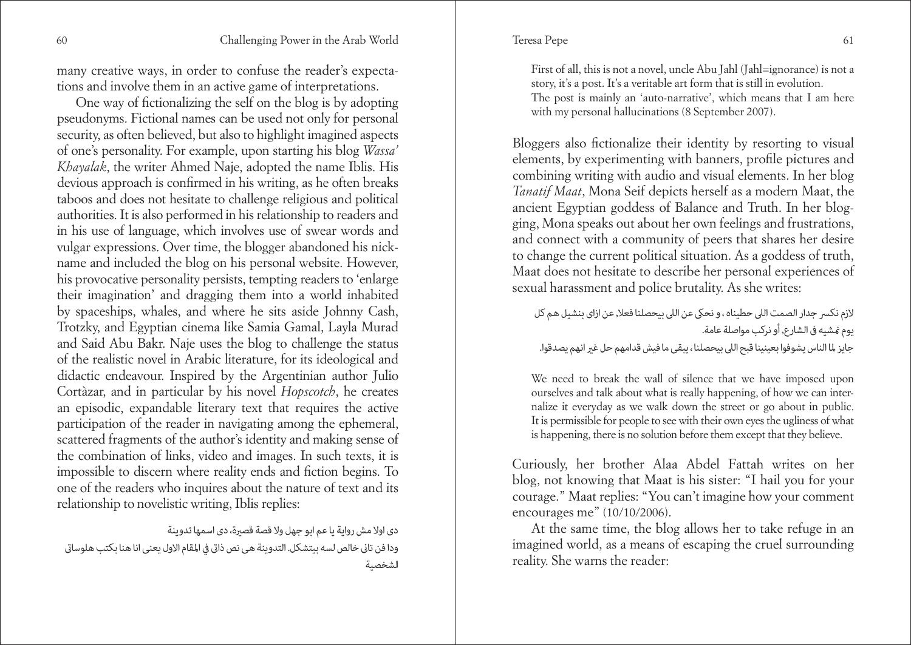many creative ways, in order to confuse the reader's expectations and involve them in an active game of interpretations.

One way of fictionalizing the self on the blog is by adopting pseudonyms. Fictional names can be used not only for personal security, as often believed, but also to highlight imagined aspects of one's personality. For example, upon starting his blog *Wassa' Khayalak*, the writer Ahmed Naje, adopted the name Iblis. His devious approach is confirmed in his writing, as he often breaks taboos and does not hesitate to challenge religious and political authorities. It is also performed in his relationship to readers and in his use of language, which involves use of swear words and vulgar expressions. Over time, the blogger abandoned his nickname and included the blog on his personal website. However, his provocative personality persists, tempting readers to 'enlarge their imagination' and dragging them into a world inhabited by spaceships, whales, and where he sits aside Johnny Cash, Trotzky, and Egyptian cinema like Samia Gamal, Layla Murad and Said Abu Bakr. Naje uses the blog to challenge the status of the realistic novel in Arabic literature, for its ideological and didactic endeavour. Inspired by the Argentinian author Julio Cortàzar, and in particular by his novel *Hopscotch*, he creates an episodic, expandable literary text that requires the active participation of the reader in navigating among the ephemeral, scattered fragments of the author's identity and making sense of the combination of links, video and images. In such texts, it is impossible to discern where reality ends and fiction begins. To one of the readers who inquires about the nature of text and its relationship to novelistic writing, Iblis replies:

> دى اولا مش رواية يا عم ابو جهل ولا قصة قصيرة، دى اسمها تدوينة
> ودا فن تانى خالص لسه بيتشكل. التدوينة هى نص ذاتى في المقام الاول يعنى انا هنا بكتب هلوساتى الشخصية
>
> First of all, this is not a novel, uncle Abu Jahl (Jahl=ignorance) is not a story, it's a post. It's a veritable art form that is still in evolution.
> The post is mainly an 'auto-narrative', which means that I am here with my personal hallucinations (8 September 2007).

Bloggers also fictionalize their identity by resorting to visual elements, by experimenting with banners, profile pictures and combining writing with audio and visual elements. In her blog *Tanatif Maat*, Mona Seif depicts herself as a modern Maat, the ancient Egyptian goddess of Balance and Truth. In her blogging, Mona speaks out about her own feelings and frustrations, and connect with a community of peers that shares her desire to change the current political situation. As a goddess of truth, Maat does not hesitate to describe her personal experiences of sexual harassment and police brutality. As she writes:

> لازم نكسر جدار الصمت اللى حطيناه ، و نحكى عن اللى بيحصلنا فعلا, عن ازاى بنشيل هم كل يوم نمشيه فى الشارع, أو نركب مواصلة عامة.
> جايز لما الناس يشوفوا بعينينا قبح اللى بيحصلنا ، يبقى ما فيش قدامهم حل غير انهم يصدقوا.
>
> We need to break the wall of silence that we have imposed upon ourselves and talk about what is really happening, of how we can internalize it everyday as we walk down the street or go about in public. It is permissible for people to see with their own eyes the ugliness of what is happening, there is no solution before them except that they believe.

Curiously, her brother Alaa Abdel Fattah writes on her blog, not knowing that Maat is his sister: "I hail you for your courage." Maat replies: "You can't imagine how your comment encourages me" (10/10/2006).

At the same time, the blog allows her to take refuge in an imagined world, as a means of escaping the cruel surrounding reality. She warns the reader: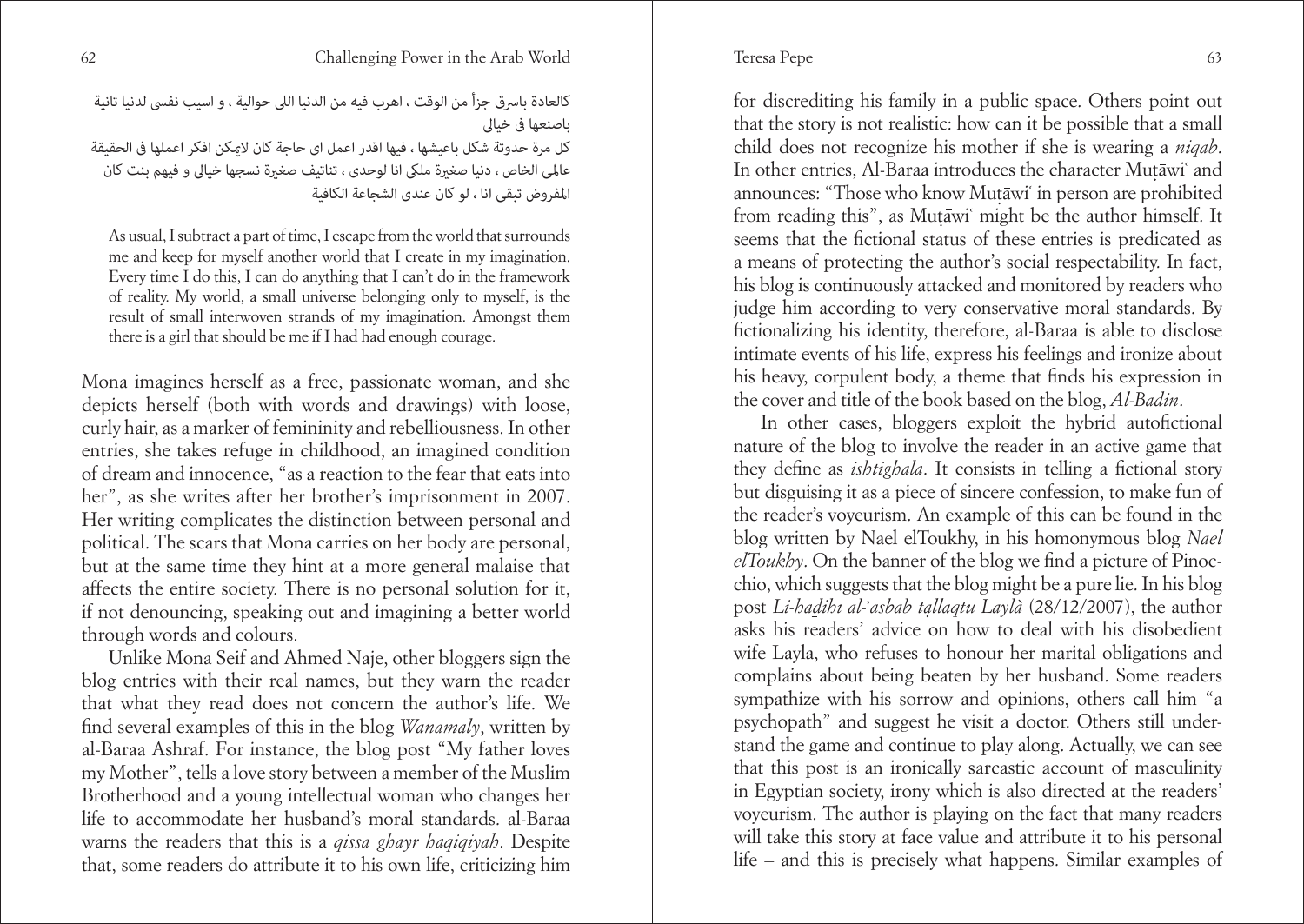كالعادة باسرق جزأ من الوقت ، اهرب فيه من الدنيا اللى حوالية ، و اسيب نفسى لدنيا تانية باصنعها فى خيالى

كل مرة حدوتة شكل باعيشها ، فيها اقدر اعمل اى حاجة كان لايمكن افكر اعملها فى الحقيقة عالمى الخاص ، دنيا صغيرة ملكى انا لوحدى ، تناتيف صغيرة نسجها خيالى و فيهم بنت كان المفروض تبقى انا ، لو كان عندى الشجاعة الكافية

> As usual, I subtract a part of time, I escape from the world that surrounds me and keep for myself another world that I create in my imagination. Every time I do this, I can do anything that I can't do in the framework of reality. My world, a small universe belonging only to myself, is the result of small interwoven strands of my imagination. Amongst them there is a girl that should be me if I had had enough courage.

Mona imagines herself as a free, passionate woman, and she depicts herself (both with words and drawings) with loose, curly hair, as a marker of femininity and rebelliousness. In other entries, she takes refuge in childhood, an imagined condition of dream and innocence, "as a reaction to the fear that eats into her", as she writes after her brother's imprisonment in 2007. Her writing complicates the distinction between personal and political. The scars that Mona carries on her body are personal, but at the same time they hint at a more general malaise that affects the entire society. There is no personal solution for it, if not denouncing, speaking out and imagining a better world through words and colours.

Unlike Mona Seif and Ahmed Naje, other bloggers sign the blog entries with their real names, but they warn the reader that what they read does not concern the author's life. We find several examples of this in the blog *Wanamaly*, written by al-Baraa Ashraf. For instance, the blog post "My father loves my Mother", tells a love story between a member of the Muslim Brotherhood and a young intellectual woman who changes her life to accommodate her husband's moral standards. al-Baraa warns the readers that this is a *qissa ghayr haqiqiyah*. Despite that, some readers do attribute it to his own life, criticizing him for discrediting his family in a public space. Others point out that the story is not realistic: how can it be possible that a small child does not recognize his mother if she is wearing a *niqab*. In other entries, Al-Baraa introduces the character Muṭāwiʿ and announces: "Those who know Muṭāwiʿ in person are prohibited from reading this", as Muṭāwiʿ might be the author himself. It seems that the fictional status of these entries is predicated as a means of protecting the author's social respectability. In fact, his blog is continuously attacked and monitored by readers who judge him according to very conservative moral standards. By fictionalizing his identity, therefore, al-Baraa is able to disclose intimate events of his life, express his feelings and ironize about his heavy, corpulent body, a theme that finds his expression in the cover and title of the book based on the blog, *Al-Badin*.

In other cases, bloggers exploit the hybrid autofictional nature of the blog to involve the reader in an active game that they define as *ishtighala*. It consists in telling a fictional story but disguising it as a piece of sincere confession, to make fun of the reader's voyeurism. An example of this can be found in the blog written by Nael elToukhy, in his homonymous blog *Nael elToukhy*. On the banner of the blog we find a picture of Pinocchio, which suggests that the blog might be a pure lie. In his blog post *Li-hāḏihī al-ʾasbāb ṭallaqtu Laylà* (28/12/2007), the author asks his readers' advice on how to deal with his disobedient wife Layla, who refuses to honour her marital obligations and complains about being beaten by her husband. Some readers sympathize with his sorrow and opinions, others call him "a psychopath" and suggest he visit a doctor. Others still understand the game and continue to play along. Actually, we can see that this post is an ironically sarcastic account of masculinity in Egyptian society, irony which is also directed at the readers' voyeurism. The author is playing on the fact that many readers will take this story at face value and attribute it to his personal life – and this is precisely what happens. Similar examples of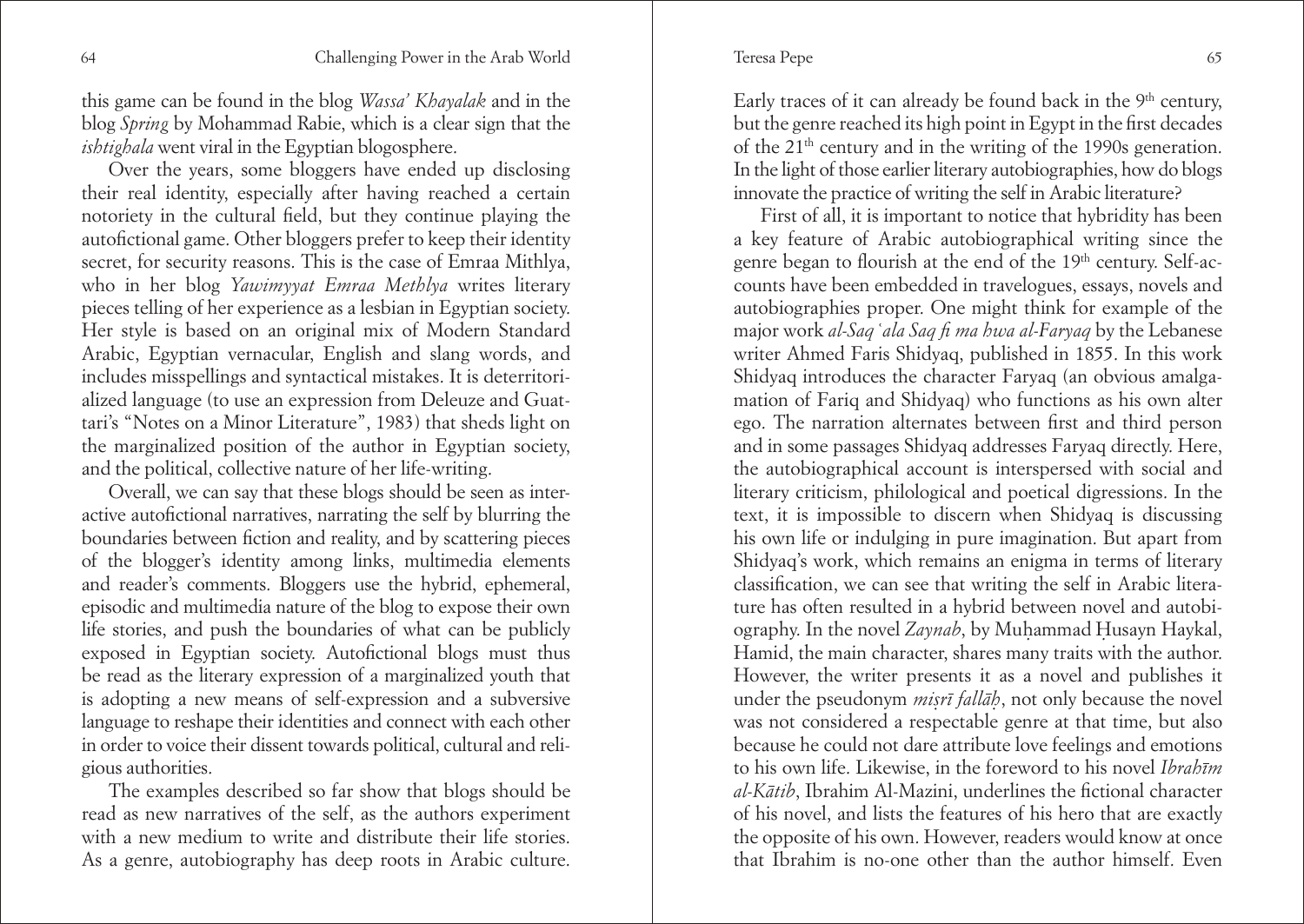this game can be found in the blog *Wassa' Khayalak* and in the blog *Spring* by Mohammad Rabie, which is a clear sign that the *ishtighala* went viral in the Egyptian blogosphere.

Over the years, some bloggers have ended up disclosing their real identity, especially after having reached a certain notoriety in the cultural field, but they continue playing the autofictional game. Other bloggers prefer to keep their identity secret, for security reasons. This is the case of Emraa Mithlya, who in her blog *Yawimyyat Emraa Methlya* writes literary pieces telling of her experience as a lesbian in Egyptian society. Her style is based on an original mix of Modern Standard Arabic, Egyptian vernacular, English and slang words, and includes misspellings and syntactical mistakes. It is deterritorialized language (to use an expression from Deleuze and Guattari's "Notes on a Minor Literature", 1983) that sheds light on the marginalized position of the author in Egyptian society, and the political, collective nature of her life-writing.

Overall, we can say that these blogs should be seen as interactive autofictional narratives, narrating the self by blurring the boundaries between fiction and reality, and by scattering pieces of the blogger's identity among links, multimedia elements and reader's comments. Bloggers use the hybrid, ephemeral, episodic and multimedia nature of the blog to expose their own life stories, and push the boundaries of what can be publicly exposed in Egyptian society. Autofictional blogs must thus be read as the literary expression of a marginalized youth that is adopting a new means of self-expression and a subversive language to reshape their identities and connect with each other in order to voice their dissent towards political, cultural and religious authorities.

The examples described so far show that blogs should be read as new narratives of the self, as the authors experiment with a new medium to write and distribute their life stories. As a genre, autobiography has deep roots in Arabic culture. Early traces of it can already be found back in the 9th century, but the genre reached its high point in Egypt in the first decades of the 21th century and in the writing of the 1990s generation. In the light of those earlier literary autobiographies, how do blogs innovate the practice of writing the self in Arabic literature?

First of all, it is important to notice that hybridity has been a key feature of Arabic autobiographical writing since the genre began to flourish at the end of the 19th century. Self-accounts have been embedded in travelogues, essays, novels and autobiographies proper. One might think for example of the major work *al-Saq ʿala Saq fi ma hwa al-Faryaq* by the Lebanese writer Ahmed Faris Shidyaq, published in 1855. In this work Shidyaq introduces the character Faryaq (an obvious amalgamation of Fariq and Shidyaq) who functions as his own alter ego. The narration alternates between first and third person and in some passages Shidyaq addresses Faryaq directly. Here, the autobiographical account is interspersed with social and literary criticism, philological and poetical digressions. In the text, it is impossible to discern when Shidyaq is discussing his own life or indulging in pure imagination. But apart from Shidyaq's work, which remains an enigma in terms of literary classification, we can see that writing the self in Arabic literature has often resulted in a hybrid between novel and autobiography. In the novel *Zaynab*, by Muḥammad Ḥusayn Haykal, Hamid, the main character, shares many traits with the author. However, the writer presents it as a novel and publishes it under the pseudonym *miṣrī fallāḥ*, not only because the novel was not considered a respectable genre at that time, but also because he could not dare attribute love feelings and emotions to his own life. Likewise, in the foreword to his novel *Ibrahīm al-Kātib*, Ibrahim Al-Mazini, underlines the fictional character of his novel, and lists the features of his hero that are exactly the opposite of his own. However, readers would know at once that Ibrahim is no-one other than the author himself. Even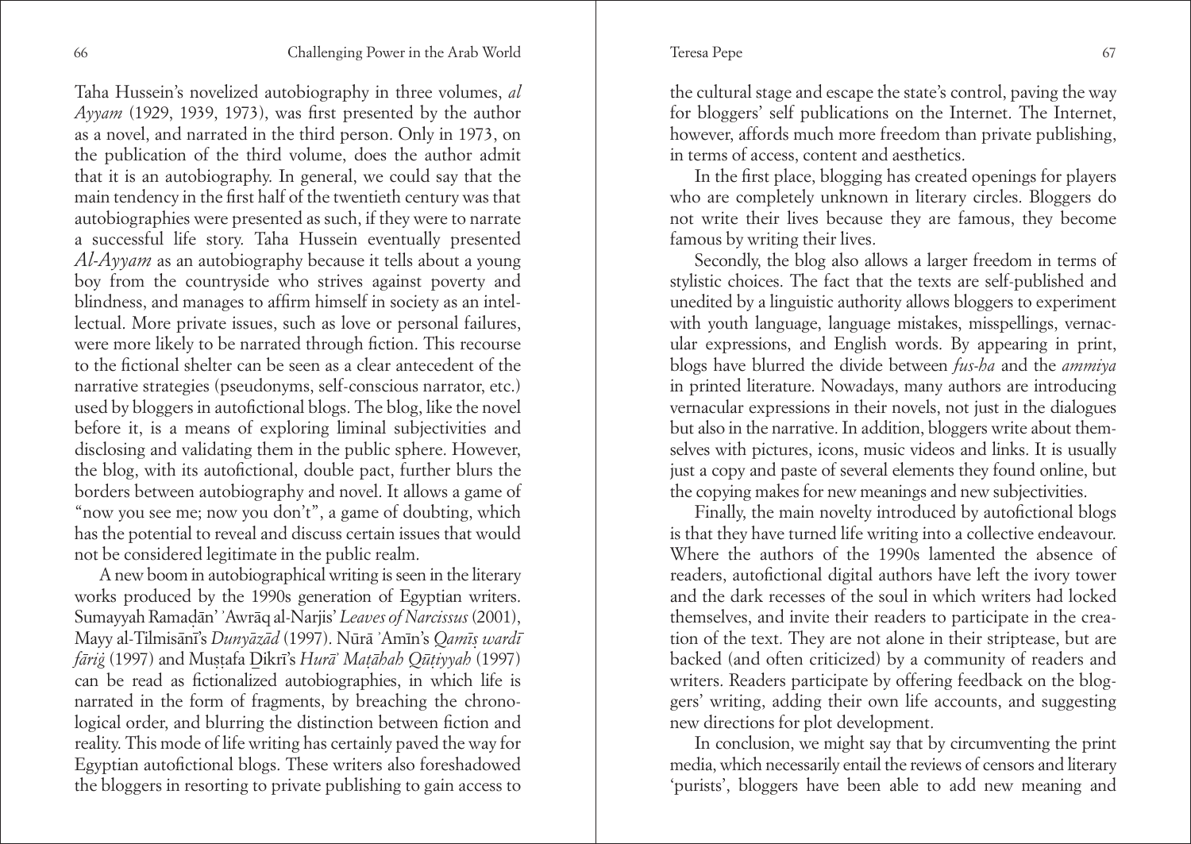Taha Hussein's novelized autobiography in three volumes, *al Ayyam* (1929, 1939, 1973), was first presented by the author as a novel, and narrated in the third person. Only in 1973, on the publication of the third volume, does the author admit that it is an autobiography. In general, we could say that the main tendency in the first half of the twentieth century was that autobiographies were presented as such, if they were to narrate a successful life story. Taha Hussein eventually presented *Al-Ayyam* as an autobiography because it tells about a young boy from the countryside who strives against poverty and blindness, and manages to affirm himself in society as an intellectual. More private issues, such as love or personal failures, were more likely to be narrated through fiction. This recourse to the fictional shelter can be seen as a clear antecedent of the narrative strategies (pseudonyms, self-conscious narrator, etc.) used by bloggers in autofictional blogs. The blog, like the novel before it, is a means of exploring liminal subjectivities and disclosing and validating them in the public sphere. However, the blog, with its autofictional, double pact, further blurs the borders between autobiography and novel. It allows a game of "now you see me; now you don't", a game of doubting, which has the potential to reveal and discuss certain issues that would not be considered legitimate in the public realm.

A new boom in autobiographical writing is seen in the literary works produced by the 1990s generation of Egyptian writers. Sumayyah Ramaḍān' ʾAwrāq al-Narjis' *Leaves of Narcissus* (2001), Mayy al-Tilmisānī's *Dunyāzād* (1997). Nūrā ʾAmīn's *Qamīṣ wardī fārig̣* (1997) and Muṣṭafa D̲ikrī's *Hurāʾ Maṭāhah Qūṭiyyah* (1997) can be read as fictionalized autobiographies, in which life is narrated in the form of fragments, by breaching the chronological order, and blurring the distinction between fiction and reality. This mode of life writing has certainly paved the way for Egyptian autofictional blogs. These writers also foreshadowed the bloggers in resorting to private publishing to gain access to the cultural stage and escape the state's control, paving the way for bloggers' self publications on the Internet. The Internet, however, affords much more freedom than private publishing, in terms of access, content and aesthetics.

In the first place, blogging has created openings for players who are completely unknown in literary circles. Bloggers do not write their lives because they are famous, they become famous by writing their lives.

Secondly, the blog also allows a larger freedom in terms of stylistic choices. The fact that the texts are self-published and unedited by a linguistic authority allows bloggers to experiment with youth language, language mistakes, misspellings, vernacular expressions, and English words. By appearing in print, blogs have blurred the divide between *fus-ha* and the *ammiya* in printed literature. Nowadays, many authors are introducing vernacular expressions in their novels, not just in the dialogues but also in the narrative. In addition, bloggers write about themselves with pictures, icons, music videos and links. It is usually just a copy and paste of several elements they found online, but the copying makes for new meanings and new subjectivities.

Finally, the main novelty introduced by autofictional blogs is that they have turned life writing into a collective endeavour. Where the authors of the 1990s lamented the absence of readers, autofictional digital authors have left the ivory tower and the dark recesses of the soul in which writers had locked themselves, and invite their readers to participate in the creation of the text. They are not alone in their striptease, but are backed (and often criticized) by a community of readers and writers. Readers participate by offering feedback on the bloggers' writing, adding their own life accounts, and suggesting new directions for plot development.

In conclusion, we might say that by circumventing the print media, which necessarily entail the reviews of censors and literary 'purists', bloggers have been able to add new meaning and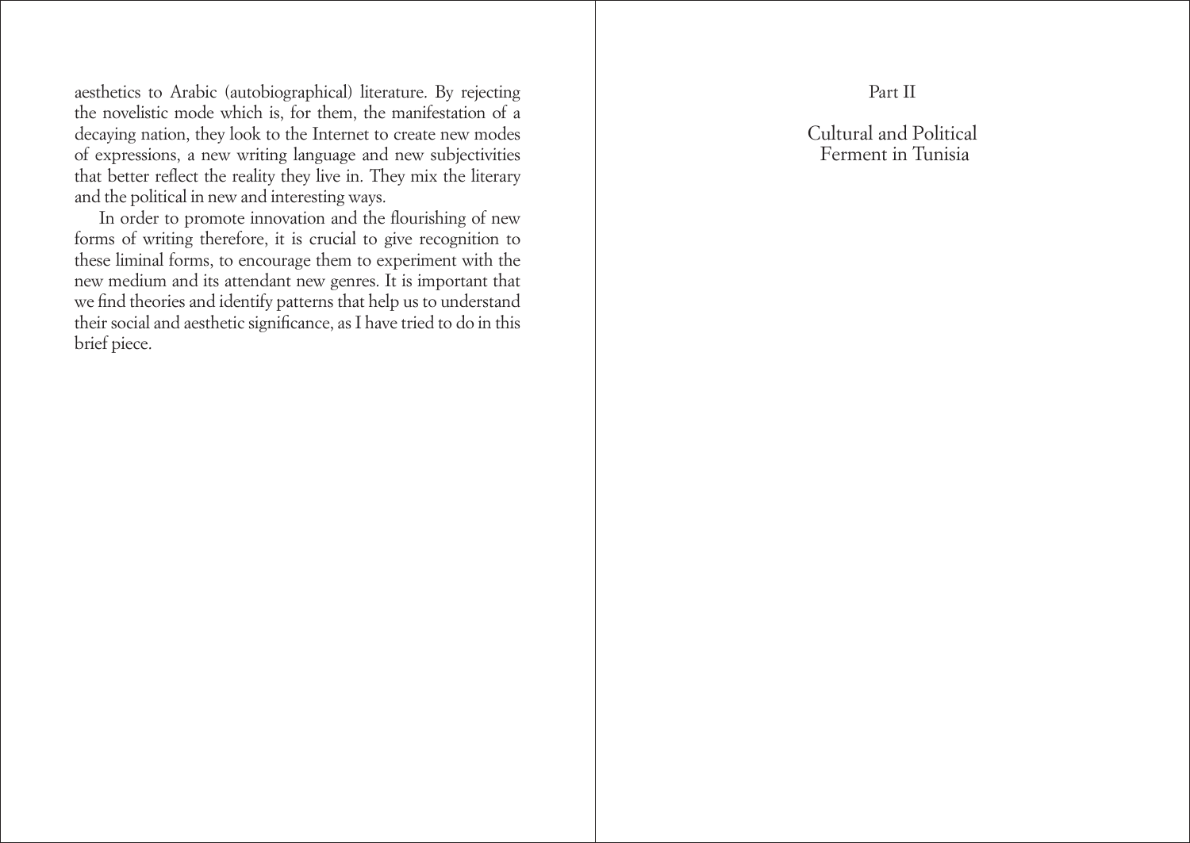aesthetics to Arabic (autobiographical) literature. By rejecting the novelistic mode which is, for them, the manifestation of a decaying nation, they look to the Internet to create new modes of expressions, a new writing language and new subjectivities that better reflect the reality they live in. They mix the literary and the political in new and interesting ways.

In order to promote innovation and the flourishing of new forms of writing therefore, it is crucial to give recognition to these liminal forms, to encourage them to experiment with the new medium and its attendant new genres. It is important that we find theories and identify patterns that help us to understand their social and aesthetic significance, as I have tried to do in this brief piece.

# Part II

# Cultural and Political Ferment in Tunisia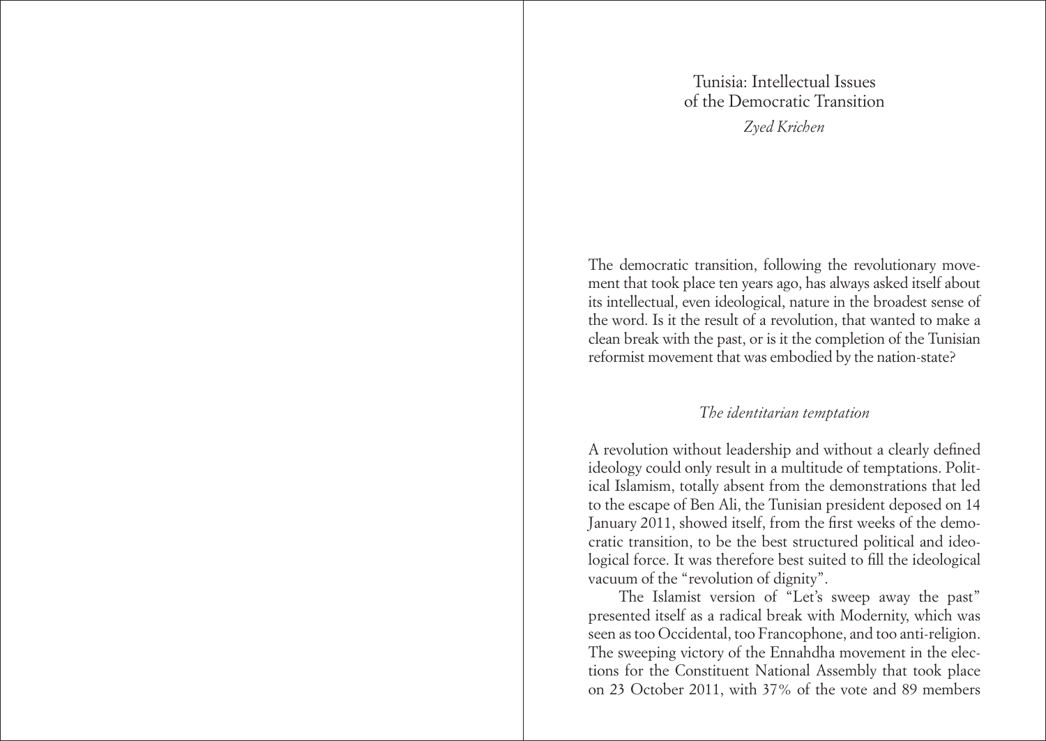# Tunisia: Intellectual Issues of the Democratic Transition

*Zyed Krichen*

The democratic transition, following the revolutionary movement that took place ten years ago, has always asked itself about its intellectual, even ideological, nature in the broadest sense of the word. Is it the result of a revolution, that wanted to make a clean break with the past, or is it the completion of the Tunisian reformist movement that was embodied by the nation-state?

## *The identitarian temptation*

A revolution without leadership and without a clearly defined ideology could only result in a multitude of temptations. Political Islamism, totally absent from the demonstrations that led to the escape of Ben Ali, the Tunisian president deposed on 14 January 2011, showed itself, from the first weeks of the democratic transition, to be the best structured political and ideological force. It was therefore best suited to fill the ideological vacuum of the "revolution of dignity".

The Islamist version of "Let's sweep away the past" presented itself as a radical break with Modernity, which was seen as too Occidental, too Francophone, and too anti-religion. The sweeping victory of the Ennahdha movement in the elections for the Constituent National Assembly that took place on 23 October 2011, with 37% of the vote and 89 members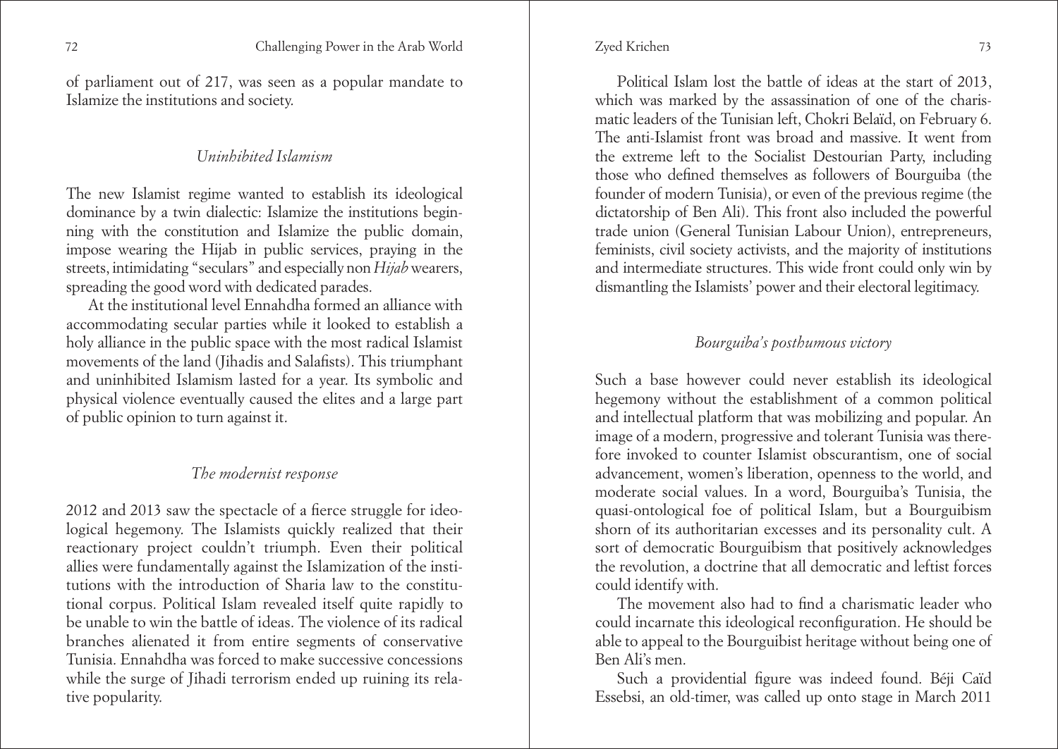of parliament out of 217, was seen as a popular mandate to Islamize the institutions and society.

### *Uninhibited Islamism*

The new Islamist regime wanted to establish its ideological dominance by a twin dialectic: Islamize the institutions beginning with the constitution and Islamize the public domain, impose wearing the Hijab in public services, praying in the streets, intimidating "seculars" and especially non *Hijab* wearers, spreading the good word with dedicated parades.

At the institutional level Ennahdha formed an alliance with accommodating secular parties while it looked to establish a holy alliance in the public space with the most radical Islamist movements of the land (Jihadis and Salafists). This triumphant and uninhibited Islamism lasted for a year. Its symbolic and physical violence eventually caused the elites and a large part of public opinion to turn against it.

### *The modernist response*

2012 and 2013 saw the spectacle of a fierce struggle for ideological hegemony. The Islamists quickly realized that their reactionary project couldn't triumph. Even their political allies were fundamentally against the Islamization of the institutions with the introduction of Sharia law to the constitutional corpus. Political Islam revealed itself quite rapidly to be unable to win the battle of ideas. The violence of its radical branches alienated it from entire segments of conservative Tunisia. Ennahdha was forced to make successive concessions while the surge of Jihadi terrorism ended up ruining its relative popularity.

Political Islam lost the battle of ideas at the start of 2013, which was marked by the assassination of one of the charismatic leaders of the Tunisian left, Chokri Belaïd, on February 6. The anti-Islamist front was broad and massive. It went from the extreme left to the Socialist Destourian Party, including those who defined themselves as followers of Bourguiba (the founder of modern Tunisia), or even of the previous regime (the dictatorship of Ben Ali). This front also included the powerful trade union (General Tunisian Labour Union), entrepreneurs, feminists, civil society activists, and the majority of institutions and intermediate structures. This wide front could only win by dismantling the Islamists' power and their electoral legitimacy.

### *Bourguiba's posthumous victory*

Such a base however could never establish its ideological hegemony without the establishment of a common political and intellectual platform that was mobilizing and popular. An image of a modern, progressive and tolerant Tunisia was therefore invoked to counter Islamist obscurantism, one of social advancement, women's liberation, openness to the world, and moderate social values. In a word, Bourguiba's Tunisia, the quasi-ontological foe of political Islam, but a Bourguibism shorn of its authoritarian excesses and its personality cult. A sort of democratic Bourguibism that positively acknowledges the revolution, a doctrine that all democratic and leftist forces could identify with.

The movement also had to find a charismatic leader who could incarnate this ideological reconfiguration. He should be able to appeal to the Bourguibist heritage without being one of Ben Ali's men.

Such a providential figure was indeed found. Béji Caïd Essebsi, an old-timer, was called up onto stage in March 2011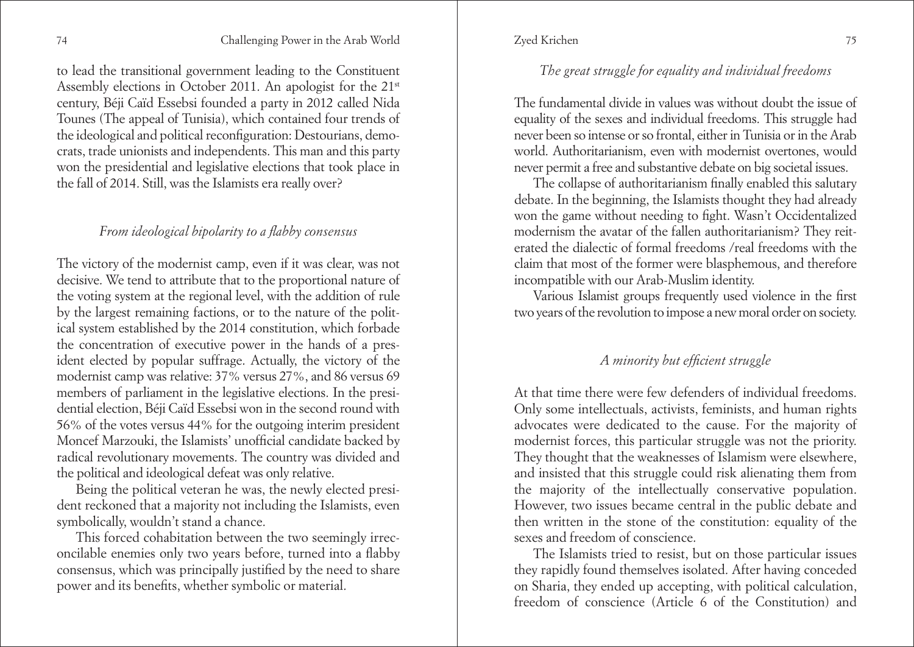to lead the transitional government leading to the Constituent Assembly elections in October 2011. An apologist for the 21st century, Béji Caïd Essebsi founded a party in 2012 called Nida Tounes (The appeal of Tunisia), which contained four trends of the ideological and political reconfiguration: Destourians, democrats, trade unionists and independents. This man and this party won the presidential and legislative elections that took place in the fall of 2014. Still, was the Islamists era really over?

### *From ideological bipolarity to a flabby consensus*

The victory of the modernist camp, even if it was clear, was not decisive. We tend to attribute that to the proportional nature of the voting system at the regional level, with the addition of rule by the largest remaining factions, or to the nature of the political system established by the 2014 constitution, which forbade the concentration of executive power in the hands of a president elected by popular suffrage. Actually, the victory of the modernist camp was relative: 37% versus 27%, and 86 versus 69 members of parliament in the legislative elections. In the presidential election, Béji Caïd Essebsi won in the second round with 56% of the votes versus 44% for the outgoing interim president Moncef Marzouki, the Islamists' unofficial candidate backed by radical revolutionary movements. The country was divided and the political and ideological defeat was only relative.

Being the political veteran he was, the newly elected president reckoned that a majority not including the Islamists, even symbolically, wouldn't stand a chance.

This forced cohabitation between the two seemingly irreconcilable enemies only two years before, turned into a flabby consensus, which was principally justified by the need to share power and its benefits, whether symbolic or material.

### *The great struggle for equality and individual freedoms*

The fundamental divide in values was without doubt the issue of equality of the sexes and individual freedoms. This struggle had never been so intense or so frontal, either in Tunisia or in the Arab world. Authoritarianism, even with modernist overtones, would never permit a free and substantive debate on big societal issues.

The collapse of authoritarianism finally enabled this salutary debate. In the beginning, the Islamists thought they had already won the game without needing to fight. Wasn't Occidentalized modernism the avatar of the fallen authoritarianism? They reiterated the dialectic of formal freedoms /real freedoms with the claim that most of the former were blasphemous, and therefore incompatible with our Arab-Muslim identity.

Various Islamist groups frequently used violence in the first two years of the revolution to impose a new moral order on society.

### *A minority but efficient struggle*

At that time there were few defenders of individual freedoms. Only some intellectuals, activists, feminists, and human rights advocates were dedicated to the cause. For the majority of modernist forces, this particular struggle was not the priority. They thought that the weaknesses of Islamism were elsewhere, and insisted that this struggle could risk alienating them from the majority of the intellectually conservative population. However, two issues became central in the public debate and then written in the stone of the constitution: equality of the sexes and freedom of conscience.

The Islamists tried to resist, but on those particular issues they rapidly found themselves isolated. After having conceded on Sharia, they ended up accepting, with political calculation, freedom of conscience (Article 6 of the Constitution) and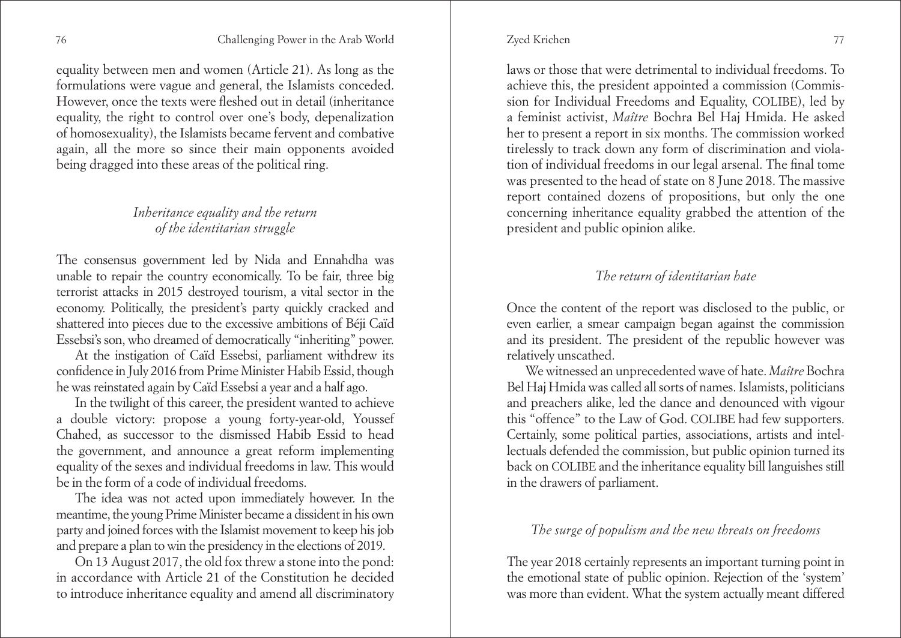equality between men and women (Article 21). As long as the formulations were vague and general, the Islamists conceded. However, once the texts were fleshed out in detail (inheritance equality, the right to control over one's body, depenalization of homosexuality), the Islamists became fervent and combative again, all the more so since their main opponents avoided being dragged into these areas of the political ring.

### *Inheritance equality and the return of the identitarian struggle*

The consensus government led by Nida and Ennahdha was unable to repair the country economically. To be fair, three big terrorist attacks in 2015 destroyed tourism, a vital sector in the economy. Politically, the president's party quickly cracked and shattered into pieces due to the excessive ambitions of Béji Caïd Essebsi's son, who dreamed of democratically "inheriting" power.

At the instigation of Caïd Essebsi, parliament withdrew its confidence in July 2016 from Prime Minister Habib Essid, though he was reinstated again by Caïd Essebsi a year and a half ago.

In the twilight of this career, the president wanted to achieve a double victory: propose a young forty-year-old, Youssef Chahed, as successor to the dismissed Habib Essid to head the government, and announce a great reform implementing equality of the sexes and individual freedoms in law. This would be in the form of a code of individual freedoms.

The idea was not acted upon immediately however. In the meantime, the young Prime Minister became a dissident in his own party and joined forces with the Islamist movement to keep his job and prepare a plan to win the presidency in the elections of 2019.

On 13 August 2017, the old fox threw a stone into the pond: in accordance with Article 21 of the Constitution he decided to introduce inheritance equality and amend all discriminatory laws or those that were detrimental to individual freedoms. To achieve this, the president appointed a commission (Commission for Individual Freedoms and Equality, COLIBE), led by a feminist activist, *Maître* Bochra Bel Haj Hmida. He asked her to present a report in six months. The commission worked tirelessly to track down any form of discrimination and violation of individual freedoms in our legal arsenal. The final tome was presented to the head of state on 8 June 2018. The massive report contained dozens of propositions, but only the one concerning inheritance equality grabbed the attention of the president and public opinion alike.

### *The return of identitarian hate*

Once the content of the report was disclosed to the public, or even earlier, a smear campaign began against the commission and its president. The president of the republic however was relatively unscathed.

We witnessed an unprecedented wave of hate. *Maître* Bochra Bel Haj Hmida was called all sorts of names. Islamists, politicians and preachers alike, led the dance and denounced with vigour this "offence" to the Law of God. COLIBE had few supporters. Certainly, some political parties, associations, artists and intellectuals defended the commission, but public opinion turned its back on COLIBE and the inheritance equality bill languishes still in the drawers of parliament.

### *The surge of populism and the new threats on freedoms*

The year 2018 certainly represents an important turning point in the emotional state of public opinion. Rejection of the 'system' was more than evident. What the system actually meant differed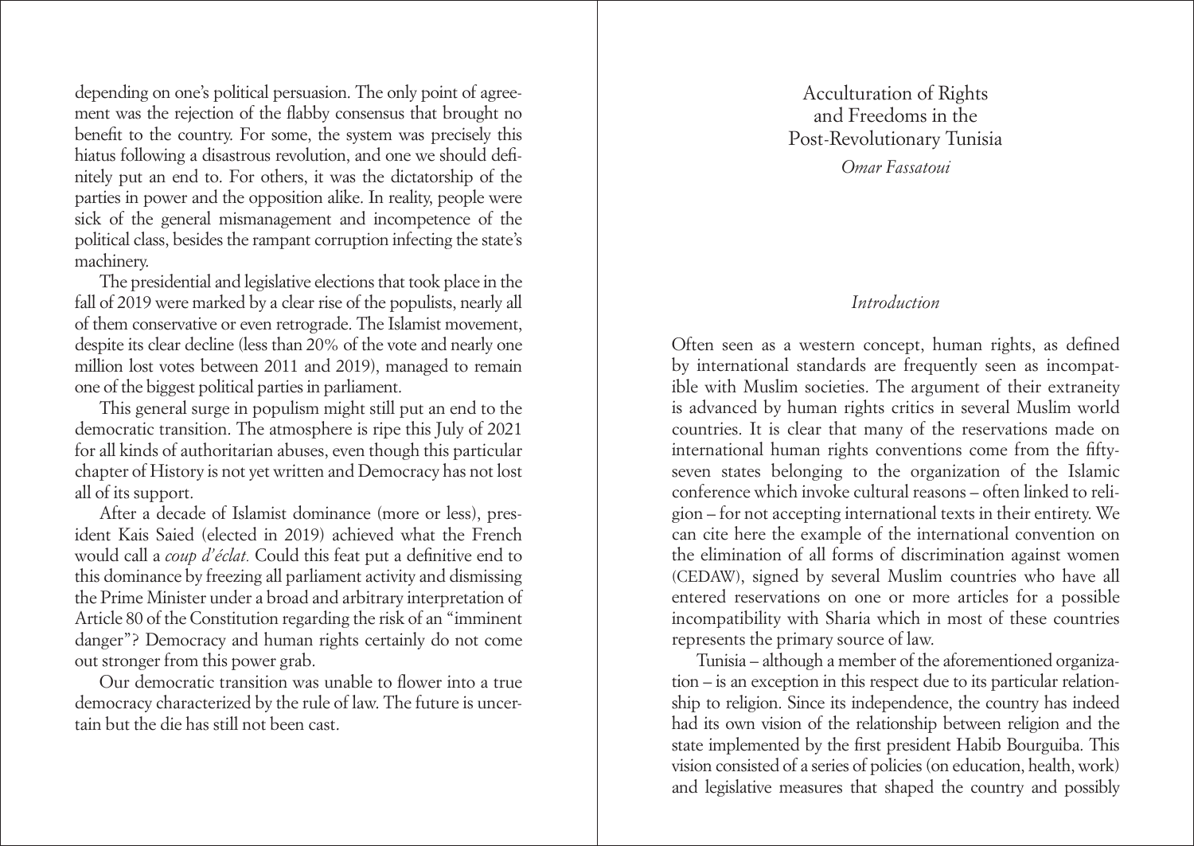depending on one's political persuasion. The only point of agreement was the rejection of the flabby consensus that brought no benefit to the country. For some, the system was precisely this hiatus following a disastrous revolution, and one we should definitely put an end to. For others, it was the dictatorship of the parties in power and the opposition alike. In reality, people were sick of the general mismanagement and incompetence of the political class, besides the rampant corruption infecting the state's machinery.

The presidential and legislative elections that took place in the fall of 2019 were marked by a clear rise of the populists, nearly all of them conservative or even retrograde. The Islamist movement, despite its clear decline (less than 20% of the vote and nearly one million lost votes between 2011 and 2019), managed to remain one of the biggest political parties in parliament.

This general surge in populism might still put an end to the democratic transition. The atmosphere is ripe this July of 2021 for all kinds of authoritarian abuses, even though this particular chapter of History is not yet written and Democracy has not lost all of its support.

After a decade of Islamist dominance (more or less), president Kais Saied (elected in 2019) achieved what the French would call a *coup d'éclat.* Could this feat put a definitive end to this dominance by freezing all parliament activity and dismissing the Prime Minister under a broad and arbitrary interpretation of Article 80 of the Constitution regarding the risk of an "imminent danger"? Democracy and human rights certainly do not come out stronger from this power grab.

Our democratic transition was unable to flower into a true democracy characterized by the rule of law. The future is uncertain but the die has still not been cast.

# Acculturation of Rights and Freedoms in the Post-Revolutionary Tunisia

*Omar Fassatoui*

## *Introduction*

Often seen as a western concept, human rights, as defined by international standards are frequently seen as incompatible with Muslim societies. The argument of their extraneity is advanced by human rights critics in several Muslim world countries. It is clear that many of the reservations made on international human rights conventions come from the fifty-seven states belonging to the organization of the Islamic conference which invoke cultural reasons – often linked to religion – for not accepting international texts in their entirety. We can cite here the example of the international convention on the elimination of all forms of discrimination against women (CEDAW), signed by several Muslim countries who have all entered reservations on one or more articles for a possible incompatibility with Sharia which in most of these countries represents the primary source of law.

Tunisia – although a member of the aforementioned organization – is an exception in this respect due to its particular relationship to religion. Since its independence, the country has indeed had its own vision of the relationship between religion and the state implemented by the first president Habib Bourguiba. This vision consisted of a series of policies (on education, health, work) and legislative measures that shaped the country and possibly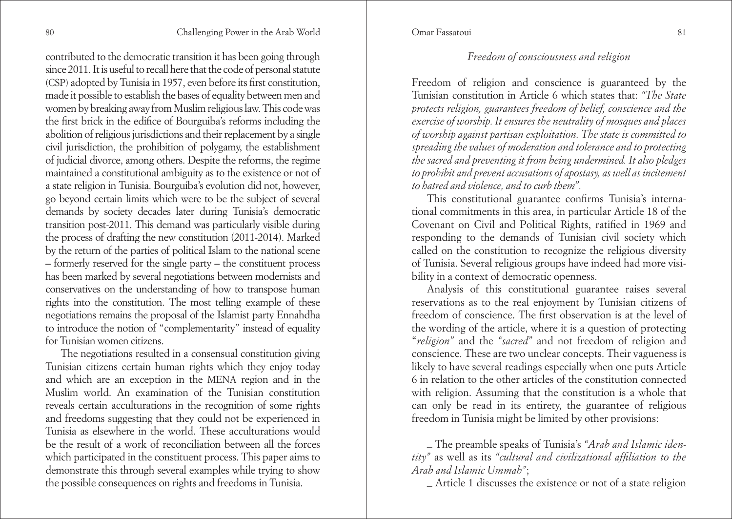contributed to the democratic transition it has been going through since 2011. It is useful to recall here that the code of personal statute (CSP) adopted by Tunisia in 1957, even before its first constitution, made it possible to establish the bases of equality between men and women by breaking away from Muslim religious law. This code was the first brick in the edifice of Bourguiba's reforms including the abolition of religious jurisdictions and their replacement by a single civil jurisdiction, the prohibition of polygamy, the establishment of judicial divorce, among others. Despite the reforms, the regime maintained a constitutional ambiguity as to the existence or not of a state religion in Tunisia. Bourguiba's evolution did not, however, go beyond certain limits which were to be the subject of several demands by society decades later during Tunisia's democratic transition post-2011. This demand was particularly visible during the process of drafting the new constitution (2011-2014). Marked by the return of the parties of political Islam to the national scene – formerly reserved for the single party – the constituent process has been marked by several negotiations between modernists and conservatives on the understanding of how to transpose human rights into the constitution. The most telling example of these negotiations remains the proposal of the Islamist party Ennahdha to introduce the notion of "complementarity" instead of equality for Tunisian women citizens.

The negotiations resulted in a consensual constitution giving Tunisian citizens certain human rights which they enjoy today and which are an exception in the MENA region and in the Muslim world. An examination of the Tunisian constitution reveals certain acculturations in the recognition of some rights and freedoms suggesting that they could not be experienced in Tunisia as elsewhere in the world. These acculturations would be the result of a work of reconciliation between all the forces which participated in the constituent process. This paper aims to demonstrate this through several examples while trying to show the possible consequences on rights and freedoms in Tunisia.

### *Freedom of consciousness and religion*

Freedom of religion and conscience is guaranteed by the Tunisian constitution in Article 6 which states that: *"The State protects religion, guarantees freedom of belief, conscience and the exercise of worship. It ensures the neutrality of mosques and places of worship against partisan exploitation. The state is committed to spreading the values of moderation and tolerance and to protecting the sacred and preventing it from being undermined. It also pledges to prohibit and prevent accusations of apostasy, as well as incitement to hatred and violence, and to curb them".*

This constitutional guarantee confirms Tunisia's international commitments in this area, in particular Article 18 of the Covenant on Civil and Political Rights, ratified in 1969 and responding to the demands of Tunisian civil society which called on the constitution to recognize the religious diversity of Tunisia. Several religious groups have indeed had more visibility in a context of democratic openness.

Analysis of this constitutional guarantee raises several reservations as to the real enjoyment by Tunisian citizens of freedom of conscience. The first observation is at the level of the wording of the article, where it is a question of protecting "*religion"* and the *"sacred"* and not freedom of religion and conscience. These are two unclear concepts. Their vagueness is likely to have several readings especially when one puts Article 6 in relation to the other articles of the constitution connected with religion. Assuming that the constitution is a whole that can only be read in its entirety, the guarantee of religious freedom in Tunisia might be limited by other provisions:

- The preamble speaks of Tunisia's *"Arab and Islamic identity"* as well as its *"cultural and civilizational affiliation to the Arab and Islamic Ummah"*;
- Article 1 discusses the existence or not of a state religion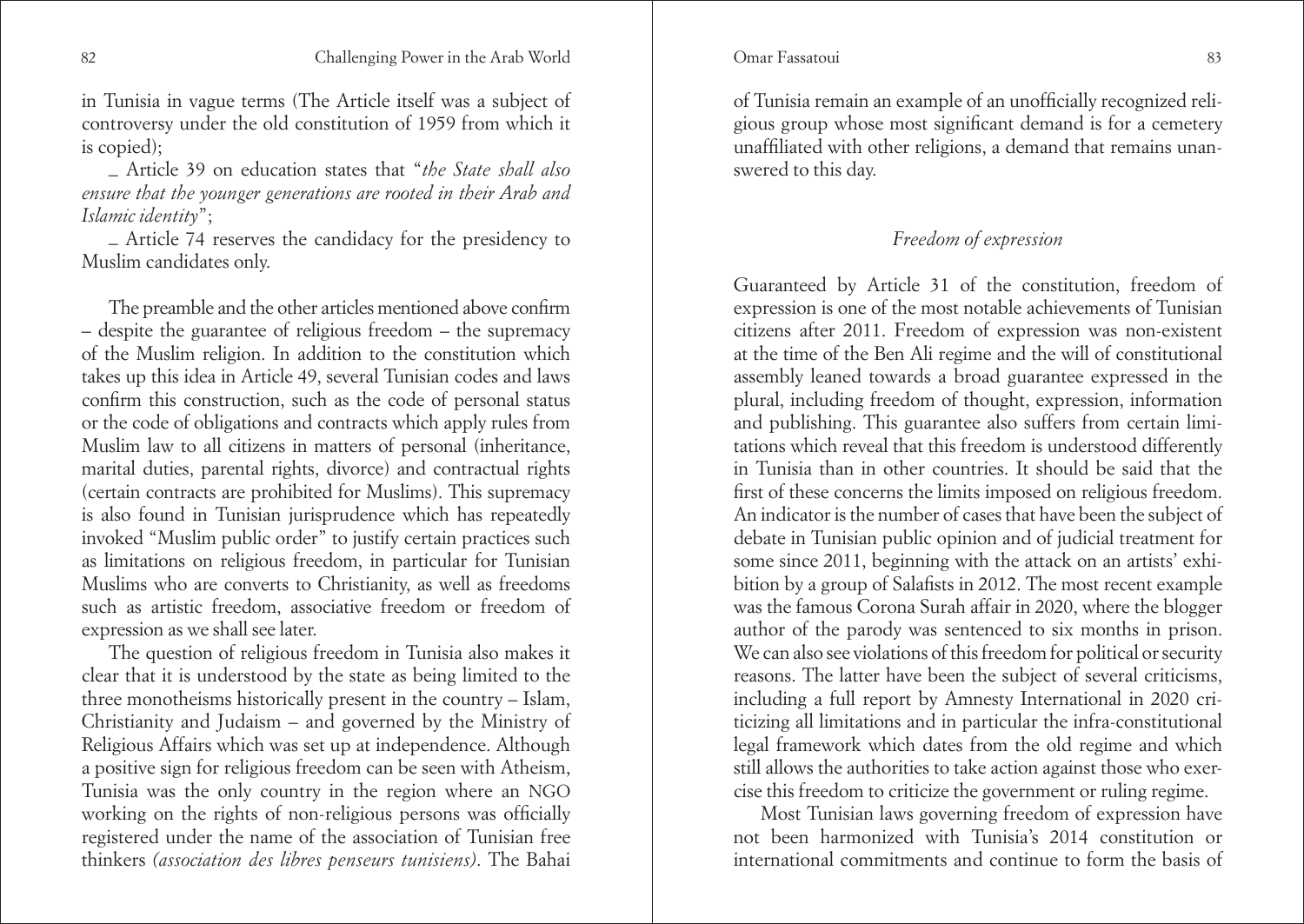in Tunisia in vague terms (The Article itself was a subject of controversy under the old constitution of 1959 from which it is copied);

- Article 39 on education states that "*the State shall also ensure that the younger generations are rooted in their Arab and Islamic identity*";
- Article 74 reserves the candidacy for the presidency to Muslim candidates only.

The preamble and the other articles mentioned above confirm – despite the guarantee of religious freedom – the supremacy of the Muslim religion. In addition to the constitution which takes up this idea in Article 49, several Tunisian codes and laws confirm this construction, such as the code of personal status or the code of obligations and contracts which apply rules from Muslim law to all citizens in matters of personal (inheritance, marital duties, parental rights, divorce) and contractual rights (certain contracts are prohibited for Muslims). This supremacy is also found in Tunisian jurisprudence which has repeatedly invoked "Muslim public order" to justify certain practices such as limitations on religious freedom, in particular for Tunisian Muslims who are converts to Christianity, as well as freedoms such as artistic freedom, associative freedom or freedom of expression as we shall see later.

The question of religious freedom in Tunisia also makes it clear that it is understood by the state as being limited to the three monotheisms historically present in the country – Islam, Christianity and Judaism – and governed by the Ministry of Religious Affairs which was set up at independence. Although a positive sign for religious freedom can be seen with Atheism, Tunisia was the only country in the region where an NGO working on the rights of non-religious persons was officially registered under the name of the association of Tunisian free thinkers *(association des libres penseurs tunisiens)*. The Bahai of Tunisia remain an example of an unofficially recognized religious group whose most significant demand is for a cemetery unaffiliated with other religions, a demand that remains unanswered to this day.

### *Freedom of expression*

Guaranteed by Article 31 of the constitution, freedom of expression is one of the most notable achievements of Tunisian citizens after 2011. Freedom of expression was non-existent at the time of the Ben Ali regime and the will of constitutional assembly leaned towards a broad guarantee expressed in the plural, including freedom of thought, expression, information and publishing. This guarantee also suffers from certain limitations which reveal that this freedom is understood differently in Tunisia than in other countries. It should be said that the first of these concerns the limits imposed on religious freedom. An indicator is the number of cases that have been the subject of debate in Tunisian public opinion and of judicial treatment for some since 2011, beginning with the attack on an artists' exhibition by a group of Salafists in 2012. The most recent example was the famous Corona Surah affair in 2020, where the blogger author of the parody was sentenced to six months in prison. We can also see violations of this freedom for political or security reasons. The latter have been the subject of several criticisms, including a full report by Amnesty International in 2020 criticizing all limitations and in particular the infra-constitutional legal framework which dates from the old regime and which still allows the authorities to take action against those who exercise this freedom to criticize the government or ruling regime.

Most Tunisian laws governing freedom of expression have not been harmonized with Tunisia's 2014 constitution or international commitments and continue to form the basis of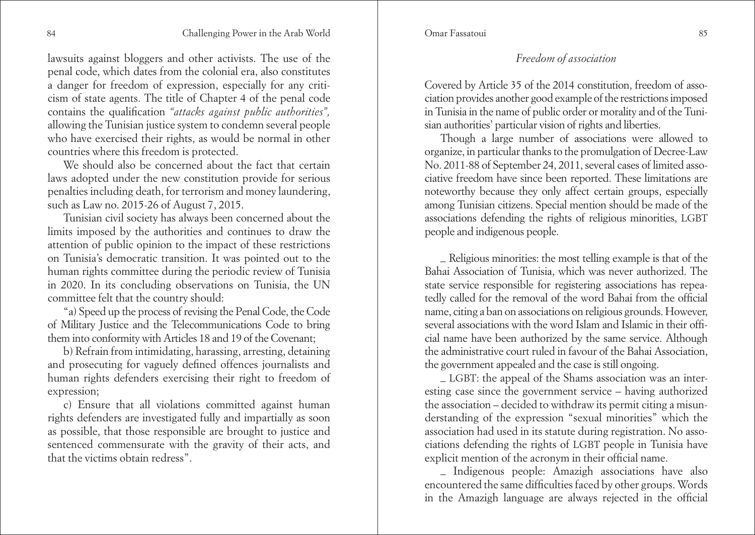lawsuits against bloggers and other activists. The use of the penal code, which dates from the colonial era, also constitutes a danger for freedom of expression, especially for any criticism of state agents. The title of Chapter 4 of the penal code contains the qualification *"attacks against public authorities",* allowing the Tunisian justice system to condemn several people who have exercised their rights, as would be normal in other countries where this freedom is protected.

We should also be concerned about the fact that certain laws adopted under the new constitution provide for serious penalties including death, for terrorism and money laundering, such as Law no. 2015-26 of August 7, 2015.

Tunisian civil society has always been concerned about the limits imposed by the authorities and continues to draw the attention of public opinion to the impact of these restrictions on Tunisia's democratic transition. It was pointed out to the human rights committee during the periodic review of Tunisia in 2020. In its concluding observations on Tunisia, the UN committee felt that the country should:

"a) Speed up the process of revising the Penal Code, the Code of Military Justice and the Telecommunications Code to bring them into conformity with Articles 18 and 19 of the Covenant;

b) Refrain from intimidating, harassing, arresting, detaining and prosecuting for vaguely defined offences journalists and human rights defenders exercising their right to freedom of expression;

c) Ensure that all violations committed against human rights defenders are investigated fully and impartially as soon as possible, that those responsible are brought to justice and sentenced commensurate with the gravity of their acts, and that the victims obtain redress".

### *Freedom of association*

Covered by Article 35 of the 2014 constitution, freedom of association provides another good example of the restrictions imposed in Tunisia in the name of public order or morality and of the Tunisian authorities' particular vision of rights and liberties.

Though a large number of associations were allowed to organize, in particular thanks to the promulgation of Decree-Law No. 2011-88 of September 24, 2011, several cases of limited associative freedom have since been reported. These limitations are noteworthy because they only affect certain groups, especially among Tunisian citizens. Special mention should be made of the associations defending the rights of religious minorities, LGBT people and indigenous people.

_ Religious minorities: the most telling example is that of the Bahai Association of Tunisia, which was never authorized. The state service responsible for registering associations has repeatedly called for the removal of the word Bahai from the official name, citing a ban on associations on religious grounds. However, several associations with the word Islam and Islamic in their official name have been authorized by the same service. Although the administrative court ruled in favour of the Bahai Association, the government appealed and the case is still ongoing.

_ LGBT: the appeal of the Shams association was an interesting case since the government service – having authorized the association – decided to withdraw its permit citing a misunderstanding of the expression "sexual minorities" which the association had used in its statute during registration. No associations defending the rights of LGBT people in Tunisia have explicit mention of the acronym in their official name.

_ Indigenous people: Amazigh associations have also encountered the same difficulties faced by other groups. Words in the Amazigh language are always rejected in the official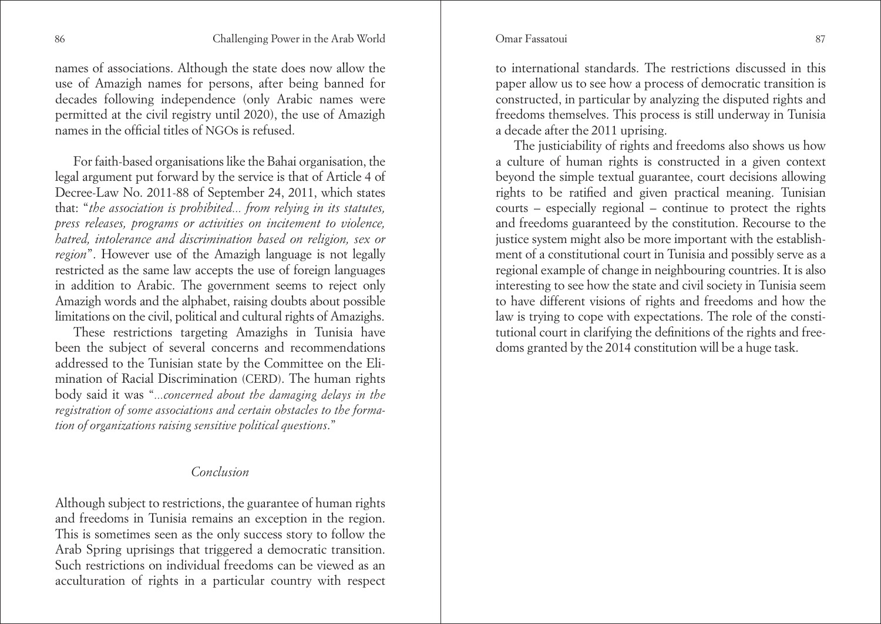names of associations. Although the state does now allow the use of Amazigh names for persons, after being banned for decades following independence (only Arabic names were permitted at the civil registry until 2020), the use of Amazigh names in the official titles of NGOs is refused.

For faith-based organisations like the Bahai organisation, the legal argument put forward by the service is that of Article 4 of Decree-Law No. 2011-88 of September 24, 2011, which states that: "*the association is prohibited... from relying in its statutes, press releases, programs or activities on incitement to violence, hatred, intolerance and discrimination based on religion, sex or region*". However use of the Amazigh language is not legally restricted as the same law accepts the use of foreign languages in addition to Arabic. The government seems to reject only Amazigh words and the alphabet, raising doubts about possible limitations on the civil, political and cultural rights of Amazighs.

These restrictions targeting Amazighs in Tunisia have been the subject of several concerns and recommendations addressed to the Tunisian state by the Committee on the Elimination of Racial Discrimination (CERD). The human rights body said it was "*...concerned about the damaging delays in the registration of some associations and certain obstacles to the formation of organizations raising sensitive political questions.*"

## *Conclusion*

Although subject to restrictions, the guarantee of human rights and freedoms in Tunisia remains an exception in the region. This is sometimes seen as the only success story to follow the Arab Spring uprisings that triggered a democratic transition. Such restrictions on individual freedoms can be viewed as an acculturation of rights in a particular country with respect to international standards. The restrictions discussed in this paper allow us to see how a process of democratic transition is constructed, in particular by analyzing the disputed rights and freedoms themselves. This process is still underway in Tunisia a decade after the 2011 uprising.

The justiciability of rights and freedoms also shows us how a culture of human rights is constructed in a given context beyond the simple textual guarantee, court decisions allowing rights to be ratified and given practical meaning. Tunisian courts – especially regional – continue to protect the rights and freedoms guaranteed by the constitution. Recourse to the justice system might also be more important with the establishment of a constitutional court in Tunisia and possibly serve as a regional example of change in neighbouring countries. It is also interesting to see how the state and civil society in Tunisia seem to have different visions of rights and freedoms and how the law is trying to cope with expectations. The role of the constitutional court in clarifying the definitions of the rights and freedoms granted by the 2014 constitution will be a huge task.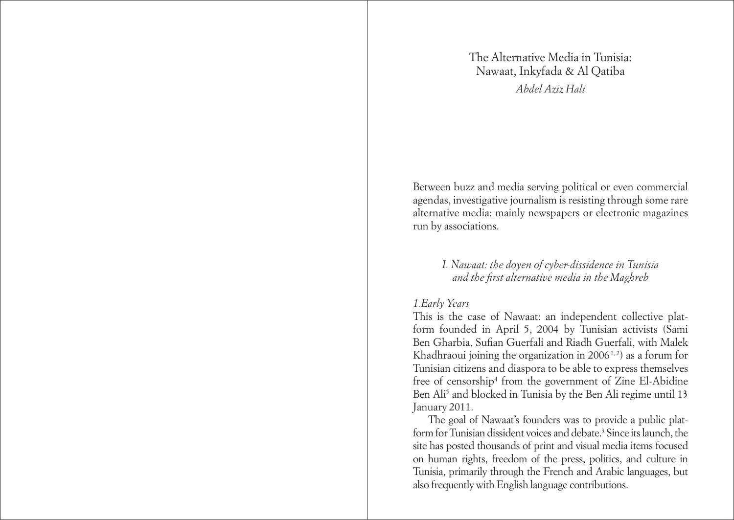# The Alternative Media in Tunisia: Nawaat, Inkyfada & Al Qatiba

*Abdel Aziz Hali*

Between buzz and media serving political or even commercial agendas, investigative journalism is resisting through some rare alternative media: mainly newspapers or electronic magazines run by associations.

## *I. Nawaat: the doyen of cyber-dissidence in Tunisia and the first alternative media in the Maghreb*

### *1.Early Years*

This is the case of Nawaat: an independent collective platform founded in April 5, 2004 by Tunisian activists (Sami Ben Gharbia, Sufian Guerfali and Riadh Guerfali, with Malek Khadhraoui joining the organization in 2006[1, 2]) as a forum for Tunisian citizens and diaspora to be able to express themselves free of censorship[4] from the government of Zine El-Abidine Ben Ali[5] and blocked in Tunisia by the Ben Ali regime until 13 January 2011.

The goal of Nawaat's founders was to provide a public platform for Tunisian dissident voices and debate.[3] Since its launch, the site has posted thousands of print and visual media items focused on human rights, freedom of the press, politics, and culture in Tunisia, primarily through the French and Arabic languages, but also frequently with English language contributions.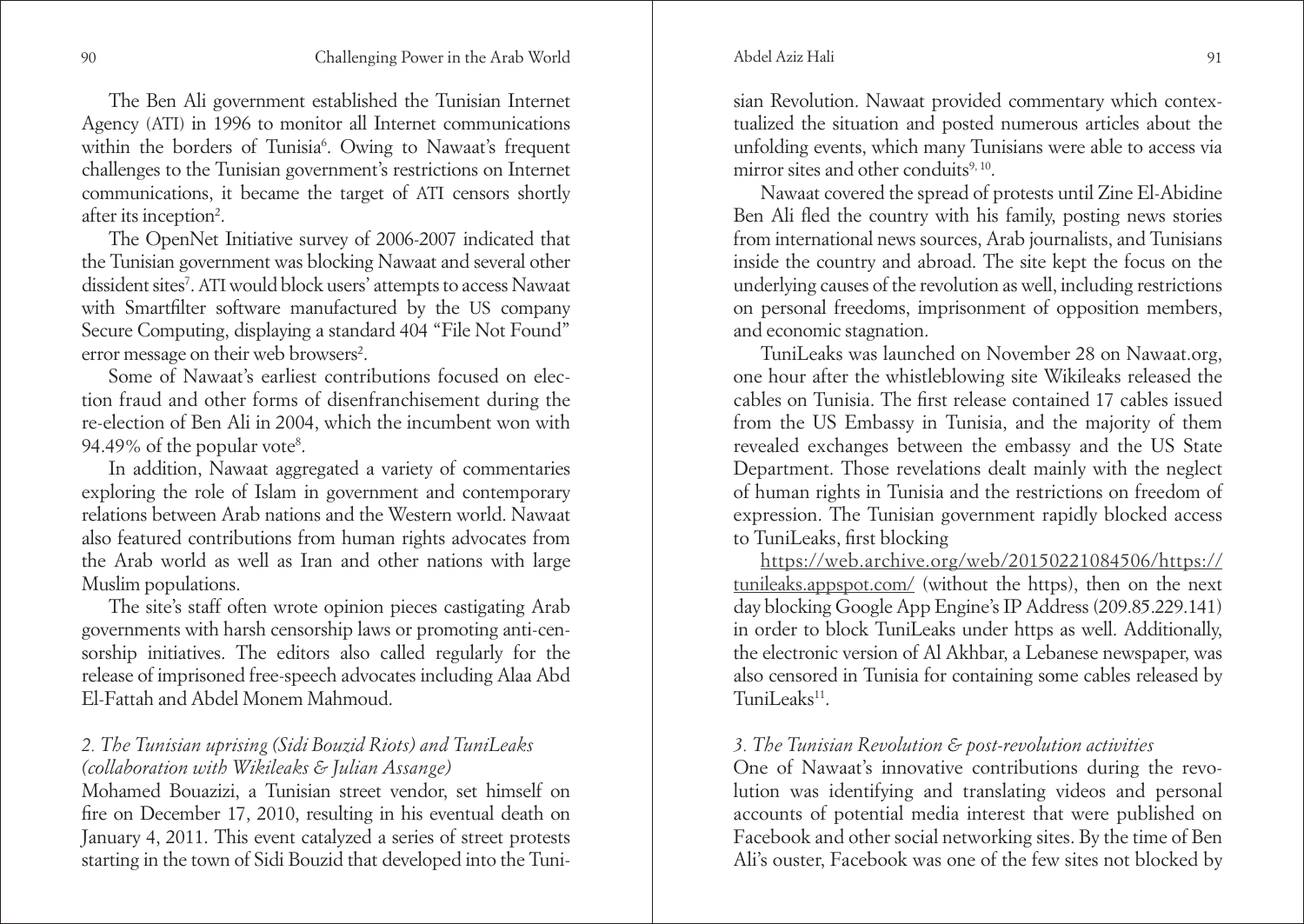The Ben Ali government established the Tunisian Internet Agency (ATI) in 1996 to monitor all Internet communications within the borders of Tunisia[6]. Owing to Nawaat's frequent challenges to the Tunisian government's restrictions on Internet communications, it became the target of ATI censors shortly after its inception[2].

The OpenNet Initiative survey of 2006-2007 indicated that the Tunisian government was blocking Nawaat and several other dissident sites[7]. ATI would block users' attempts to access Nawaat with Smartfilter software manufactured by the US company Secure Computing, displaying a standard 404 "File Not Found" error message on their web browsers[2].

Some of Nawaat's earliest contributions focused on election fraud and other forms of disenfranchisement during the re-election of Ben Ali in 2004, which the incumbent won with 94.49% of the popular vote[8].

In addition, Nawaat aggregated a variety of commentaries exploring the role of Islam in government and contemporary relations between Arab nations and the Western world. Nawaat also featured contributions from human rights advocates from the Arab world as well as Iran and other nations with large Muslim populations.

The site's staff often wrote opinion pieces castigating Arab governments with harsh censorship laws or promoting anti-censorship initiatives. The editors also called regularly for the release of imprisoned free-speech advocates including Alaa Abd El-Fattah and Abdel Monem Mahmoud.

### *2. The Tunisian uprising (Sidi Bouzid Riots) and TuniLeaks (collaboration with Wikileaks & Julian Assange)*

Mohamed Bouazizi, a Tunisian street vendor, set himself on fire on December 17, 2010, resulting in his eventual death on January 4, 2011. This event catalyzed a series of street protests starting in the town of Sidi Bouzid that developed into the Tunisian Revolution. Nawaat provided commentary which contextualized the situation and posted numerous articles about the unfolding events, which many Tunisians were able to access via mirror sites and other conduits[9, 10].

Nawaat covered the spread of protests until Zine El-Abidine Ben Ali fled the country with his family, posting news stories from international news sources, Arab journalists, and Tunisians inside the country and abroad. The site kept the focus on the underlying causes of the revolution as well, including restrictions on personal freedoms, imprisonment of opposition members, and economic stagnation.

TuniLeaks was launched on November 28 on Nawaat.org, one hour after the whistleblowing site Wikileaks released the cables on Tunisia. The first release contained 17 cables issued from the US Embassy in Tunisia, and the majority of them revealed exchanges between the embassy and the US State Department. Those revelations dealt mainly with the neglect of human rights in Tunisia and the restrictions on freedom of expression. The Tunisian government rapidly blocked access to TuniLeaks, first blocking

https://web.archive.org/web/20150221084506/https://tunileaks.appspot.com/ (without the https), then on the next day blocking Google App Engine's IP Address (209.85.229.141) in order to block TuniLeaks under https as well. Additionally, the electronic version of Al Akhbar, a Lebanese newspaper, was also censored in Tunisia for containing some cables released by TuniLeaks[11].

### *3. The Tunisian Revolution & post-revolution activities*

One of Nawaat's innovative contributions during the revolution was identifying and translating videos and personal accounts of potential media interest that were published on Facebook and other social networking sites. By the time of Ben Ali's ouster, Facebook was one of the few sites not blocked by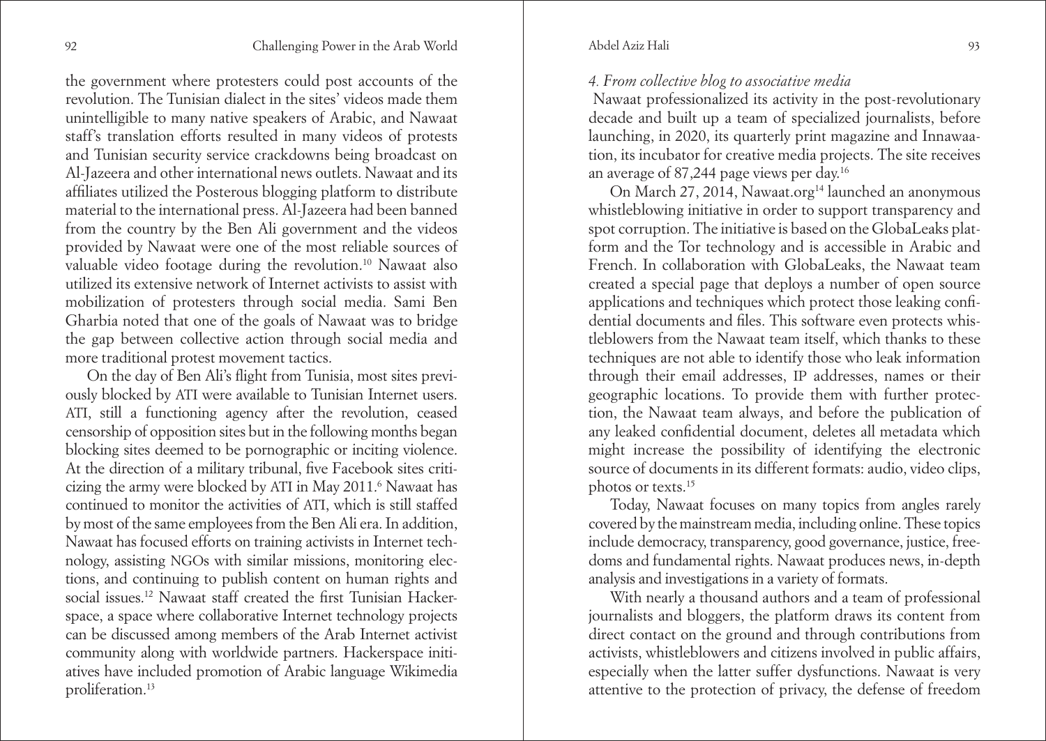the government where protesters could post accounts of the revolution. The Tunisian dialect in the sites' videos made them unintelligible to many native speakers of Arabic, and Nawaat staff's translation efforts resulted in many videos of protests and Tunisian security service crackdowns being broadcast on Al-Jazeera and other international news outlets. Nawaat and its affiliates utilized the Posterous blogging platform to distribute material to the international press. Al-Jazeera had been banned from the country by the Ben Ali government and the videos provided by Nawaat were one of the most reliable sources of valuable video footage during the revolution.[10] Nawaat also utilized its extensive network of Internet activists to assist with mobilization of protesters through social media. Sami Ben Gharbia noted that one of the goals of Nawaat was to bridge the gap between collective action through social media and more traditional protest movement tactics.

On the day of Ben Ali's flight from Tunisia, most sites previously blocked by ATI were available to Tunisian Internet users. ATI, still a functioning agency after the revolution, ceased censorship of opposition sites but in the following months began blocking sites deemed to be pornographic or inciting violence. At the direction of a military tribunal, five Facebook sites criticizing the army were blocked by ATI in May 2011.[6] Nawaat has continued to monitor the activities of ATI, which is still staffed by most of the same employees from the Ben Ali era. In addition, Nawaat has focused efforts on training activists in Internet technology, assisting NGOs with similar missions, monitoring elections, and continuing to publish content on human rights and social issues.[12] Nawaat staff created the first Tunisian Hackerspace, a space where collaborative Internet technology projects can be discussed among members of the Arab Internet activist community along with worldwide partners. Hackerspace initiatives have included promotion of Arabic language Wikimedia proliferation.[13]

### *4. From collective blog to associative media*

Nawaat professionalized its activity in the post-revolutionary decade and built up a team of specialized journalists, before launching, in 2020, its quarterly print magazine and Innawaation, its incubator for creative media projects. The site receives an average of 87,244 page views per day.[16]

On March 27, 2014, Nawaat.org[14] launched an anonymous whistleblowing initiative in order to support transparency and spot corruption. The initiative is based on the GlobaLeaks platform and the Tor technology and is accessible in Arabic and French. In collaboration with GlobaLeaks, the Nawaat team created a special page that deploys a number of open source applications and techniques which protect those leaking confidential documents and files. This software even protects whistleblowers from the Nawaat team itself, which thanks to these techniques are not able to identify those who leak information through their email addresses, IP addresses, names or their geographic locations. To provide them with further protection, the Nawaat team always, and before the publication of any leaked confidential document, deletes all metadata which might increase the possibility of identifying the electronic source of documents in its different formats: audio, video clips, photos or texts.[15]

Today, Nawaat focuses on many topics from angles rarely covered by the mainstream media, including online. These topics include democracy, transparency, good governance, justice, freedoms and fundamental rights. Nawaat produces news, in-depth analysis and investigations in a variety of formats.

With nearly a thousand authors and a team of professional journalists and bloggers, the platform draws its content from direct contact on the ground and through contributions from activists, whistleblowers and citizens involved in public affairs, especially when the latter suffer dysfunctions. Nawaat is very attentive to the protection of privacy, the defense of freedom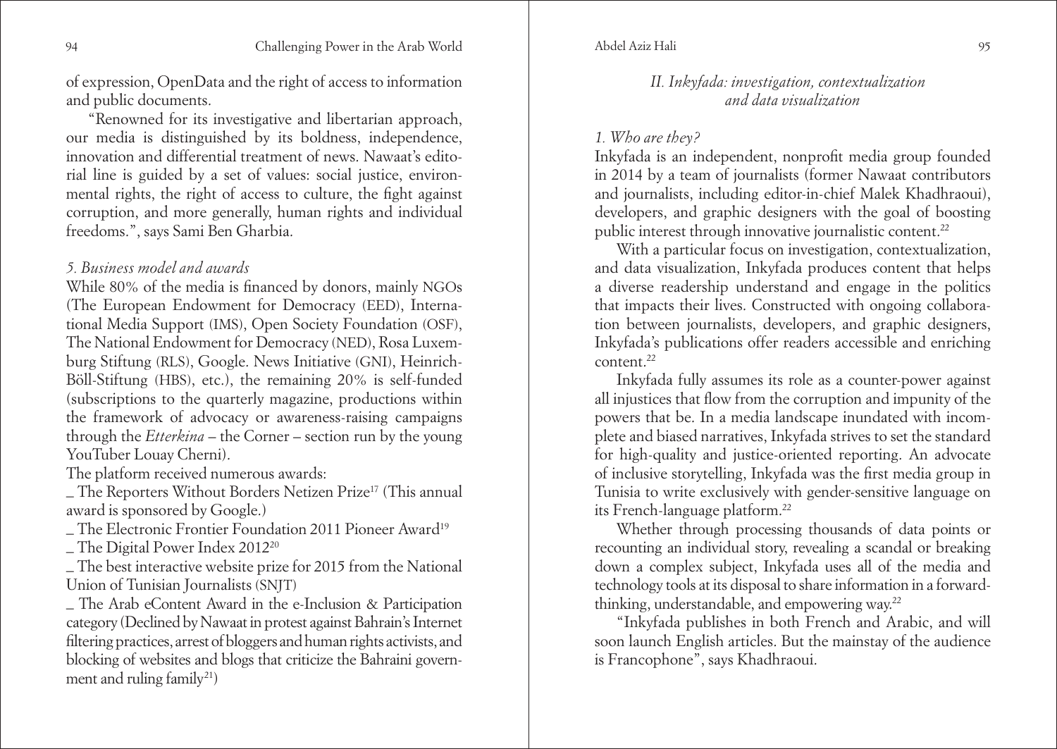of expression, OpenData and the right of access to information and public documents.

"Renowned for its investigative and libertarian approach, our media is distinguished by its boldness, independence, innovation and differential treatment of news. Nawaat's editorial line is guided by a set of values: social justice, environmental rights, the right of access to culture, the fight against corruption, and more generally, human rights and individual freedoms.", says Sami Ben Gharbia.

*5. Business model and awards*

While 80% of the media is financed by donors, mainly NGOs (The European Endowment for Democracy (EED), International Media Support (IMS), Open Society Foundation (OSF), The National Endowment for Democracy (NED), Rosa Luxemburg Stiftung (RLS), Google. News Initiative (GNI), Heinrich-Böll-Stiftung (HBS), etc.), the remaining 20% is self-funded (subscriptions to the quarterly magazine, productions within the framework of advocacy or awareness-raising campaigns through the *Etterkina* – the Corner – section run by the young YouTuber Louay Cherni).

The platform received numerous awards:

_ The Reporters Without Borders Netizen Prize[17] (This annual award is sponsored by Google.)

_ The Electronic Frontier Foundation 2011 Pioneer Award[19]

_ The Digital Power Index 2012[20]

_ The best interactive website prize for 2015 from the National Union of Tunisian Journalists (SNJT)

_ The Arab eContent Award in the e-Inclusion & Participation category (Declined by Nawaat in protest against Bahrain's Internet filtering practices, arrest of bloggers and human rights activists, and blocking of websites and blogs that criticize the Bahraini government and ruling family[21])

## *II. Inkyfada: investigation, contextualization and data visualization*

*1. Who are they?*

Inkyfada is an independent, nonprofit media group founded in 2014 by a team of journalists (former Nawaat contributors and journalists, including editor-in-chief Malek Khadhraoui), developers, and graphic designers with the goal of boosting public interest through innovative journalistic content.[22]

With a particular focus on investigation, contextualization, and data visualization, Inkyfada produces content that helps a diverse readership understand and engage in the politics that impacts their lives. Constructed with ongoing collaboration between journalists, developers, and graphic designers, Inkyfada's publications offer readers accessible and enriching content.[22]

Inkyfada fully assumes its role as a counter-power against all injustices that flow from the corruption and impunity of the powers that be. In a media landscape inundated with incomplete and biased narratives, Inkyfada strives to set the standard for high-quality and justice-oriented reporting. An advocate of inclusive storytelling, Inkyfada was the first media group in Tunisia to write exclusively with gender-sensitive language on its French-language platform.[22]

Whether through processing thousands of data points or recounting an individual story, revealing a scandal or breaking down a complex subject, Inkyfada uses all of the media and technology tools at its disposal to share information in a forward-thinking, understandable, and empowering way.[22]

"Inkyfada publishes in both French and Arabic, and will soon launch English articles. But the mainstay of the audience is Francophone", says Khadhraoui.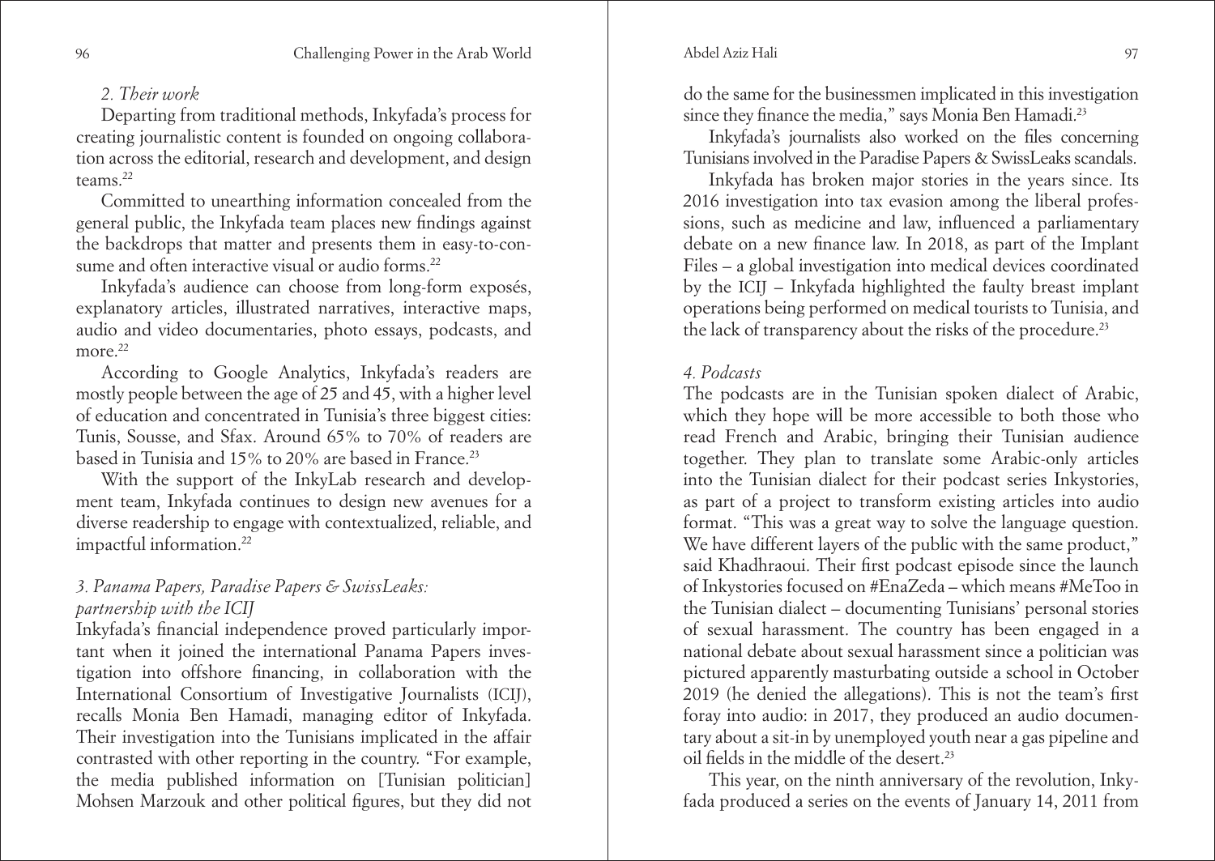*2. Their work*

Departing from traditional methods, Inkyfada's process for creating journalistic content is founded on ongoing collaboration across the editorial, research and development, and design teams.[22]

Committed to unearthing information concealed from the general public, the Inkyfada team places new findings against the backdrops that matter and presents them in easy-to-consume and often interactive visual or audio forms.[22]

Inkyfada's audience can choose from long-form exposés, explanatory articles, illustrated narratives, interactive maps, audio and video documentaries, photo essays, podcasts, and more.[22]

According to Google Analytics, Inkyfada's readers are mostly people between the age of 25 and 45, with a higher level of education and concentrated in Tunisia's three biggest cities: Tunis, Sousse, and Sfax. Around 65% to 70% of readers are based in Tunisia and 15% to 20% are based in France.[23]

With the support of the InkyLab research and development team, Inkyfada continues to design new avenues for a diverse readership to engage with contextualized, reliable, and impactful information.[22]

*3. Panama Papers, Paradise Papers & SwissLeaks: partnership with the ICIJ*

Inkyfada's financial independence proved particularly important when it joined the international Panama Papers investigation into offshore financing, in collaboration with the International Consortium of Investigative Journalists (ICIJ), recalls Monia Ben Hamadi, managing editor of Inkyfada. Their investigation into the Tunisians implicated in the affair contrasted with other reporting in the country. "For example, the media published information on [Tunisian politician] Mohsen Marzouk and other political figures, but they did not do the same for the businessmen implicated in this investigation since they finance the media," says Monia Ben Hamadi.[23]

Inkyfada's journalists also worked on the files concerning Tunisians involved in the Paradise Papers & SwissLeaks scandals.

Inkyfada has broken major stories in the years since. Its 2016 investigation into tax evasion among the liberal professions, such as medicine and law, influenced a parliamentary debate on a new finance law. In 2018, as part of the Implant Files – a global investigation into medical devices coordinated by the ICIJ – Inkyfada highlighted the faulty breast implant operations being performed on medical tourists to Tunisia, and the lack of transparency about the risks of the procedure.[23]

*4. Podcasts*

The podcasts are in the Tunisian spoken dialect of Arabic, which they hope will be more accessible to both those who read French and Arabic, bringing their Tunisian audience together. They plan to translate some Arabic-only articles into the Tunisian dialect for their podcast series Inkystories, as part of a project to transform existing articles into audio format. "This was a great way to solve the language question. We have different layers of the public with the same product," said Khadhraoui. Their first podcast episode since the launch of Inkystories focused on #EnaZeda – which means #MeToo in the Tunisian dialect – documenting Tunisians' personal stories of sexual harassment. The country has been engaged in a national debate about sexual harassment since a politician was pictured apparently masturbating outside a school in October 2019 (he denied the allegations). This is not the team's first foray into audio: in 2017, they produced an audio documentary about a sit-in by unemployed youth near a gas pipeline and oil fields in the middle of the desert.[23]

This year, on the ninth anniversary of the revolution, Inkyfada produced a series on the events of January 14, 2011 from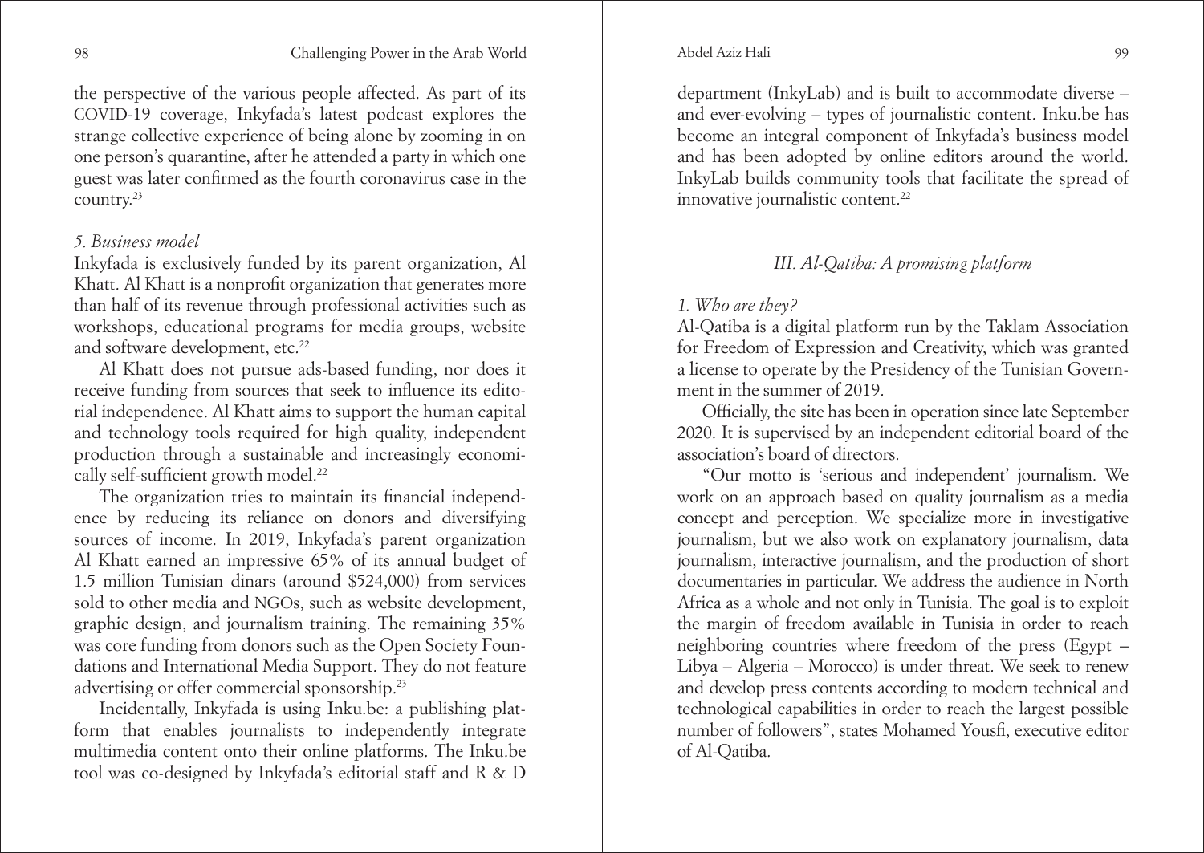the perspective of the various people affected. As part of its COVID-19 coverage, Inkyfada's latest podcast explores the strange collective experience of being alone by zooming in on one person's quarantine, after he attended a party in which one guest was later confirmed as the fourth coronavirus case in the country.[23]

*5. Business model*

Inkyfada is exclusively funded by its parent organization, Al Khatt. Al Khatt is a nonprofit organization that generates more than half of its revenue through professional activities such as workshops, educational programs for media groups, website and software development, etc.[22]

Al Khatt does not pursue ads-based funding, nor does it receive funding from sources that seek to influence its editorial independence. Al Khatt aims to support the human capital and technology tools required for high quality, independent production through a sustainable and increasingly economically self-sufficient growth model.[22]

The organization tries to maintain its financial independence by reducing its reliance on donors and diversifying sources of income. In 2019, Inkyfada's parent organization Al Khatt earned an impressive 65% of its annual budget of 1.5 million Tunisian dinars (around $524,000) from services sold to other media and NGOs, such as website development, graphic design, and journalism training. The remaining 35% was core funding from donors such as the Open Society Foundations and International Media Support. They do not feature advertising or offer commercial sponsorship.[23]

Incidentally, Inkyfada is using Inku.be: a publishing platform that enables journalists to independently integrate multimedia content onto their online platforms. The Inku.be tool was co-designed by Inkyfada's editorial staff and R & D department (InkyLab) and is built to accommodate diverse – and ever-evolving – types of journalistic content. Inku.be has become an integral component of Inkyfada's business model and has been adopted by online editors around the world. InkyLab builds community tools that facilitate the spread of innovative journalistic content.[22]

### *III. Al-Qatiba: A promising platform*

*1. Who are they?*

Al-Qatiba is a digital platform run by the Taklam Association for Freedom of Expression and Creativity, which was granted a license to operate by the Presidency of the Tunisian Government in the summer of 2019.

Officially, the site has been in operation since late September 2020. It is supervised by an independent editorial board of the association's board of directors.

"Our motto is 'serious and independent' journalism. We work on an approach based on quality journalism as a media concept and perception. We specialize more in investigative journalism, but we also work on explanatory journalism, data journalism, interactive journalism, and the production of short documentaries in particular. We address the audience in North Africa as a whole and not only in Tunisia. The goal is to exploit the margin of freedom available in Tunisia in order to reach neighboring countries where freedom of the press (Egypt – Libya – Algeria – Morocco) is under threat. We seek to renew and develop press contents according to modern technical and technological capabilities in order to reach the largest possible number of followers", states Mohamed Yousfi, executive editor of Al-Qatiba.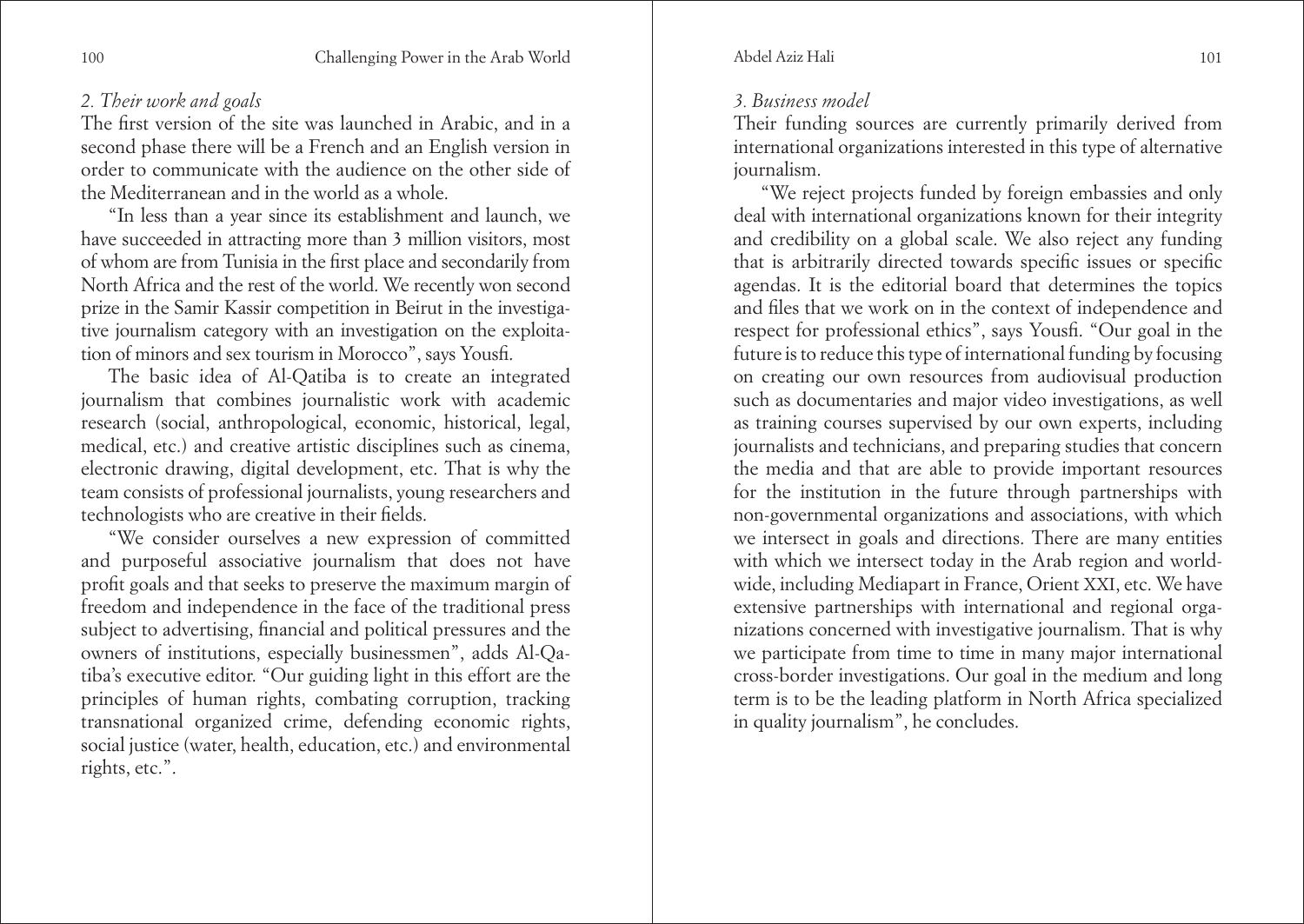*2. Their work and goals*

The first version of the site was launched in Arabic, and in a second phase there will be a French and an English version in order to communicate with the audience on the other side of the Mediterranean and in the world as a whole.

"In less than a year since its establishment and launch, we have succeeded in attracting more than 3 million visitors, most of whom are from Tunisia in the first place and secondarily from North Africa and the rest of the world. We recently won second prize in the Samir Kassir competition in Beirut in the investigative journalism category with an investigation on the exploitation of minors and sex tourism in Morocco", says Yousfi.

The basic idea of Al-Qatiba is to create an integrated journalism that combines journalistic work with academic research (social, anthropological, economic, historical, legal, medical, etc.) and creative artistic disciplines such as cinema, electronic drawing, digital development, etc. That is why the team consists of professional journalists, young researchers and technologists who are creative in their fields.

"We consider ourselves a new expression of committed and purposeful associative journalism that does not have profit goals and that seeks to preserve the maximum margin of freedom and independence in the face of the traditional press subject to advertising, financial and political pressures and the owners of institutions, especially businessmen", adds Al-Qatiba's executive editor. "Our guiding light in this effort are the principles of human rights, combating corruption, tracking transnational organized crime, defending economic rights, social justice (water, health, education, etc.) and environmental rights, etc.".

*3. Business model*

Their funding sources are currently primarily derived from international organizations interested in this type of alternative journalism.

"We reject projects funded by foreign embassies and only deal with international organizations known for their integrity and credibility on a global scale. We also reject any funding that is arbitrarily directed towards specific issues or specific agendas. It is the editorial board that determines the topics and files that we work on in the context of independence and respect for professional ethics", says Yousfi. "Our goal in the future is to reduce this type of international funding by focusing on creating our own resources from audiovisual production such as documentaries and major video investigations, as well as training courses supervised by our own experts, including journalists and technicians, and preparing studies that concern the media and that are able to provide important resources for the institution in the future through partnerships with non-governmental organizations and associations, with which we intersect in goals and directions. There are many entities with which we intersect today in the Arab region and worldwide, including Mediapart in France, Orient XXI, etc. We have extensive partnerships with international and regional organizations concerned with investigative journalism. That is why we participate from time to time in many major international cross-border investigations. Our goal in the medium and long term is to be the leading platform in North Africa specialized in quality journalism", he concludes.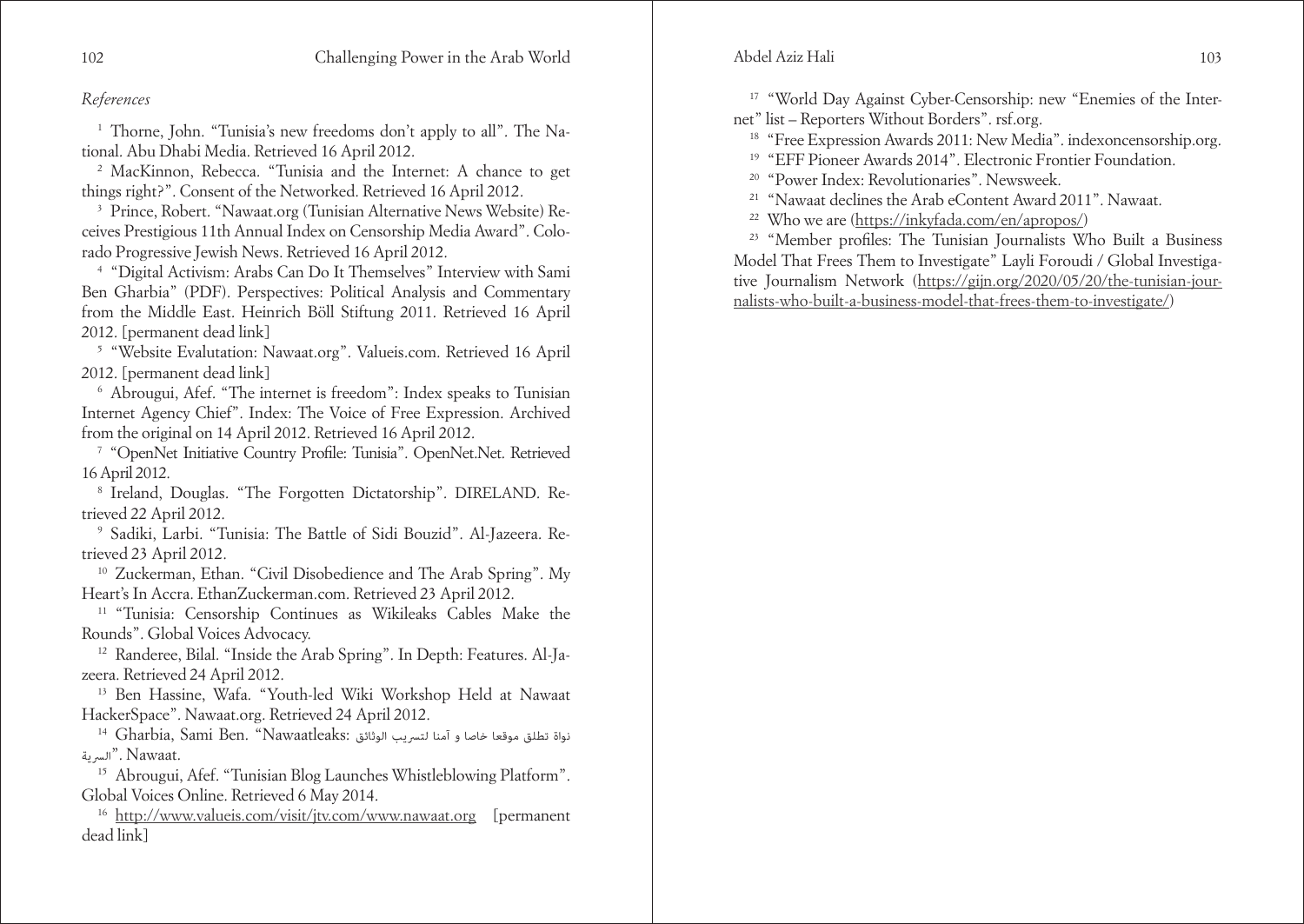*References*

[1] Thorne, John. "Tunisia's new freedoms don't apply to all". The National. Abu Dhabi Media. Retrieved 16 April 2012.

[2] MacKinnon, Rebecca. "Tunisia and the Internet: A chance to get things right?". Consent of the Networked. Retrieved 16 April 2012.

[3] Prince, Robert. "Nawaat.org (Tunisian Alternative News Website) Receives Prestigious 11th Annual Index on Censorship Media Award". Colorado Progressive Jewish News. Retrieved 16 April 2012.

[4] "Digital Activism: Arabs Can Do It Themselves" Interview with Sami Ben Gharbia" (PDF). Perspectives: Political Analysis and Commentary from the Middle East. Heinrich Böll Stiftung 2011. Retrieved 16 April 2012. [permanent dead link]

[5] "Website Evalutation: Nawaat.org". Valueis.com. Retrieved 16 April 2012. [permanent dead link]

[6] Abrougui, Afef. "The internet is freedom": Index speaks to Tunisian Internet Agency Chief". Index: The Voice of Free Expression. Archived from the original on 14 April 2012. Retrieved 16 April 2012.

[7] "OpenNet Initiative Country Profile: Tunisia". OpenNet.Net. Retrieved 16 April 2012.

[8] Ireland, Douglas. "The Forgotten Dictatorship". DIRELAND. Retrieved 22 April 2012.

[9] Sadiki, Larbi. "Tunisia: The Battle of Sidi Bouzid". Al-Jazeera. Retrieved 23 April 2012.

[10] Zuckerman, Ethan. "Civil Disobedience and The Arab Spring". My Heart's In Accra. EthanZuckerman.com. Retrieved 23 April 2012.

[11] "Tunisia: Censorship Continues as Wikileaks Cables Make the Rounds". Global Voices Advocacy.

[12] Randeree, Bilal. "Inside the Arab Spring". In Depth: Features. Al-Jazeera. Retrieved 24 April 2012.

[13] Ben Hassine, Wafa. "Youth-led Wiki Workshop Held at Nawaat HackerSpace". Nawaat.org. Retrieved 24 April 2012.

[14] Gharbia, Sami Ben. "Nawaatleaks: نواة تطلق موقعا خاصا و آمنا لتسريب الوثائق السرية". Nawaat.

[15] Abrougui, Afef. "Tunisian Blog Launches Whistleblowing Platform". Global Voices Online. Retrieved 6 May 2014.

[16] http://www.valueis.com/visit/jtv.com/www.nawaat.org [permanent dead link]

[17] "World Day Against Cyber-Censorship: new "Enemies of the Internet" list – Reporters Without Borders". rsf.org.

[18] "Free Expression Awards 2011: New Media". indexoncensorship.org.

[19] "EFF Pioneer Awards 2014". Electronic Frontier Foundation.

[20] "Power Index: Revolutionaries". Newsweek.

[21] "Nawaat declines the Arab eContent Award 2011". Nawaat.

[22] Who we are (https://inkyfada.com/en/apropos/)

[23] "Member profiles: The Tunisian Journalists Who Built a Business Model That Frees Them to Investigate" Layli Foroudi / Global Investigative Journalism Network (https://gijn.org/2020/05/20/the-tunisian-journalists-who-built-a-business-model-that-frees-them-to-investigate/)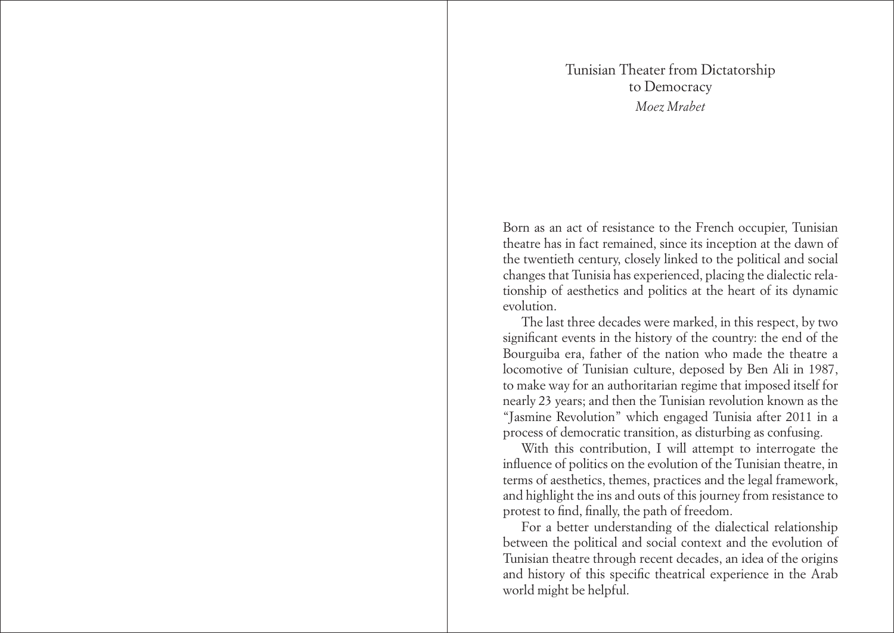# Tunisian Theater from Dictatorship to Democracy

*Moez Mrabet*

Born as an act of resistance to the French occupier, Tunisian theatre has in fact remained, since its inception at the dawn of the twentieth century, closely linked to the political and social changes that Tunisia has experienced, placing the dialectic relationship of aesthetics and politics at the heart of its dynamic evolution.

The last three decades were marked, in this respect, by two significant events in the history of the country: the end of the Bourguiba era, father of the nation who made the theatre a locomotive of Tunisian culture, deposed by Ben Ali in 1987, to make way for an authoritarian regime that imposed itself for nearly 23 years; and then the Tunisian revolution known as the "Jasmine Revolution" which engaged Tunisia after 2011 in a process of democratic transition, as disturbing as confusing.

With this contribution, I will attempt to interrogate the influence of politics on the evolution of the Tunisian theatre, in terms of aesthetics, themes, practices and the legal framework, and highlight the ins and outs of this journey from resistance to protest to find, finally, the path of freedom.

For a better understanding of the dialectical relationship between the political and social context and the evolution of Tunisian theatre through recent decades, an idea of the origins and history of this specific theatrical experience in the Arab world might be helpful.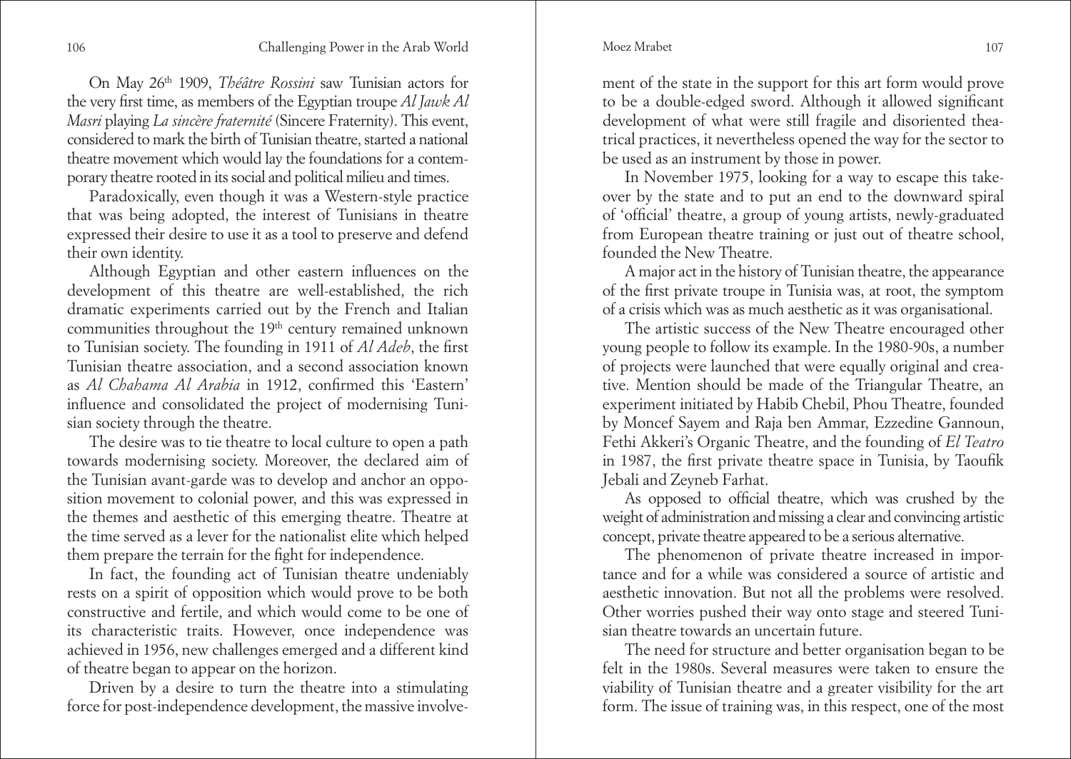On May 26th 1909, *Théâtre Rossini* saw Tunisian actors for the very first time, as members of the Egyptian troupe *Al Jawk Al Masri* playing *La sincère fraternité* (Sincere Fraternity). This event, considered to mark the birth of Tunisian theatre, started a national theatre movement which would lay the foundations for a contemporary theatre rooted in its social and political milieu and times.

Paradoxically, even though it was a Western-style practice that was being adopted, the interest of Tunisians in theatre expressed their desire to use it as a tool to preserve and defend their own identity.

Although Egyptian and other eastern influences on the development of this theatre are well-established, the rich dramatic experiments carried out by the French and Italian communities throughout the 19th century remained unknown to Tunisian society. The founding in 1911 of *Al Adeb*, the first Tunisian theatre association, and a second association known as *Al Chahama Al Arabia* in 1912, confirmed this 'Eastern' influence and consolidated the project of modernising Tunisian society through the theatre.

The desire was to tie theatre to local culture to open a path towards modernising society. Moreover, the declared aim of the Tunisian avant-garde was to develop and anchor an opposition movement to colonial power, and this was expressed in the themes and aesthetic of this emerging theatre. Theatre at the time served as a lever for the nationalist elite which helped them prepare the terrain for the fight for independence.

In fact, the founding act of Tunisian theatre undeniably rests on a spirit of opposition which would prove to be both constructive and fertile, and which would come to be one of its characteristic traits. However, once independence was achieved in 1956, new challenges emerged and a different kind of theatre began to appear on the horizon.

Driven by a desire to turn the theatre into a stimulating force for post-independence development, the massive involvement of the state in the support for this art form would prove to be a double-edged sword. Although it allowed significant development of what were still fragile and disoriented theatrical practices, it nevertheless opened the way for the sector to be used as an instrument by those in power.

In November 1975, looking for a way to escape this takeover by the state and to put an end to the downward spiral of 'official' theatre, a group of young artists, newly-graduated from European theatre training or just out of theatre school, founded the New Theatre.

A major act in the history of Tunisian theatre, the appearance of the first private troupe in Tunisia was, at root, the symptom of a crisis which was as much aesthetic as it was organisational.

The artistic success of the New Theatre encouraged other young people to follow its example. In the 1980-90s, a number of projects were launched that were equally original and creative. Mention should be made of the Triangular Theatre, an experiment initiated by Habib Chebil, Phou Theatre, founded by Moncef Sayem and Raja ben Ammar, Ezzedine Gannoun, Fethi Akkeri's Organic Theatre, and the founding of *El Teatro* in 1987, the first private theatre space in Tunisia, by Taoufik Jebali and Zeyneb Farhat.

As opposed to official theatre, which was crushed by the weight of administration and missing a clear and convincing artistic concept, private theatre appeared to be a serious alternative.

The phenomenon of private theatre increased in importance and for a while was considered a source of artistic and aesthetic innovation. But not all the problems were resolved. Other worries pushed their way onto stage and steered Tunisian theatre towards an uncertain future.

The need for structure and better organisation began to be felt in the 1980s. Several measures were taken to ensure the viability of Tunisian theatre and a greater visibility for the art form. The issue of training was, in this respect, one of the most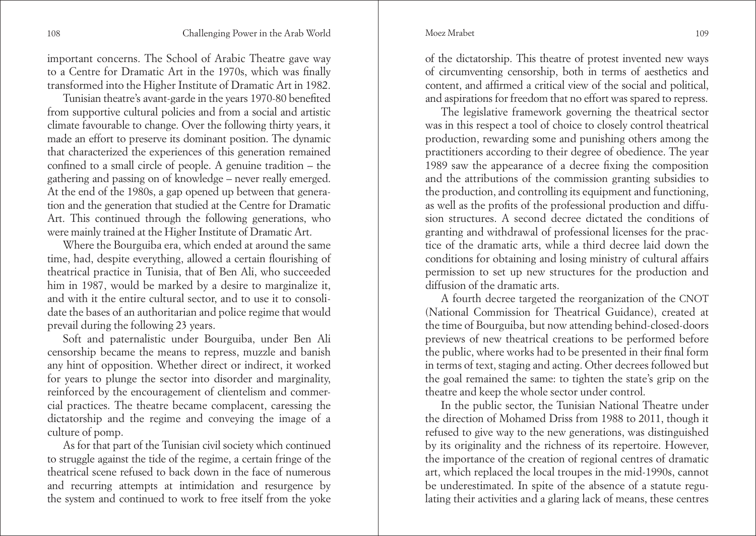important concerns. The School of Arabic Theatre gave way to a Centre for Dramatic Art in the 1970s, which was finally transformed into the Higher Institute of Dramatic Art in 1982.

Tunisian theatre's avant-garde in the years 1970-80 benefited from supportive cultural policies and from a social and artistic climate favourable to change. Over the following thirty years, it made an effort to preserve its dominant position. The dynamic that characterized the experiences of this generation remained confined to a small circle of people. A genuine tradition – the gathering and passing on of knowledge – never really emerged. At the end of the 1980s, a gap opened up between that generation and the generation that studied at the Centre for Dramatic Art. This continued through the following generations, who were mainly trained at the Higher Institute of Dramatic Art.

Where the Bourguiba era, which ended at around the same time, had, despite everything, allowed a certain flourishing of theatrical practice in Tunisia, that of Ben Ali, who succeeded him in 1987, would be marked by a desire to marginalize it, and with it the entire cultural sector, and to use it to consolidate the bases of an authoritarian and police regime that would prevail during the following 23 years.

Soft and paternalistic under Bourguiba, under Ben Ali censorship became the means to repress, muzzle and banish any hint of opposition. Whether direct or indirect, it worked for years to plunge the sector into disorder and marginality, reinforced by the encouragement of clientelism and commercial practices. The theatre became complacent, caressing the dictatorship and the regime and conveying the image of a culture of pomp.

As for that part of the Tunisian civil society which continued to struggle against the tide of the regime, a certain fringe of the theatrical scene refused to back down in the face of numerous and recurring attempts at intimidation and resurgence by the system and continued to work to free itself from the yoke of the dictatorship. This theatre of protest invented new ways of circumventing censorship, both in terms of aesthetics and content, and affirmed a critical view of the social and political, and aspirations for freedom that no effort was spared to repress.

The legislative framework governing the theatrical sector was in this respect a tool of choice to closely control theatrical production, rewarding some and punishing others among the practitioners according to their degree of obedience. The year 1989 saw the appearance of a decree fixing the composition and the attributions of the commission granting subsidies to the production, and controlling its equipment and functioning, as well as the profits of the professional production and diffusion structures. A second decree dictated the conditions of granting and withdrawal of professional licenses for the practice of the dramatic arts, while a third decree laid down the conditions for obtaining and losing ministry of cultural affairs permission to set up new structures for the production and diffusion of the dramatic arts.

A fourth decree targeted the reorganization of the CNOT (National Commission for Theatrical Guidance), created at the time of Bourguiba, but now attending behind-closed-doors previews of new theatrical creations to be performed before the public, where works had to be presented in their final form in terms of text, staging and acting. Other decrees followed but the goal remained the same: to tighten the state's grip on the theatre and keep the whole sector under control.

In the public sector, the Tunisian National Theatre under the direction of Mohamed Driss from 1988 to 2011, though it refused to give way to the new generations, was distinguished by its originality and the richness of its repertoire. However, the importance of the creation of regional centres of dramatic art, which replaced the local troupes in the mid-1990s, cannot be underestimated. In spite of the absence of a statute regulating their activities and a glaring lack of means, these centres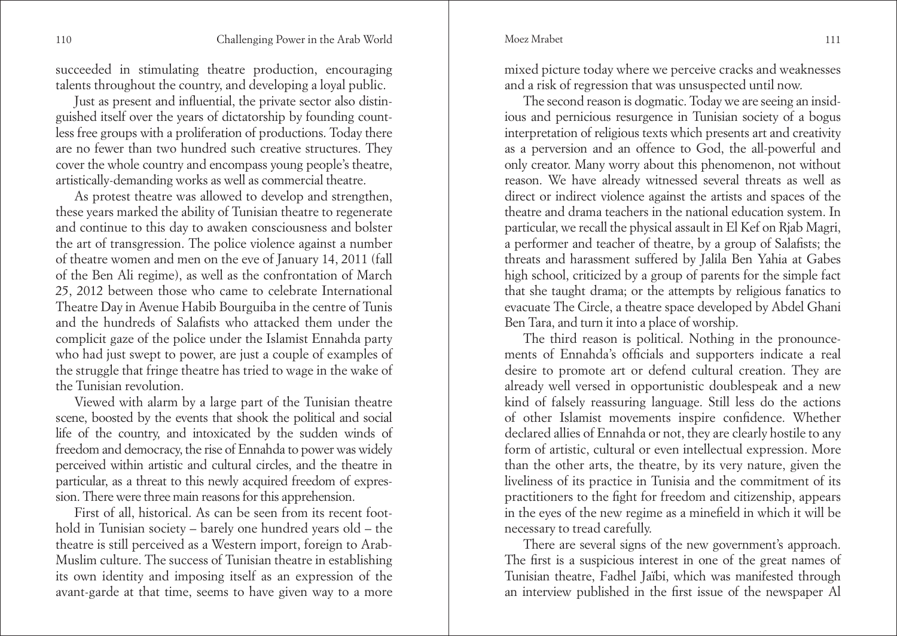succeeded in stimulating theatre production, encouraging talents throughout the country, and developing a loyal public.

Just as present and influential, the private sector also distinguished itself over the years of dictatorship by founding countless free groups with a proliferation of productions. Today there are no fewer than two hundred such creative structures. They cover the whole country and encompass young people's theatre, artistically-demanding works as well as commercial theatre.

As protest theatre was allowed to develop and strengthen, these years marked the ability of Tunisian theatre to regenerate and continue to this day to awaken consciousness and bolster the art of transgression. The police violence against a number of theatre women and men on the eve of January 14, 2011 (fall of the Ben Ali regime), as well as the confrontation of March 25, 2012 between those who came to celebrate International Theatre Day in Avenue Habib Bourguiba in the centre of Tunis and the hundreds of Salafists who attacked them under the complicit gaze of the police under the Islamist Ennahda party who had just swept to power, are just a couple of examples of the struggle that fringe theatre has tried to wage in the wake of the Tunisian revolution.

Viewed with alarm by a large part of the Tunisian theatre scene, boosted by the events that shook the political and social life of the country, and intoxicated by the sudden winds of freedom and democracy, the rise of Ennahda to power was widely perceived within artistic and cultural circles, and the theatre in particular, as a threat to this newly acquired freedom of expression. There were three main reasons for this apprehension.

First of all, historical. As can be seen from its recent foothold in Tunisian society – barely one hundred years old – the theatre is still perceived as a Western import, foreign to Arab-Muslim culture. The success of Tunisian theatre in establishing its own identity and imposing itself as an expression of the avant-garde at that time, seems to have given way to a more mixed picture today where we perceive cracks and weaknesses and a risk of regression that was unsuspected until now.

The second reason is dogmatic. Today we are seeing an insidious and pernicious resurgence in Tunisian society of a bogus interpretation of religious texts which presents art and creativity as a perversion and an offence to God, the all-powerful and only creator. Many worry about this phenomenon, not without reason. We have already witnessed several threats as well as direct or indirect violence against the artists and spaces of the theatre and drama teachers in the national education system. In particular, we recall the physical assault in El Kef on Rjab Magri, a performer and teacher of theatre, by a group of Salafists; the threats and harassment suffered by Jalila Ben Yahia at Gabes high school, criticized by a group of parents for the simple fact that she taught drama; or the attempts by religious fanatics to evacuate The Circle, a theatre space developed by Abdel Ghani Ben Tara, and turn it into a place of worship.

The third reason is political. Nothing in the pronouncements of Ennahda's officials and supporters indicate a real desire to promote art or defend cultural creation. They are already well versed in opportunistic doublespeak and a new kind of falsely reassuring language. Still less do the actions of other Islamist movements inspire confidence. Whether declared allies of Ennahda or not, they are clearly hostile to any form of artistic, cultural or even intellectual expression. More than the other arts, the theatre, by its very nature, given the liveliness of its practice in Tunisia and the commitment of its practitioners to the fight for freedom and citizenship, appears in the eyes of the new regime as a minefield in which it will be necessary to tread carefully.

There are several signs of the new government's approach. The first is a suspicious interest in one of the great names of Tunisian theatre, Fadhel Jaïbi, which was manifested through an interview published in the first issue of the newspaper Al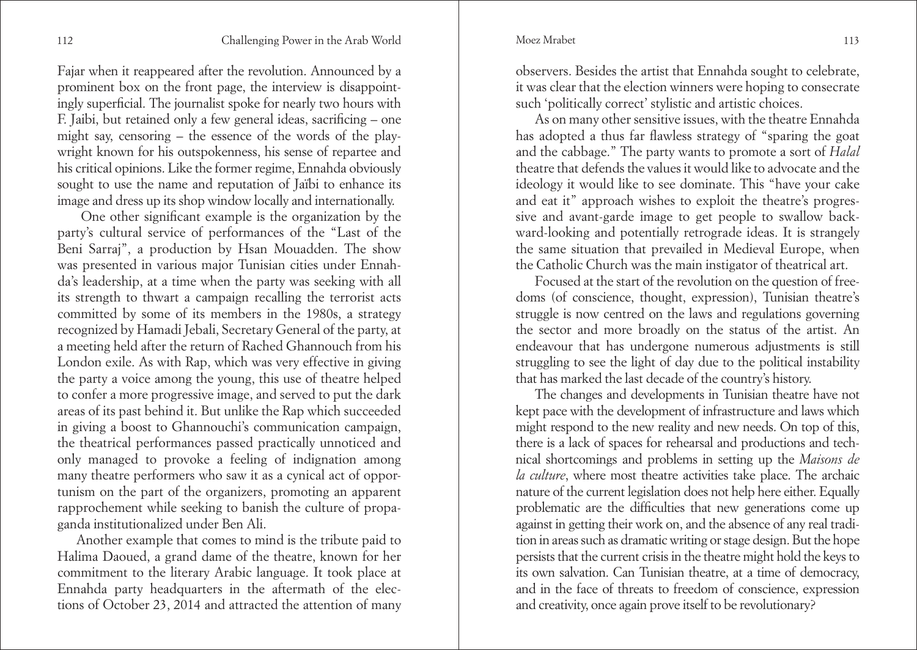Fajar when it reappeared after the revolution. Announced by a prominent box on the front page, the interview is disappointingly superficial. The journalist spoke for nearly two hours with F. Jaibi, but retained only a few general ideas, sacrificing – one might say, censoring – the essence of the words of the playwright known for his outspokenness, his sense of repartee and his critical opinions. Like the former regime, Ennahda obviously sought to use the name and reputation of Jaïbi to enhance its image and dress up its shop window locally and internationally.

One other significant example is the organization by the party's cultural service of performances of the "Last of the Beni Sarraj", a production by Hsan Mouadden. The show was presented in various major Tunisian cities under Ennahda's leadership, at a time when the party was seeking with all its strength to thwart a campaign recalling the terrorist acts committed by some of its members in the 1980s, a strategy recognized by Hamadi Jebali, Secretary General of the party, at a meeting held after the return of Rached Ghannouch from his London exile. As with Rap, which was very effective in giving the party a voice among the young, this use of theatre helped to confer a more progressive image, and served to put the dark areas of its past behind it. But unlike the Rap which succeeded in giving a boost to Ghannouchi's communication campaign, the theatrical performances passed practically unnoticed and only managed to provoke a feeling of indignation among many theatre performers who saw it as a cynical act of opportunism on the part of the organizers, promoting an apparent rapprochement while seeking to banish the culture of propaganda institutionalized under Ben Ali.

Another example that comes to mind is the tribute paid to Halima Daoued, a grand dame of the theatre, known for her commitment to the literary Arabic language. It took place at Ennahda party headquarters in the aftermath of the elections of October 23, 2014 and attracted the attention of many observers. Besides the artist that Ennahda sought to celebrate, it was clear that the election winners were hoping to consecrate such 'politically correct' stylistic and artistic choices.

As on many other sensitive issues, with the theatre Ennahda has adopted a thus far flawless strategy of "sparing the goat and the cabbage." The party wants to promote a sort of *Halal* theatre that defends the values it would like to advocate and the ideology it would like to see dominate. This "have your cake and eat it" approach wishes to exploit the theatre's progressive and avant-garde image to get people to swallow backward-looking and potentially retrograde ideas. It is strangely the same situation that prevailed in Medieval Europe, when the Catholic Church was the main instigator of theatrical art.

Focused at the start of the revolution on the question of freedoms (of conscience, thought, expression), Tunisian theatre's struggle is now centred on the laws and regulations governing the sector and more broadly on the status of the artist. An endeavour that has undergone numerous adjustments is still struggling to see the light of day due to the political instability that has marked the last decade of the country's history.

The changes and developments in Tunisian theatre have not kept pace with the development of infrastructure and laws which might respond to the new reality and new needs. On top of this, there is a lack of spaces for rehearsal and productions and technical shortcomings and problems in setting up the *Maisons de la culture*, where most theatre activities take place. The archaic nature of the current legislation does not help here either. Equally problematic are the difficulties that new generations come up against in getting their work on, and the absence of any real tradition in areas such as dramatic writing or stage design. But the hope persists that the current crisis in the theatre might hold the keys to its own salvation. Can Tunisian theatre, at a time of democracy, and in the face of threats to freedom of conscience, expression and creativity, once again prove itself to be revolutionary?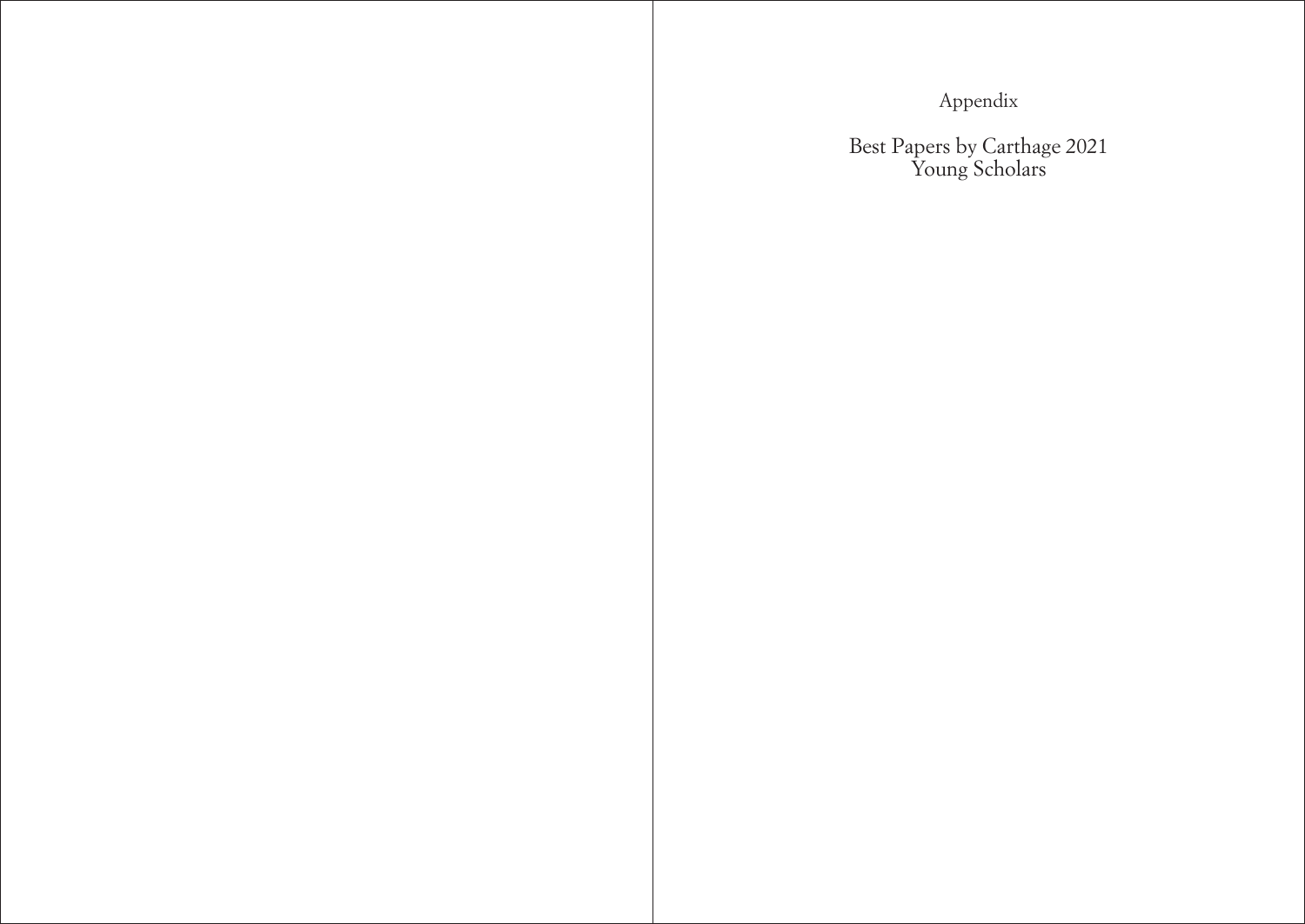# Appendix

## Best Papers by Carthage 2021 Young Scholars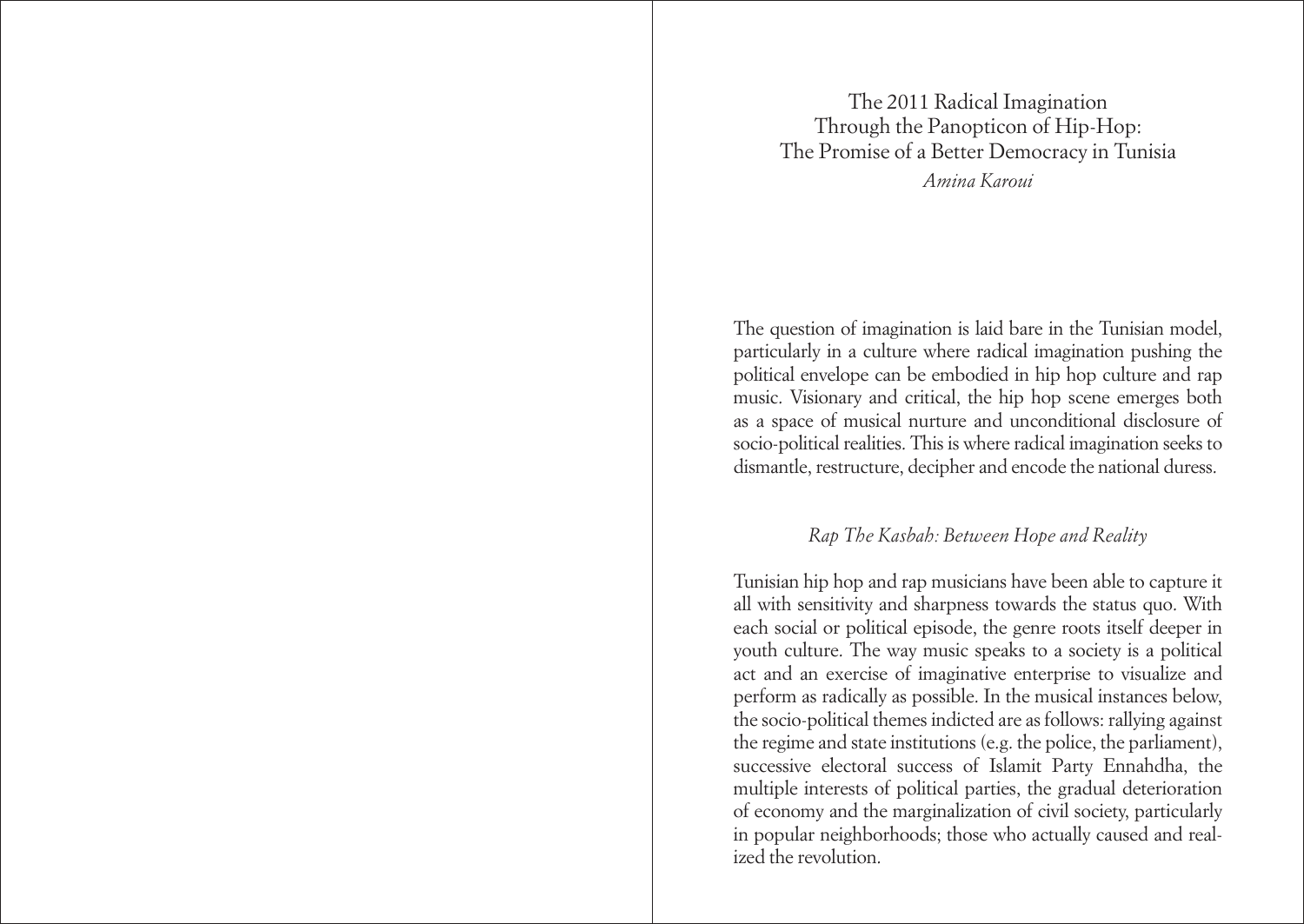# The 2011 Radical Imagination Through the Panopticon of Hip-Hop: The Promise of a Better Democracy in Tunisia

*Amina Karoui*

The question of imagination is laid bare in the Tunisian model, particularly in a culture where radical imagination pushing the political envelope can be embodied in hip hop culture and rap music. Visionary and critical, the hip hop scene emerges both as a space of musical nurture and unconditional disclosure of socio-political realities. This is where radical imagination seeks to dismantle, restructure, decipher and encode the national duress.

## *Rap The Kasbah: Between Hope and Reality*

Tunisian hip hop and rap musicians have been able to capture it all with sensitivity and sharpness towards the status quo. With each social or political episode, the genre roots itself deeper in youth culture. The way music speaks to a society is a political act and an exercise of imaginative enterprise to visualize and perform as radically as possible. In the musical instances below, the socio-political themes indicted are as follows: rallying against the regime and state institutions (e.g. the police, the parliament), successive electoral success of Islamit Party Ennahdha, the multiple interests of political parties, the gradual deterioration of economy and the marginalization of civil society, particularly in popular neighborhoods; those who actually caused and realized the revolution.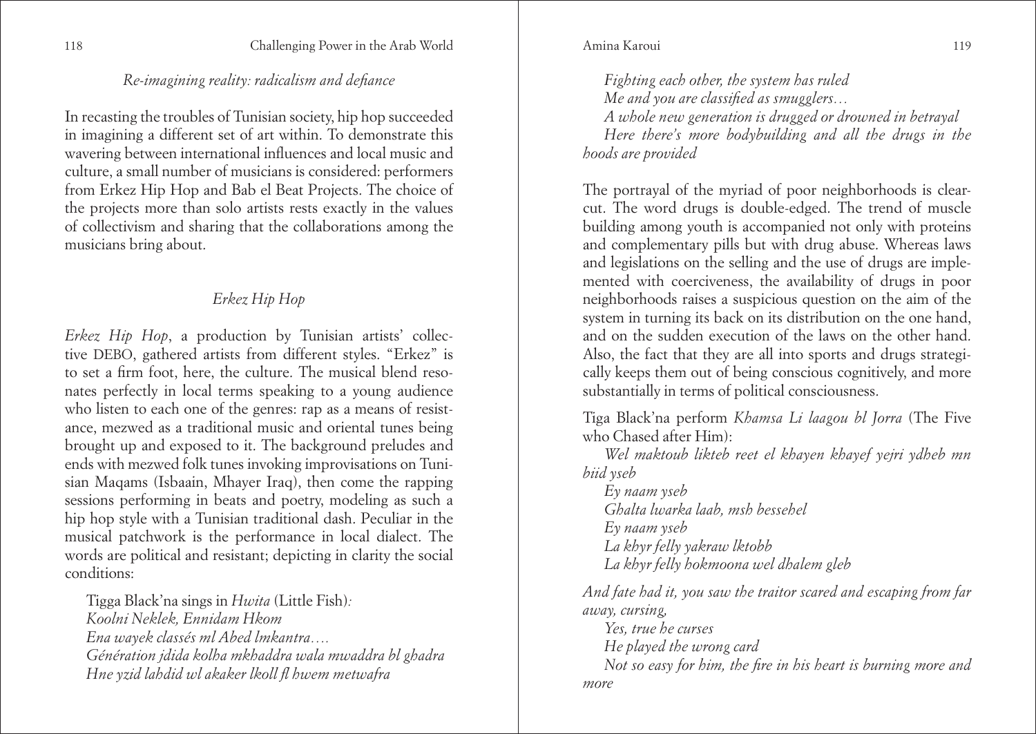### *Re-imagining reality: radicalism and defiance*

In recasting the troubles of Tunisian society, hip hop succeeded in imagining a different set of art within. To demonstrate this wavering between international influences and local music and culture, a small number of musicians is considered: performers from Erkez Hip Hop and Bab el Beat Projects. The choice of the projects more than solo artists rests exactly in the values of collectivism and sharing that the collaborations among the musicians bring about.

### *Erkez Hip Hop*

*Erkez Hip Hop*, a production by Tunisian artists' collective DEBO, gathered artists from different styles. "Erkez" is to set a firm foot, here, the culture. The musical blend resonates perfectly in local terms speaking to a young audience who listen to each one of the genres: rap as a means of resistance, mezwed as a traditional music and oriental tunes being brought up and exposed to it. The background preludes and ends with mezwed folk tunes invoking improvisations on Tunisian Maqams (Isbaain, Mhayer Iraq), then come the rapping sessions performing in beats and poetry, modeling as such a hip hop style with a Tunisian traditional dash. Peculiar in the musical patchwork is the performance in local dialect. The words are political and resistant; depicting in clarity the social conditions:

Tigga Black'na sings in *Hwita* (Little Fish)*:*
*Koolni Neklek, Ennidam Hkom*
*Ena wayek classés ml Abed lmkantra….*
*Génération jdida kolha mkhaddra wala mwaddra bl ghadra*
*Hne yzid lahdid wl akaker lkoll fl hwem metwafra*

*Fighting each other, the system has ruled*
*Me and you are classified as smugglers…*
*A whole new generation is drugged or drowned in betrayal*
*Here there's more bodybuilding and all the drugs in the hoods are provided*

The portrayal of the myriad of poor neighborhoods is clear-cut. The word drugs is double-edged. The trend of muscle building among youth is accompanied not only with proteins and complementary pills but with drug abuse. Whereas laws and legislations on the selling and the use of drugs are implemented with coerciveness, the availability of drugs in poor neighborhoods raises a suspicious question on the aim of the system in turning its back on its distribution on the one hand, and on the sudden execution of the laws on the other hand. Also, the fact that they are all into sports and drugs strategically keeps them out of being conscious cognitively, and more substantially in terms of political consciousness.

Tiga Black'na perform *Khamsa Li laagou bl Jorra* (The Five who Chased after Him):

*Wel maktoub likteb reet el khayen khayef yejri ydheb mn biid yseb*
*Ey naam yseb*
*Ghalta lwarka laab, msh bessehel*
*Ey naam yseb*
*La khyr felly yakraw lktobb*
*La khyr felly hokmoona wel dhalem gleb*

*And fate had it, you saw the traitor scared and escaping from far away, cursing,*
*Yes, true he curses*
*He played the wrong card*
*Not so easy for him, the fire in his heart is burning more and more*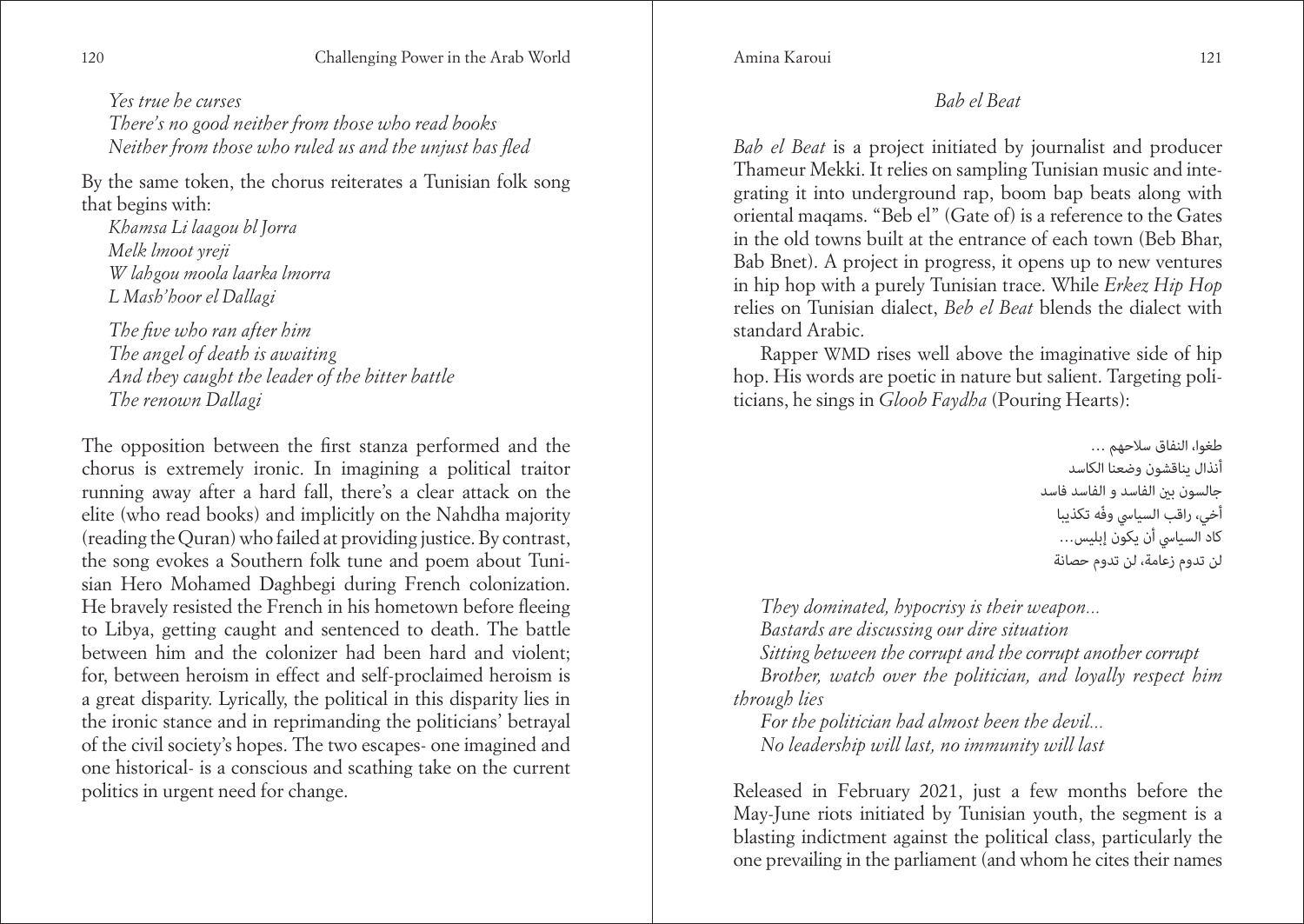*Yes true he curses*
*There's no good neither from those who read books*
*Neither from those who ruled us and the unjust has fled*

By the same token, the chorus reiterates a Tunisian folk song that begins with:

*Khamsa Li laagou bl Jorra*
*Melk lmoot yreji*
*W lahgou moola laarka lmorra*
*L Mash'hoor el Dallagi*

*The five who ran after him*
*The angel of death is awaiting*
*And they caught the leader of the bitter battle*
*The renown Dallagi*

The opposition between the first stanza performed and the chorus is extremely ironic. In imagining a political traitor running away after a hard fall, there's a clear attack on the elite (who read books) and implicitly on the Nahdha majority (reading the Quran) who failed at providing justice. By contrast, the song evokes a Southern folk tune and poem about Tunisian Hero Mohamed Daghbegi during French colonization. He bravely resisted the French in his hometown before fleeing to Libya, getting caught and sentenced to death. The battle between him and the colonizer had been hard and violent; for, between heroism in effect and self-proclaimed heroism is a great disparity. Lyrically, the political in this disparity lies in the ironic stance and in reprimanding the politicians' betrayal of the civil society's hopes. The two escapes- one imagined and one historical- is a conscious and scathing take on the current politics in urgent need for change.

### *Bab el Beat*

*Bab el Beat* is a project initiated by journalist and producer Thameur Mekki. It relies on sampling Tunisian music and integrating it into underground rap, boom bap beats along with oriental maqams. "Beb el" (Gate of) is a reference to the Gates in the old towns built at the entrance of each town (Beb Bhar, Bab Bnet). A project in progress, it opens up to new ventures in hip hop with a purely Tunisian trace. While *Erkez Hip Hop* relies on Tunisian dialect, *Beb el Beat* blends the dialect with standard Arabic.

Rapper WMD rises well above the imaginative side of hip hop. His words are poetic in nature but salient. Targeting politicians, he sings in *Gloob Faydha* (Pouring Hearts):

طغوا، النفاق سلاحهم ...
أنذال يناقشون وضعنا الكاسد
جالسون بين الفاسد و الفاسد فاسد
أخي، راقب السياسي وفّه تكذيبا
كاد السياسي أن يكون إبليس...
لن تدوم زعامة، لن تدوم حصانة

*They dominated, hypocrisy is their weapon...*
*Bastards are discussing our dire situation*
*Sitting between the corrupt and the corrupt another corrupt*
*Brother, watch over the politician, and loyally respect him through lies*
*For the politician had almost been the devil...*
*No leadership will last, no immunity will last*

Released in February 2021, just a few months before the May-June riots initiated by Tunisian youth, the segment is a blasting indictment against the political class, particularly the one prevailing in the parliament (and whom he cites their names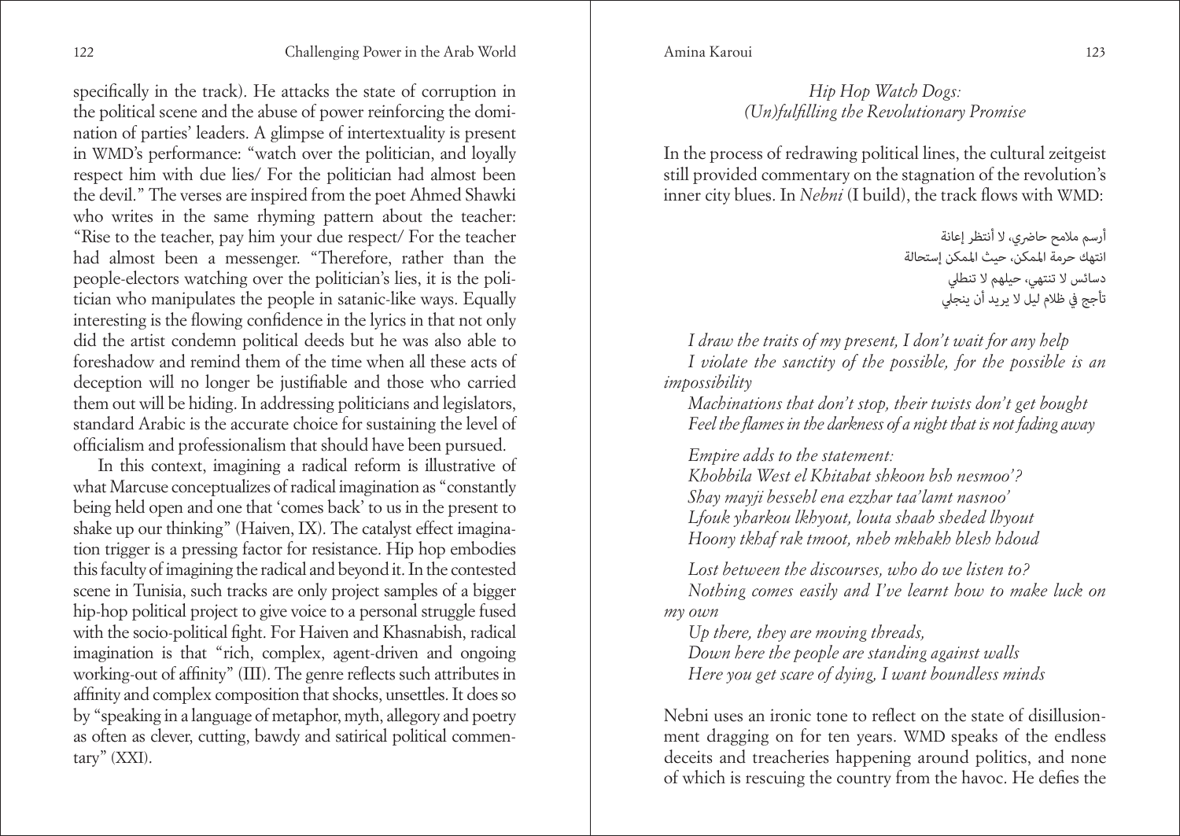specifically in the track). He attacks the state of corruption in the political scene and the abuse of power reinforcing the domination of parties' leaders. A glimpse of intertextuality is present in WMD's performance: "watch over the politician, and loyally respect him with due lies/ For the politician had almost been the devil." The verses are inspired from the poet Ahmed Shawki who writes in the same rhyming pattern about the teacher: "Rise to the teacher, pay him your due respect/ For the teacher had almost been a messenger. "Therefore, rather than the people-electors watching over the politician's lies, it is the politician who manipulates the people in satanic-like ways. Equally interesting is the flowing confidence in the lyrics in that not only did the artist condemn political deeds but he was also able to foreshadow and remind them of the time when all these acts of deception will no longer be justifiable and those who carried them out will be hiding. In addressing politicians and legislators, standard Arabic is the accurate choice for sustaining the level of officialism and professionalism that should have been pursued.

In this context, imagining a radical reform is illustrative of what Marcuse conceptualizes of radical imagination as "constantly being held open and one that 'comes back' to us in the present to shake up our thinking" (Haiven, IX). The catalyst effect imagination trigger is a pressing factor for resistance. Hip hop embodies this faculty of imagining the radical and beyond it. In the contested scene in Tunisia, such tracks are only project samples of a bigger hip-hop political project to give voice to a personal struggle fused with the socio-political fight. For Haiven and Khasnabish, radical imagination is that "rich, complex, agent-driven and ongoing working-out of affinity" (III). The genre reflects such attributes in affinity and complex composition that shocks, unsettles. It does so by "speaking in a language of metaphor, myth, allegory and poetry as often as clever, cutting, bawdy and satirical political commentary" (XXI).

## *Hip Hop Watch Dogs: (Un)fulfilling the Revolutionary Promise*

In the process of redrawing political lines, the cultural zeitgeist still provided commentary on the stagnation of the revolution's inner city blues. In *Nebni* (I build), the track flows with WMD:

أرسم ملامح حاضري، لا أنتظر إعانة
انتهك حرمة الممكن، حيث الممكن إستحالة
دسائس لا تنتهي، حيلهم لا تنطلي
تأجج في ظلام ليل لا يريد أن ينجلي

*I draw the traits of my present, I don't wait for any help*
*I violate the sanctity of the possible, for the possible is an impossibility*
*Machinations that don't stop, their twists don't get bought*
*Feel the flames in the darkness of a night that is not fading away*

*Empire adds to the statement:*
*Khobbila West el Khitabat shkoon bsh nesmoo'?*
*Shay mayji bessehl ena ezzhar taa'lamt nasnoo'*
*Lfouk yharkou lkhyout, louta shaab sheded lhyout*
*Hoony tkhaf rak tmoot, nheb mkhakh blesh hdoud*

*Lost between the discourses, who do we listen to?*
*Nothing comes easily and I've learnt how to make luck on my own*
*Up there, they are moving threads,*
*Down here the people are standing against walls*
*Here you get scare of dying, I want boundless minds*

Nebni uses an ironic tone to reflect on the state of disillusionment dragging on for ten years. WMD speaks of the endless deceits and treacheries happening around politics, and none of which is rescuing the country from the havoc. He defies the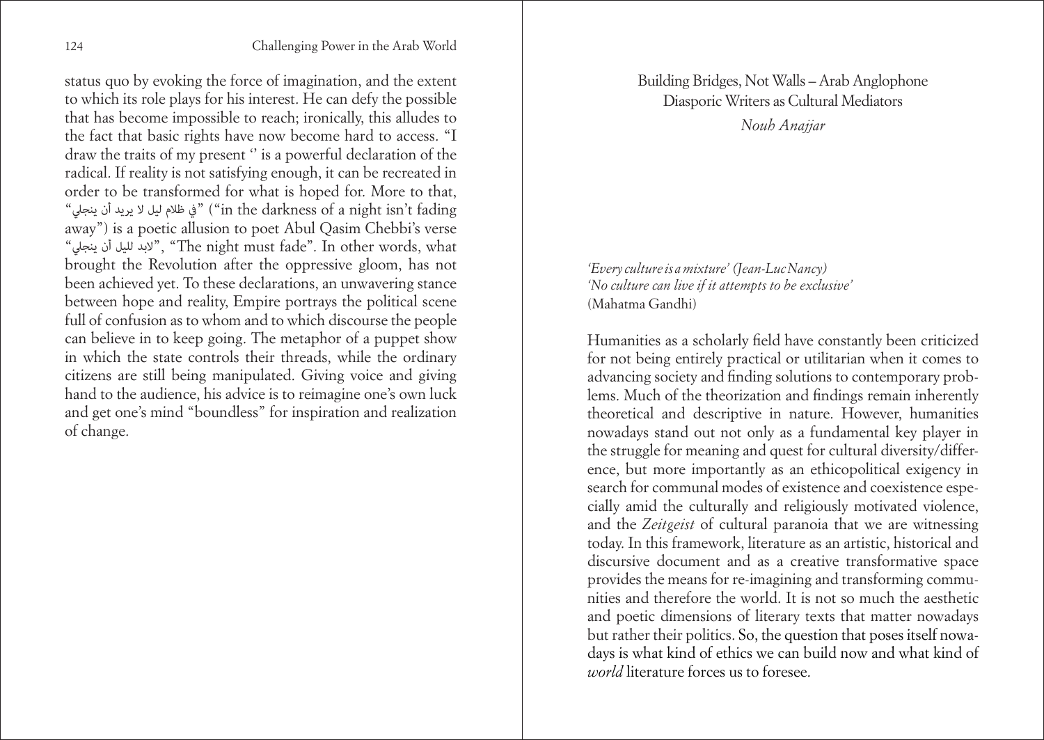status quo by evoking the force of imagination, and the extent to which its role plays for his interest. He can defy the possible that has become impossible to reach; ironically, this alludes to the fact that basic rights have now become hard to access. "I draw the traits of my present '' is a powerful declaration of the radical. If reality is not satisfying enough, it can be recreated in order to be transformed for what is hoped for. More to that, "في ظلام ليل لا يريد أن ينجلي" ("in the darkness of a night isn't fading away") is a poetic allusion to poet Abul Qasim Chebbi's verse "لابد لليل أن ينجلي", "The night must fade". In other words, what brought the Revolution after the oppressive gloom, has not been achieved yet. To these declarations, an unwavering stance between hope and reality, Empire portrays the political scene full of confusion as to whom and to which discourse the people can believe in to keep going. The metaphor of a puppet show in which the state controls their threads, while the ordinary citizens are still being manipulated. Giving voice and giving hand to the audience, his advice is to reimagine one's own luck and get one's mind "boundless" for inspiration and realization of change.

# Building Bridges, Not Walls – Arab Anglophone Diasporic Writers as Cultural Mediators

*Nouh Anajjar*

*'Every culture is a mixture' (Jean-Luc Nancy)*
*'No culture can live if it attempts to be exclusive'*
(Mahatma Gandhi)

Humanities as a scholarly field have constantly been criticized for not being entirely practical or utilitarian when it comes to advancing society and finding solutions to contemporary problems. Much of the theorization and findings remain inherently theoretical and descriptive in nature. However, humanities nowadays stand out not only as a fundamental key player in the struggle for meaning and quest for cultural diversity/difference, but more importantly as an ethicopolitical exigency in search for communal modes of existence and coexistence especially amid the culturally and religiously motivated violence, and the *Zeitgeist* of cultural paranoia that we are witnessing today. In this framework, literature as an artistic, historical and discursive document and as a creative transformative space provides the means for re-imagining and transforming communities and therefore the world. It is not so much the aesthetic and poetic dimensions of literary texts that matter nowadays but rather their politics. So, the question that poses itself nowadays is what kind of ethics we can build now and what kind of *world* literature forces us to foresee.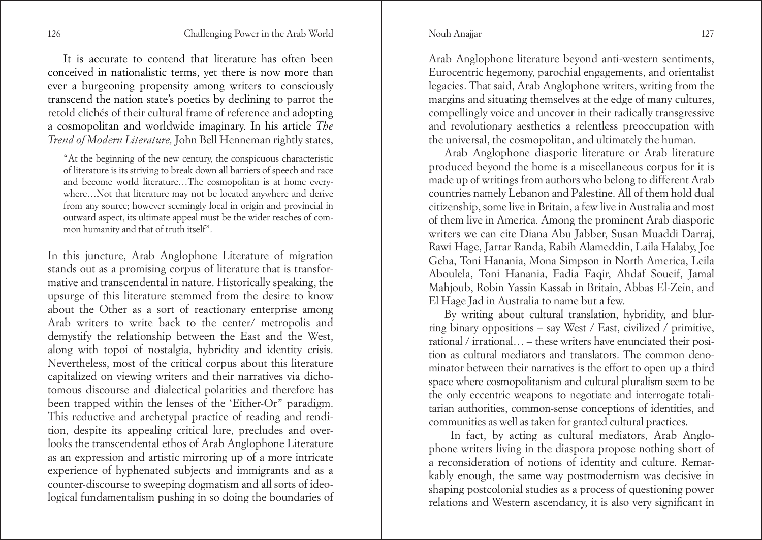It is accurate to contend that literature has often been conceived in nationalistic terms, yet there is now more than ever a burgeoning propensity among writers to consciously transcend the nation state's poetics by declining to parrot the retold clichés of their cultural frame of reference and adopting a cosmopolitan and worldwide imaginary. In his article *The Trend of Modern Literature,* John Bell Henneman rightly states,

> "At the beginning of the new century, the conspicuous characteristic of literature is its striving to break down all barriers of speech and race and become world literature…The cosmopolitan is at home everywhere…Not that literature may not be located anywhere and derive from any source; however seemingly local in origin and provincial in outward aspect, its ultimate appeal must be the wider reaches of common humanity and that of truth itself".

In this juncture, Arab Anglophone Literature of migration stands out as a promising corpus of literature that is transformative and transcendental in nature. Historically speaking, the upsurge of this literature stemmed from the desire to know about the Other as a sort of reactionary enterprise among Arab writers to write back to the center/ metropolis and demystify the relationship between the East and the West, along with topoi of nostalgia, hybridity and identity crisis. Nevertheless, most of the critical corpus about this literature capitalized on viewing writers and their narratives via dichotomous discourse and dialectical polarities and therefore has been trapped within the lenses of the 'Either-Or" paradigm. This reductive and archetypal practice of reading and rendition, despite its appealing critical lure, precludes and overlooks the transcendental ethos of Arab Anglophone Literature as an expression and artistic mirroring up of a more intricate experience of hyphenated subjects and immigrants and as a counter-discourse to sweeping dogmatism and all sorts of ideological fundamentalism pushing in so doing the boundaries of Arab Anglophone literature beyond anti-western sentiments, Eurocentric hegemony, parochial engagements, and orientalist legacies. That said, Arab Anglophone writers, writing from the margins and situating themselves at the edge of many cultures, compellingly voice and uncover in their radically transgressive and revolutionary aesthetics a relentless preoccupation with the universal, the cosmopolitan, and ultimately the human.

Arab Anglophone diasporic literature or Arab literature produced beyond the home is a miscellaneous corpus for it is made up of writings from authors who belong to different Arab countries namely Lebanon and Palestine. All of them hold dual citizenship, some live in Britain, a few live in Australia and most of them live in America. Among the prominent Arab diasporic writers we can cite Diana Abu Jabber, Susan Muaddi Darraj, Rawi Hage, Jarrar Randa, Rabih Alameddin, Laila Halaby, Joe Geha, Toni Hanania, Mona Simpson in North America, Leila Aboulela, Toni Hanania, Fadia Faqir, Ahdaf Soueif, Jamal Mahjoub, Robin Yassin Kassab in Britain, Abbas El-Zein, and El Hage Jad in Australia to name but a few.

By writing about cultural translation, hybridity, and blurring binary oppositions – say West / East, civilized / primitive, rational / irrational… – these writers have enunciated their position as cultural mediators and translators. The common denominator between their narratives is the effort to open up a third space where cosmopolitanism and cultural pluralism seem to be the only eccentric weapons to negotiate and interrogate totalitarian authorities, common-sense conceptions of identities, and communities as well as taken for granted cultural practices.

In fact, by acting as cultural mediators, Arab Anglophone writers living in the diaspora propose nothing short of a reconsideration of notions of identity and culture. Remarkably enough, the same way postmodernism was decisive in shaping postcolonial studies as a process of questioning power relations and Western ascendancy, it is also very significant in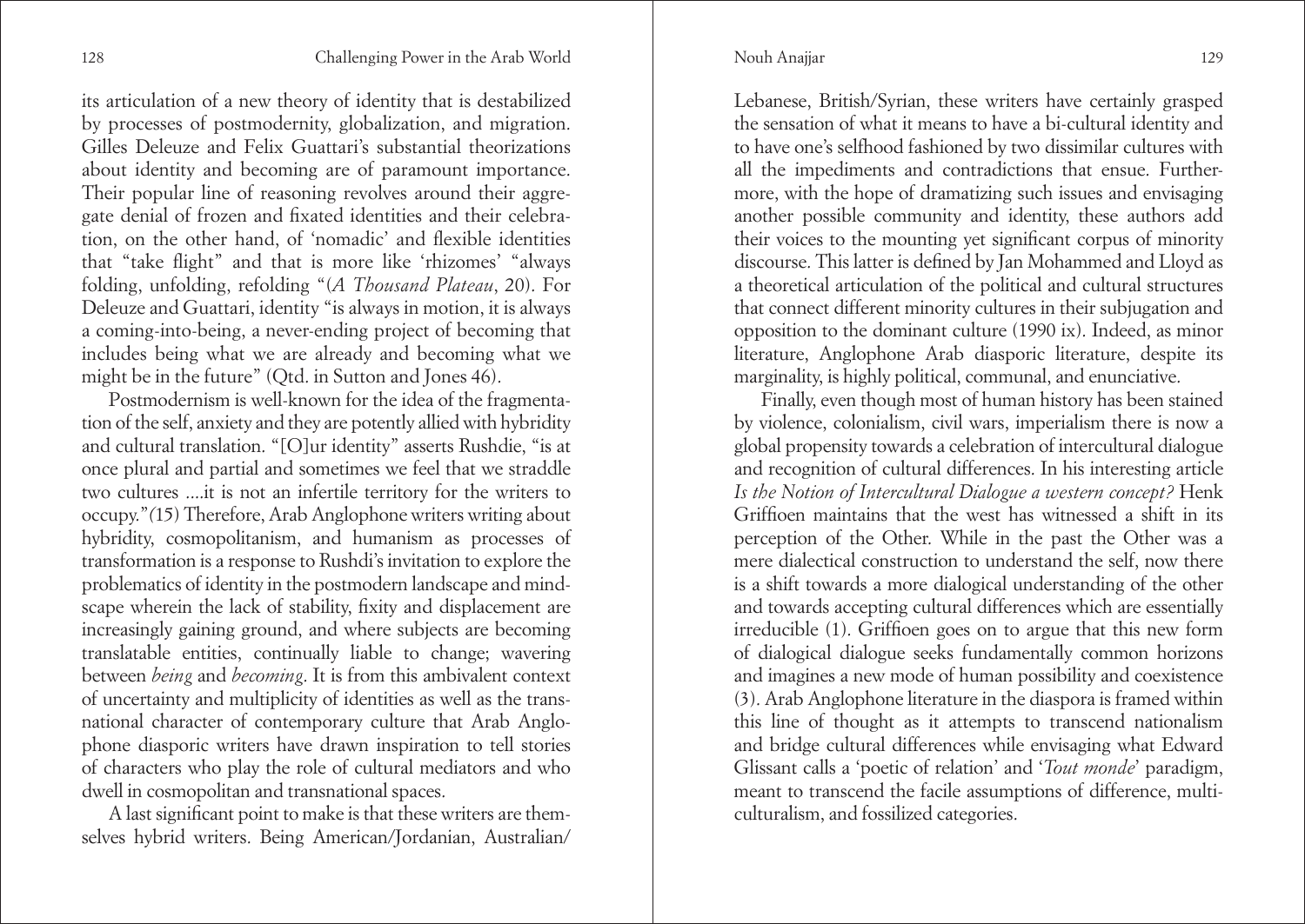its articulation of a new theory of identity that is destabilized by processes of postmodernity, globalization, and migration. Gilles Deleuze and Felix Guattari's substantial theorizations about identity and becoming are of paramount importance. Their popular line of reasoning revolves around their aggregate denial of frozen and fixated identities and their celebration, on the other hand, of 'nomadic' and flexible identities that "take flight" and that is more like 'rhizomes' "always folding, unfolding, refolding "(*A Thousand Plateau*, 20). For Deleuze and Guattari, identity "is always in motion, it is always a coming-into-being, a never-ending project of becoming that includes being what we are already and becoming what we might be in the future" (Qtd. in Sutton and Jones 46).

Postmodernism is well-known for the idea of the fragmentation of the self, anxiety and they are potently allied with hybridity and cultural translation. "[O]ur identity" asserts Rushdie, "is at once plural and partial and sometimes we feel that we straddle two cultures ....it is not an infertile territory for the writers to occupy."*(*15) Therefore, Arab Anglophone writers writing about hybridity, cosmopolitanism, and humanism as processes of transformation is a response to Rushdi's invitation to explore the problematics of identity in the postmodern landscape and mindscape wherein the lack of stability, fixity and displacement are increasingly gaining ground, and where subjects are becoming translatable entities, continually liable to change; wavering between *being* and *becoming*. It is from this ambivalent context of uncertainty and multiplicity of identities as well as the transnational character of contemporary culture that Arab Anglophone diasporic writers have drawn inspiration to tell stories of characters who play the role of cultural mediators and who dwell in cosmopolitan and transnational spaces.

A last significant point to make is that these writers are themselves hybrid writers. Being American/Jordanian, Australian/Lebanese, British/Syrian, these writers have certainly grasped the sensation of what it means to have a bi-cultural identity and to have one's selfhood fashioned by two dissimilar cultures with all the impediments and contradictions that ensue. Furthermore, with the hope of dramatizing such issues and envisaging another possible community and identity, these authors add their voices to the mounting yet significant corpus of minority discourse. This latter is defined by Jan Mohammed and Lloyd as a theoretical articulation of the political and cultural structures that connect different minority cultures in their subjugation and opposition to the dominant culture (1990 ix). Indeed, as minor literature, Anglophone Arab diasporic literature, despite its marginality, is highly political, communal, and enunciative.

Finally, even though most of human history has been stained by violence, colonialism, civil wars, imperialism there is now a global propensity towards a celebration of intercultural dialogue and recognition of cultural differences. In his interesting article *Is the Notion of Intercultural Dialogue a western concept?* Henk Griffioen maintains that the west has witnessed a shift in its perception of the Other. While in the past the Other was a mere dialectical construction to understand the self, now there is a shift towards a more dialogical understanding of the other and towards accepting cultural differences which are essentially irreducible (1). Griffioen goes on to argue that this new form of dialogical dialogue seeks fundamentally common horizons and imagines a new mode of human possibility and coexistence (3). Arab Anglophone literature in the diaspora is framed within this line of thought as it attempts to transcend nationalism and bridge cultural differences while envisaging what Edward Glissant calls a 'poetic of relation' and '*Tout monde*' paradigm, meant to transcend the facile assumptions of difference, multiculturalism, and fossilized categories.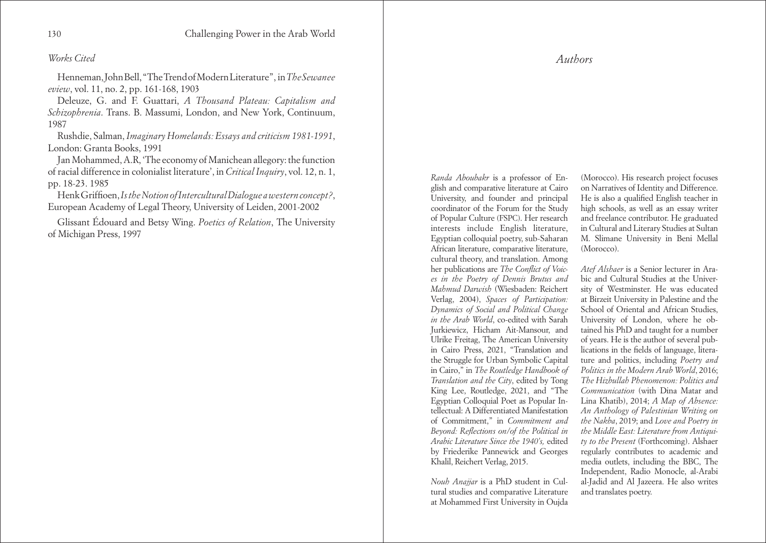*Works Cited*

Henneman, John Bell, "The Trend of Modern Literature", in *The Sewanee eview*, vol. 11, no. 2, pp. 161-168, 1903

Deleuze, G. and F. Guattari, *A Thousand Plateau: Capitalism and Schizophrenia*. Trans. B. Massumi, London, and New York, Continuum, 1987

Rushdie, Salman, *Imaginary Homelands: Essays and criticism 1981-1991*, London: Granta Books, 1991

Jan Mohammed, A.R, 'The economy of Manichean allegory: the function of racial difference in colonialist literature', in *Critical Inquiry*, vol. 12, n. 1, pp. 18-23. 1985

Henk Griffioen, *Is the Notion of Intercultural Dialogue a western concept?*, European Academy of Legal Theory, University of Leiden, 2001-2002

Glissant Édouard and Betsy Wing. *Poetics of Relation*, The University of Michigan Press, 1997

# *Authors*

*Randa Aboubakr* is a professor of English and comparative literature at Cairo University, and founder and principal coordinator of the Forum for the Study of Popular Culture (FSPC). Her research interests include English literature, Egyptian colloquial poetry, sub-Saharan African literature, comparative literature, cultural theory, and translation. Among her publications are *The Conflict of Voices in the Poetry of Dennis Brutus and Mahmud Darwish* (Wiesbaden: Reichert Verlag, 2004), *Spaces of Participation: Dynamics of Social and Political Change in the Arab World*, co-edited with Sarah Jurkiewicz, Hicham Ait-Mansour, and Ulrike Freitag, The American University in Cairo Press, 2021, "Translation and the Struggle for Urban Symbolic Capital in Cairo," in *The Routledge Handbook of Translation and the City*, edited by Tong King Lee, Routledge, 2021, and "The Egyptian Colloquial Poet as Popular Intellectual: A Differentiated Manifestation of Commitment," in *Commitment and Beyond: Reflections on/of the Political in Arabic Literature Since the 1940's,* edited by Friederike Pannewick and Georges Khalil, Reichert Verlag, 2015.

*Nouh Anajjar* is a PhD student in Cultural studies and comparative Literature at Mohammed First University in Oujda (Morocco). His research project focuses on Narratives of Identity and Difference. He is also a qualified English teacher in high schools, as well as an essay writer and freelance contributor. He graduated in Cultural and Literary Studies at Sultan M. Slimane University in Beni Mellal (Morocco).

*Atef Alshaer* is a Senior lecturer in Arabic and Cultural Studies at the University of Westminster. He was educated at Birzeit University in Palestine and the School of Oriental and African Studies, University of London, where he obtained his PhD and taught for a number of years. He is the author of several publications in the fields of language, literature and politics, including *Poetry and Politics in the Modern Arab World*, 2016; *The Hizbullah Phenomenon: Politics and Communication* (with Dina Matar and Lina Khatib), 2014; *A Map of Absence: An Anthology of Palestinian Writing on the Nakba*, 2019; and *Love and Poetry in the Middle East: Literature from Antiquity to the Present* (Forthcoming). Alshaer regularly contributes to academic and media outlets, including the BBC, The Independent, Radio Monocle, al-Arabi al-Jadid and Al Jazeera. He also writes and translates poetry.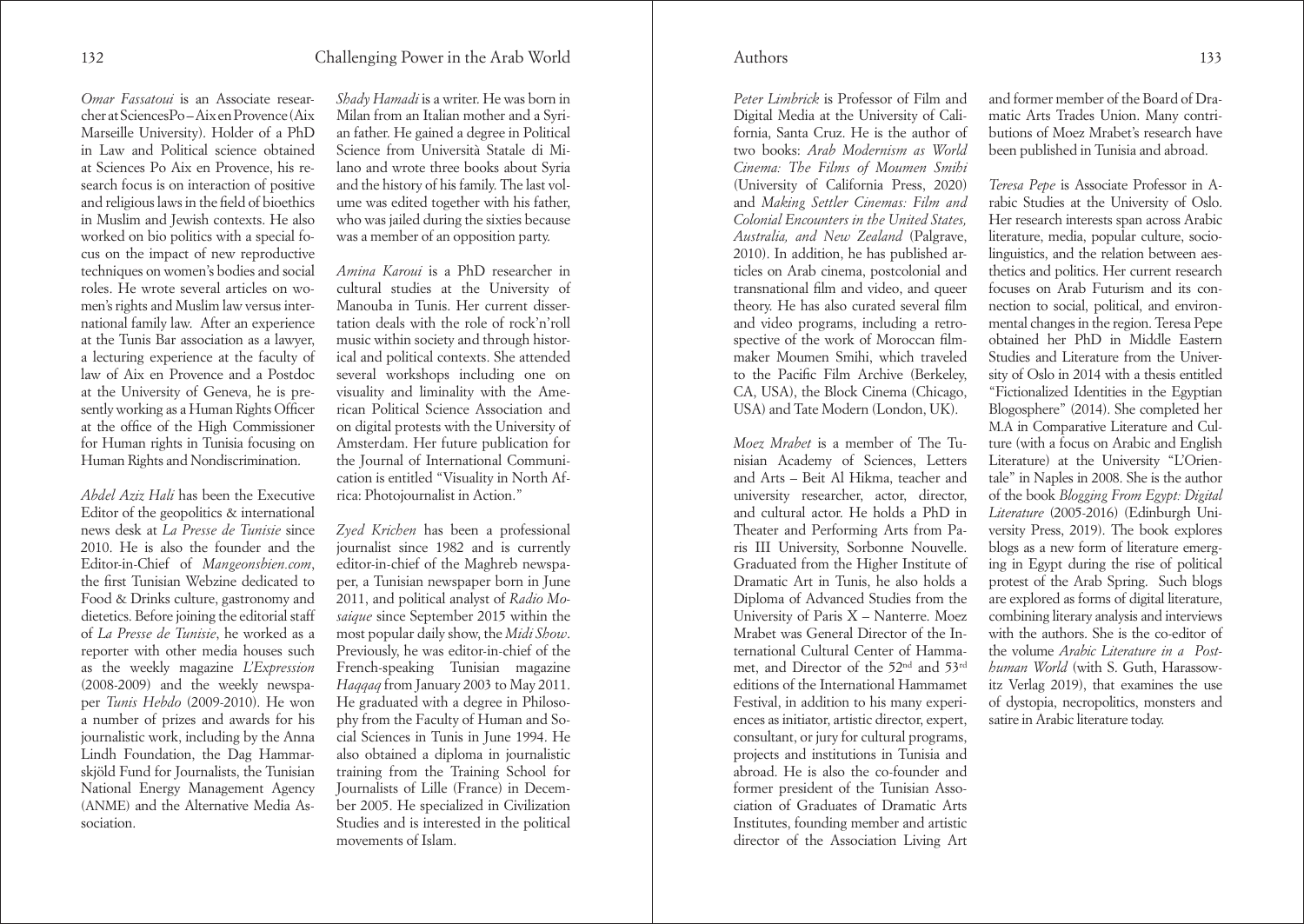*Omar Fassatoui* is an Associate researcher at SciencesPo – Aix en Provence (Aix Marseille University). Holder of a PhD in Law and Political science obtained at Sciences Po Aix en Provence, his research focus is on interaction of positive and religious laws in the field of bioethics in Muslim and Jewish contexts. He also worked on bio politics with a special focus on the impact of new reproductive techniques on women's bodies and social roles. He wrote several articles on women's rights and Muslim law versus international family law. After an experience at the Tunis Bar association as a lawyer, a lecturing experience at the faculty of law of Aix en Provence and a Postdoc at the University of Geneva, he is presently working as a Human Rights Officer at the office of the High Commissioner for Human rights in Tunisia focusing on Human Rights and Nondiscrimination.

*Abdel Aziz Hali* has been the Executive Editor of the geopolitics & international news desk at *La Presse de Tunisie* since 2010. He is also the founder and the Editor-in-Chief of *Mangeonsbien.com*, the first Tunisian Webzine dedicated to Food & Drinks culture, gastronomy and dietetics. Before joining the editorial staff of *La Presse de Tunisie*, he worked as a reporter with other media houses such as the weekly magazine *L'Expression* (2008-2009) and the weekly newspaper *Tunis Hebdo* (2009-2010). He won a number of prizes and awards for his journalistic work, including by the Anna Lindh Foundation, the Dag Hammarskjöld Fund for Journalists, the Tunisian National Energy Management Agency (ANME) and the Alternative Media Association.

*Shady Hamadi* is a writer. He was born in Milan from an Italian mother and a Syrian father. He gained a degree in Political Science from Università Statale di Milano and wrote three books about Syria and the history of his family. The last volume was edited together with his father, who was jailed during the sixties because was a member of an opposition party.

*Amina Karoui* is a PhD researcher in cultural studies at the University of Manouba in Tunis. Her current dissertation deals with the role of rock'n'roll music within society and through historical and political contexts. She attended several workshops including one on visuality and liminality with the American Political Science Association and on digital protests with the University of Amsterdam. Her future publication for the Journal of International Communication is entitled "Visuality in North Africa: Photojournalist in Action."

*Zyed Krichen* has been a professional journalist since 1982 and is currently editor-in-chief of the Maghreb newspaper, a Tunisian newspaper born in June 2011, and political analyst of *Radio Mosaique* since September 2015 within the most popular daily show, the *Midi Show*. Previously, he was editor-in-chief of the French-speaking Tunisian magazine *Haqqaq* from January 2003 to May 2011. He graduated with a degree in Philosophy from the Faculty of Human and Social Sciences in Tunis in June 1994. He also obtained a diploma in journalistic training from the Training School for Journalists of Lille (France) in December 2005. He specialized in Civilization Studies and is interested in the political movements of Islam.

*Peter Limbrick* is Professor of Film and Digital Media at the University of California, Santa Cruz. He is the author of two books: *Arab Modernism as World Cinema: The Films of Moumen Smihi* (University of California Press, 2020) and *Making Settler Cinemas: Film and Colonial Encounters in the United States, Australia, and New Zealand* (Palgrave, 2010). In addition, he has published articles on Arab cinema, postcolonial and transnational film and video, and queer theory. He has also curated several film and video programs, including a retrospective of the work of Moroccan filmmaker Moumen Smihi, which traveled to the Pacific Film Archive (Berkeley, CA, USA), the Block Cinema (Chicago, USA) and Tate Modern (London, UK).

*Moez Mrabet* is a member of The Tunisian Academy of Sciences, Letters and Arts – Beit Al Hikma, teacher and university researcher, actor, director, and cultural actor. He holds a PhD in Theater and Performing Arts from Paris III University, Sorbonne Nouvelle. Graduated from the Higher Institute of Dramatic Art in Tunis, he also holds a Diploma of Advanced Studies from the University of Paris X – Nanterre. Moez Mrabet was General Director of the International Cultural Center of Hammamet, and Director of the 52nd and 53rd editions of the International Hammamet Festival, in addition to his many experiences as initiator, artistic director, expert, consultant, or jury for cultural programs, projects and institutions in Tunisia and abroad. He is also the co-founder and former president of the Tunisian Association of Graduates of Dramatic Arts Institutes, founding member and artistic director of the Association Living Art and former member of the Board of Dramatic Arts Trades Union. Many contributions of Moez Mrabet's research have been published in Tunisia and abroad.

*Teresa Pepe* is Associate Professor in Arabic Studies at the University of Oslo. Her research interests span across Arabic literature, media, popular culture, sociolinguistics, and the relation between aesthetics and politics. Her current research focuses on Arab Futurism and its connection to social, political, and environmental changes in the region. Teresa Pepe obtained her PhD in Middle Eastern Studies and Literature from the University of Oslo in 2014 with a thesis entitled "Fictionalized Identities in the Egyptian Blogosphere" (2014). She completed her M.A in Comparative Literature and Culture (with a focus on Arabic and English Literature) at the University "L'Orientale" in Naples in 2008. She is the author of the book *Blogging From Egypt: Digital Literature* (2005-2016) (Edinburgh University Press, 2019). The book explores blogs as a new form of literature emerging in Egypt during the rise of political protest of the Arab Spring. Such blogs are explored as forms of digital literature, combining literary analysis and interviews with the authors. She is the co-editor of the volume *Arabic Literature in a Posthuman World* (with S. Guth, Harassowitz Verlag 2019), that examines the use of dystopia, necropolitics, monsters and satire in Arabic literature today.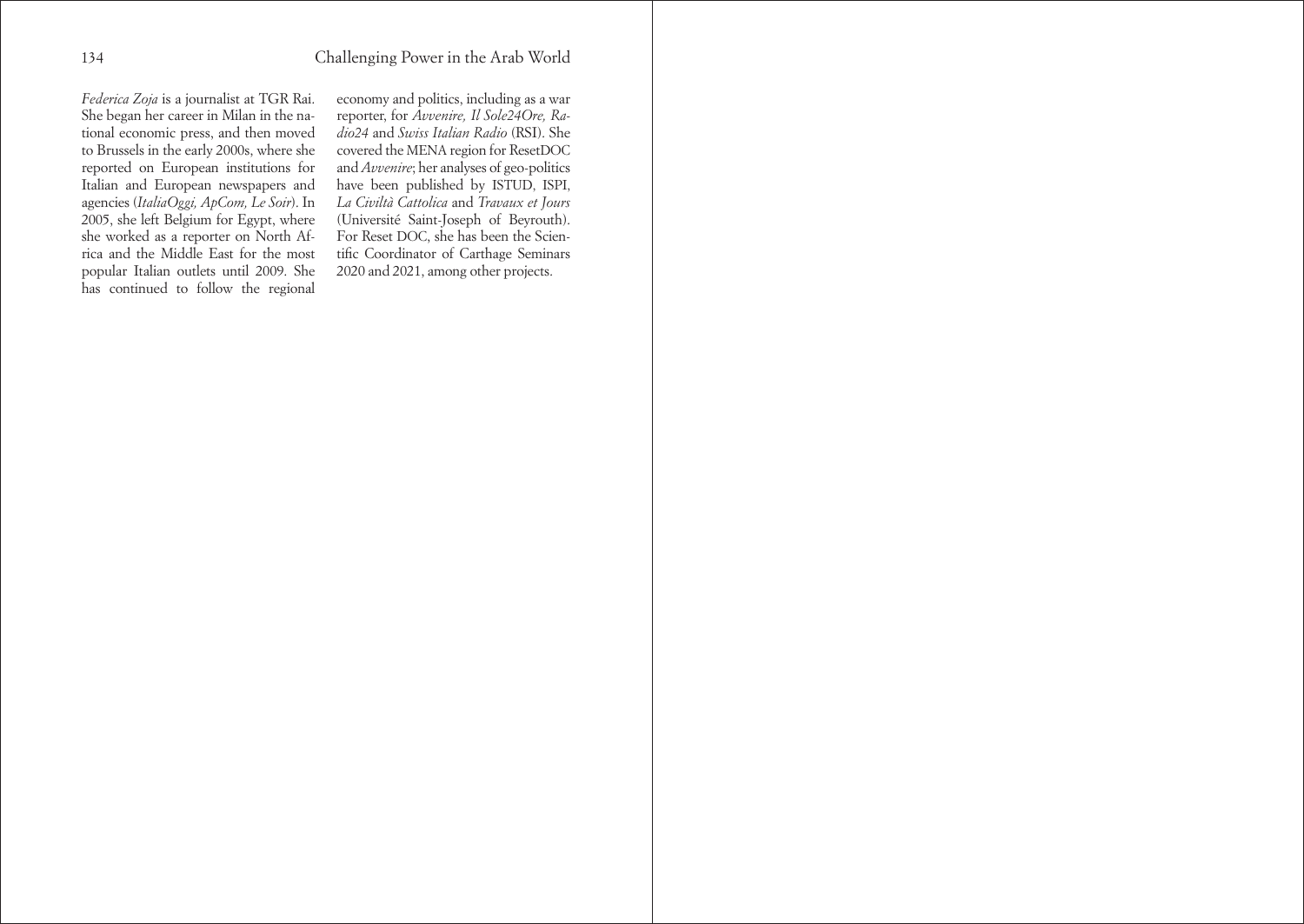*Federica Zoja* is a journalist at TGR Rai. She began her career in Milan in the national economic press, and then moved to Brussels in the early 2000s, where she reported on European institutions for Italian and European newspapers and agencies (*ItaliaOggi, ApCom, Le Soir*). In 2005, she left Belgium for Egypt, where she worked as a reporter on North Africa and the Middle East for the most popular Italian outlets until 2009. She has continued to follow the regional economy and politics, including as a war reporter, for *Avvenire, Il Sole24Ore, Radio24* and *Swiss Italian Radio* (RSI). She covered the MENA region for ResetDOC and *Avvenire*; her analyses of geo-politics have been published by ISTUD, ISPI, *La Civiltà Cattolica* and *Travaux et Jours* (Université Saint-Joseph of Beyrouth). For Reset DOC, she has been the Scientific Coordinator of Carthage Seminars 2020 and 2021, among other projects.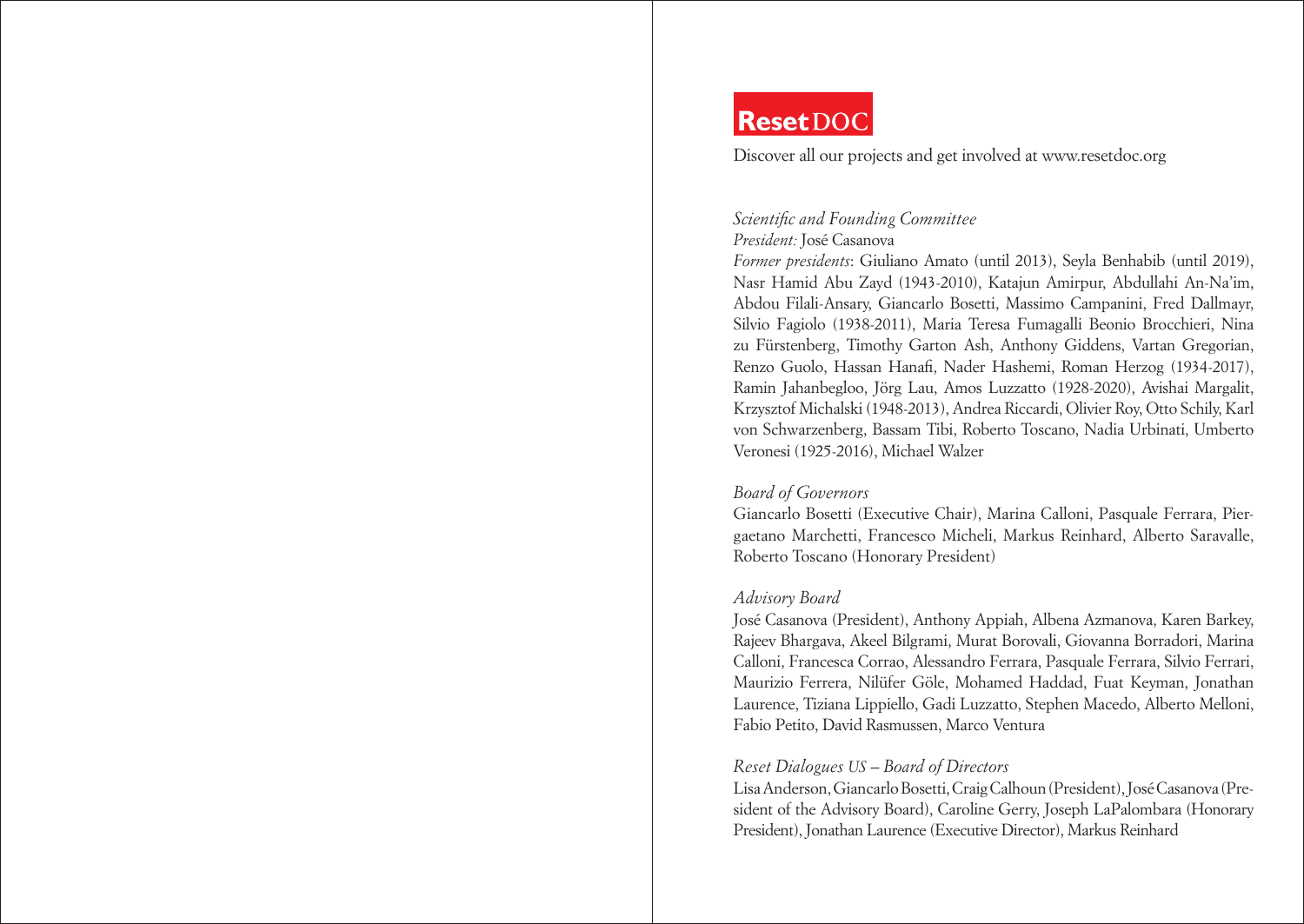**Reset**DOC

Discover all our projects and get involved at www.resetdoc.org

*Scientific and Founding Committee*

*President:* José Casanova

*Former presidents*: Giuliano Amato (until 2013), Seyla Benhabib (until 2019), Nasr Hamid Abu Zayd (1943-2010), Katajun Amirpur, Abdullahi An-Na'im, Abdou Filali-Ansary, Giancarlo Bosetti, Massimo Campanini, Fred Dallmayr, Silvio Fagiolo (1938-2011), Maria Teresa Fumagalli Beonio Brocchieri, Nina zu Fürstenberg, Timothy Garton Ash, Anthony Giddens, Vartan Gregorian, Renzo Guolo, Hassan Hanafi, Nader Hashemi, Roman Herzog (1934-2017), Ramin Jahanbegloo, Jörg Lau, Amos Luzzatto (1928-2020), Avishai Margalit, Krzysztof Michalski (1948-2013), Andrea Riccardi, Olivier Roy, Otto Schily, Karl von Schwarzenberg, Bassam Tibi, Roberto Toscano, Nadia Urbinati, Umberto Veronesi (1925-2016), Michael Walzer

*Board of Governors*

Giancarlo Bosetti (Executive Chair), Marina Calloni, Pasquale Ferrara, Piergaetano Marchetti, Francesco Micheli, Markus Reinhard, Alberto Saravalle, Roberto Toscano (Honorary President)

*Advisory Board*

José Casanova (President), Anthony Appiah, Albena Azmanova, Karen Barkey, Rajeev Bhargava, Akeel Bilgrami, Murat Borovali, Giovanna Borradori, Marina Calloni, Francesca Corrao, Alessandro Ferrara, Pasquale Ferrara, Silvio Ferrari, Maurizio Ferrera, Nilüfer Göle, Mohamed Haddad, Fuat Keyman, Jonathan Laurence, Tiziana Lippiello, Gadi Luzzatto, Stephen Macedo, Alberto Melloni, Fabio Petito, David Rasmussen, Marco Ventura

*Reset Dialogues US – Board of Directors*

Lisa Anderson, Giancarlo Bosetti, Craig Calhoun (President), José Casanova (President of the Advisory Board), Caroline Gerry, Joseph LaPalombara (Honorary President), Jonathan Laurence (Executive Director), Markus Reinhard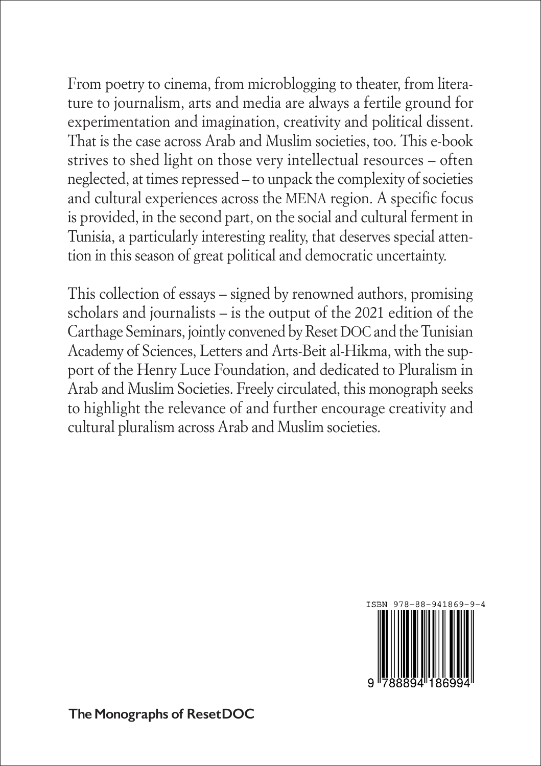From poetry to cinema, from microblogging to theater, from literature to journalism, arts and media are always a fertile ground for experimentation and imagination, creativity and political dissent. That is the case across Arab and Muslim societies, too. This e-book strives to shed light on those very intellectual resources – often neglected, at times repressed – to unpack the complexity of societies and cultural experiences across the MENA region. A specific focus is provided, in the second part, on the social and cultural ferment in Tunisia, a particularly interesting reality, that deserves special attention in this season of great political and democratic uncertainty.

This collection of essays – signed by renowned authors, promising scholars and journalists – is the output of the 2021 edition of the Carthage Seminars, jointly convened by Reset DOC and the Tunisian Academy of Sciences, Letters and Arts-Beit al-Hikma, with the support of the Henry Luce Foundation, and dedicated to Pluralism in Arab and Muslim Societies. Freely circulated, this monograph seeks to highlight the relevance of and further encourage creativity and cultural pluralism across Arab and Muslim societies.

ISBN 978-88-941869-9-4

9 788894 186994

**The Monographs of ResetDOC**